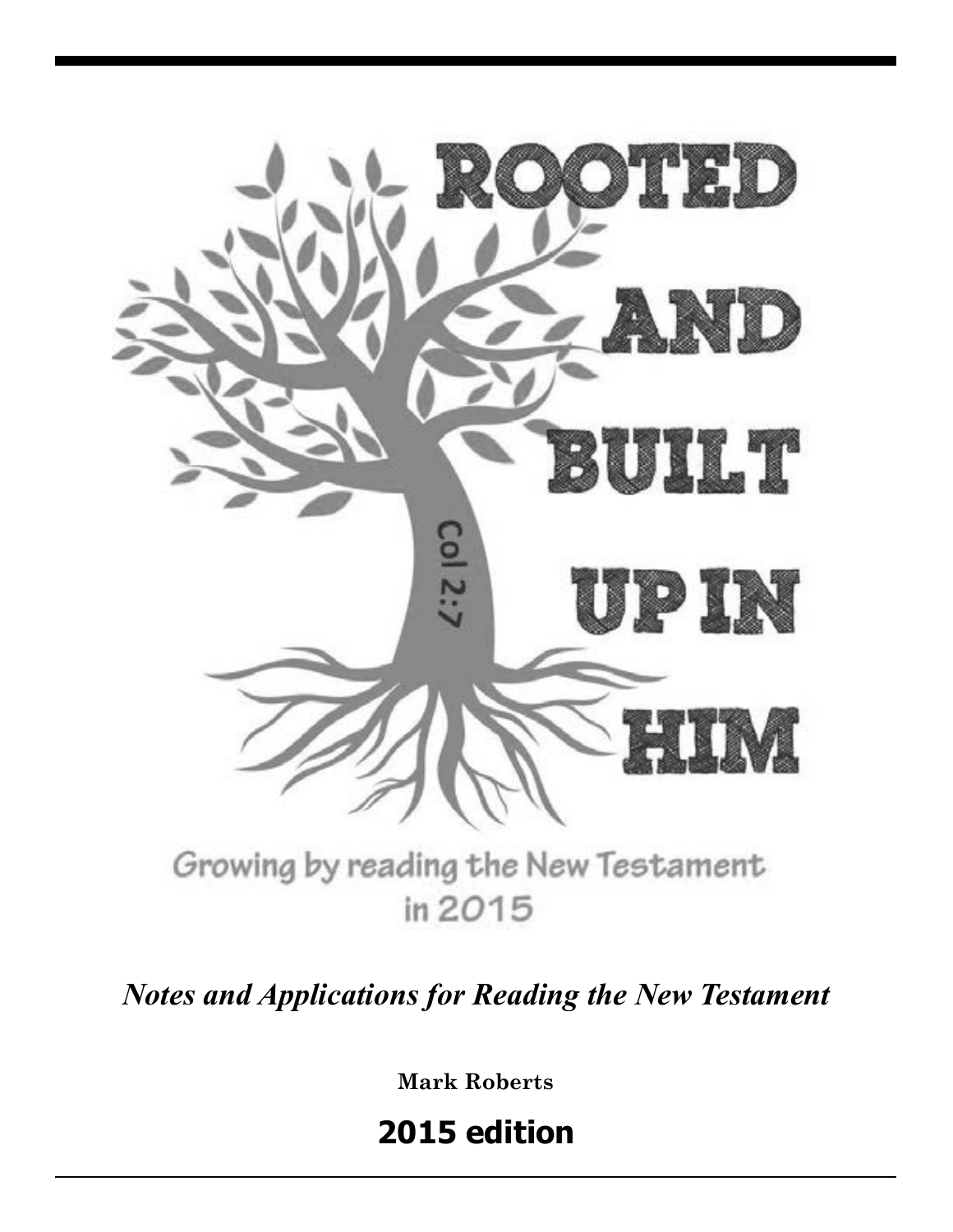# ROOTED AND BUILT UP IN HIM

Col 2:7

Growing by reading the New Testament in 2015

*Notes and Applications for Reading the New Testament*

**Mark Roberts**

**2015 edition**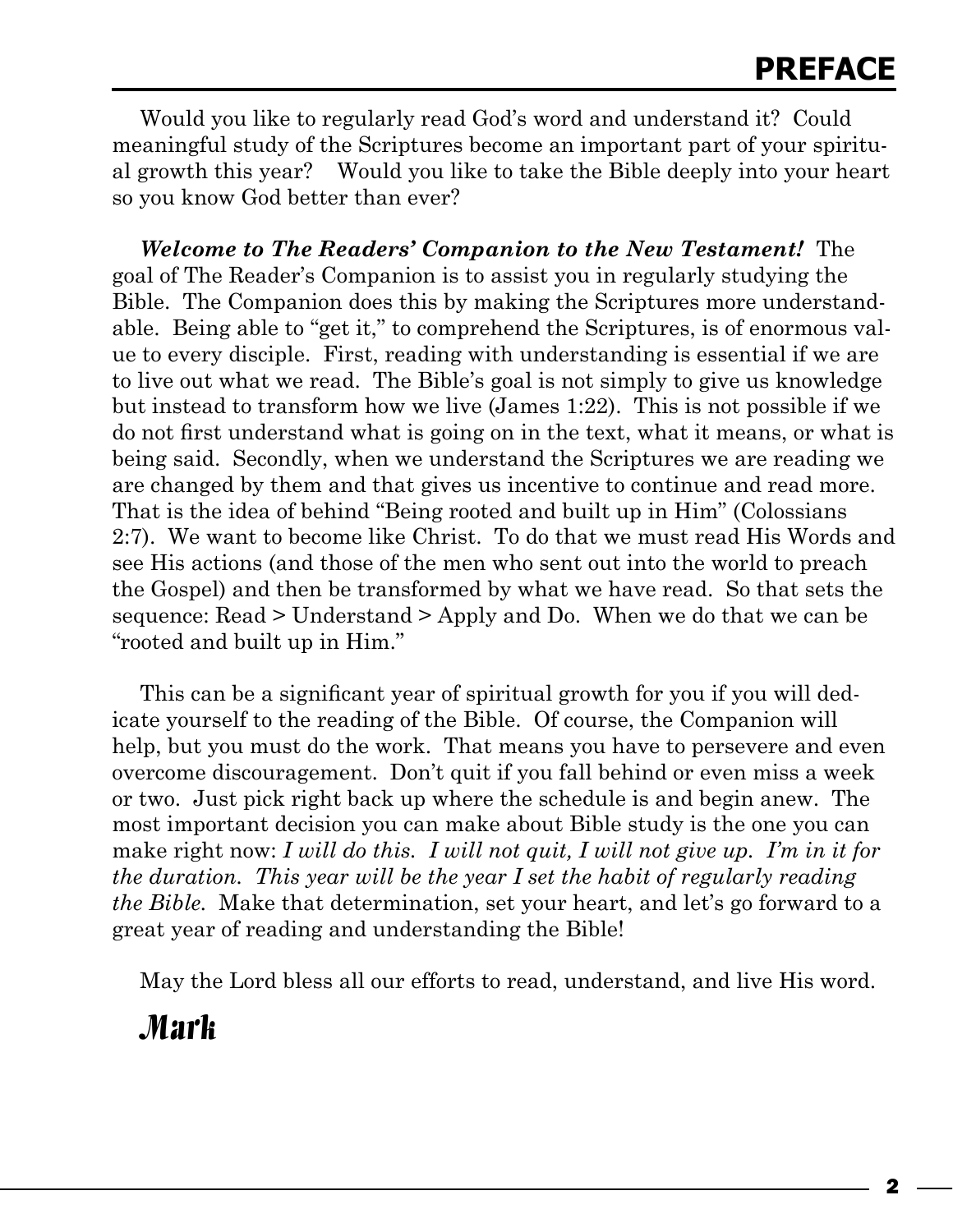# PREFACE

Would you like to regularly read God's word and understand it? Could meaningful study of the Scriptures become an important part of your spiritual growth this year? Would you like to take the Bible deeply into your heart so you know God better than ever?

***Welcome to The Readers' Companion to the New Testament!*** The goal of The Reader's Companion is to assist you in regularly studying the Bible. The Companion does this by making the Scriptures more understandable. Being able to "get it," to comprehend the Scriptures, is of enormous value to every disciple. First, reading with understanding is essential if we are to live out what we read. The Bible's goal is not simply to give us knowledge but instead to transform how we live (James 1:22). This is not possible if we do not first understand what is going on in the text, what it means, or what is being said. Secondly, when we understand the Scriptures we are reading we are changed by them and that gives us incentive to continue and read more. That is the idea of behind "Being rooted and built up in Him" (Colossians 2:7). We want to become like Christ. To do that we must read His Words and see His actions (and those of the men who sent out into the world to preach the Gospel) and then be transformed by what we have read. So that sets the sequence: Read > Understand > Apply and Do. When we do that we can be "rooted and built up in Him."

This can be a significant year of spiritual growth for you if you will dedicate yourself to the reading of the Bible. Of course, the Companion will help, but you must do the work. That means you have to persevere and even overcome discouragement. Don't quit if you fall behind or even miss a week or two. Just pick right back up where the schedule is and begin anew. The most important decision you can make about Bible study is the one you can make right now: *I will do this. I will not quit, I will not give up. I'm in it for the duration. This year will be the year I set the habit of regularly reading the Bible.* Make that determination, set your heart, and let's go forward to a great year of reading and understanding the Bible!

May the Lord bless all our efforts to read, understand, and live His word.

*Mark*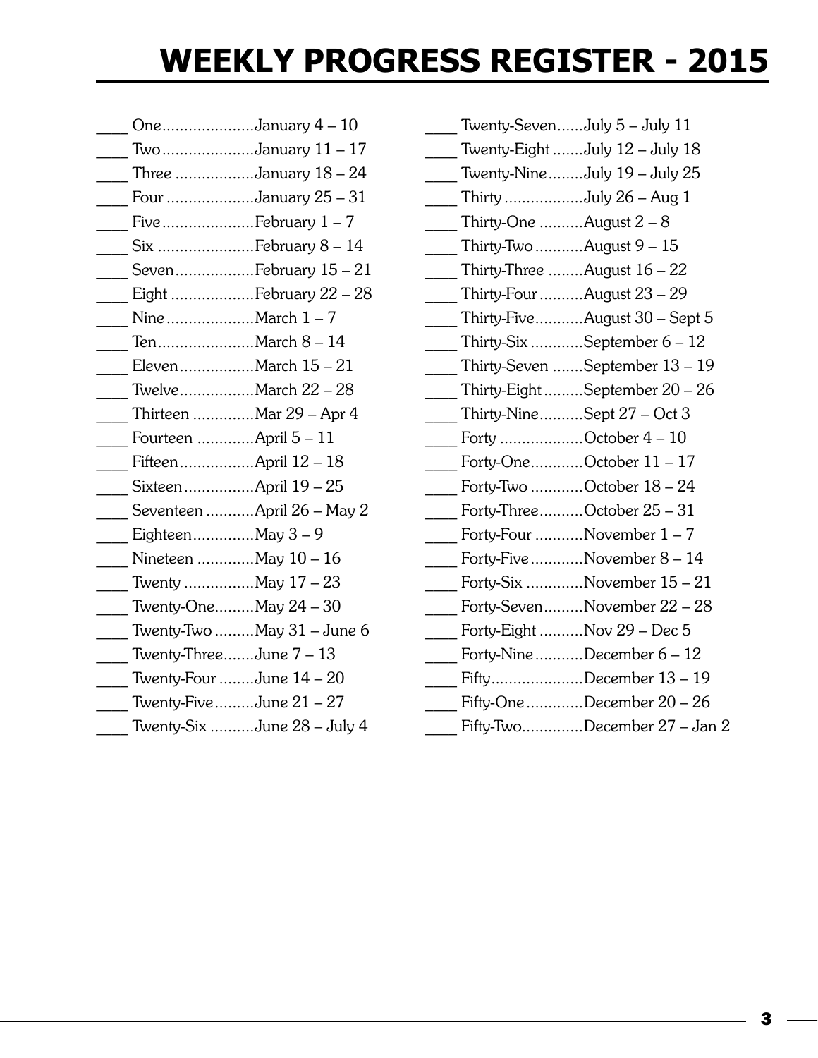# WEEKLY PROGRESS REGISTER - 2015

____ One....................January 4 – 10
____ Two....................January 11 – 17
____ Three .................January 18 – 24
____ Four ...................January 25 – 31
____ Five....................February 1 – 7
____ Six .....................February 8 – 14
____ Seven.................February 15 – 21
____ Eight ..................February 22 – 28
____ Nine...................March 1 – 7
____ Ten.....................March 8 – 14
____ Eleven................March 15 – 21
____ Twelve................March 22 – 28
____ Thirteen .............Mar 29 – Apr 4
____ Fourteen ............April 5 – 11
____ Fifteen................April 12 – 18
____ Sixteen...............April 19 – 25
____ Seventeen ..........April 26 – May 2
____ Eighteen.............May 3 – 9
____ Nineteen ............May 10 – 16
____ Twenty ...............May 17 – 23
____ Twenty-One.........May 24 – 30
____ Twenty-Two .........May 31 – June 6
____ Twenty-Three.......June 7 – 13
____ Twenty-Four ........June 14 – 20
____ Twenty-Five.........June 21 – 27
____ Twenty-Six ..........June 28 – July 4
____ Twenty-Seven......July 5 – July 11
____ Twenty-Eight .......July 12 – July 18
____ Twenty-Nine........July 19 – July 25
____ Thirty .................July 26 – Aug 1
____ Thirty-One ..........August 2 – 8
____ Thirty-Two ..........August 9 – 15
____ Thirty-Three ........August 16 – 22
____ Thirty-Four ..........August 23 – 29
____ Thirty-Five...........August 30 – Sept 5
____ Thirty-Six ............September 6 – 12
____ Thirty-Seven .......September 13 – 19
____ Thirty-Eight .........September 20 – 26
____ Thirty-Nine..........Sept 27 – Oct 3
____ Forty ..................October 4 – 10
____ Forty-One...........October 11 – 17
____ Forty-Two ...........October 18 – 24
____ Forty-Three..........October 25 – 31
____ Forty-Four ..........November 1 – 7
____ Forty-Five...........November 8 – 14
____ Forty-Six ............November 15 – 21
____ Forty-Seven.........November 22 – 28
____ Forty-Eight ..........Nov 29 – Dec 5
____ Forty-Nine...........December 6 – 12
____ Fifty....................December 13 – 19
____ Fifty-One ............December 20 – 26
____ Fifty-Two.............December 27 – Jan 2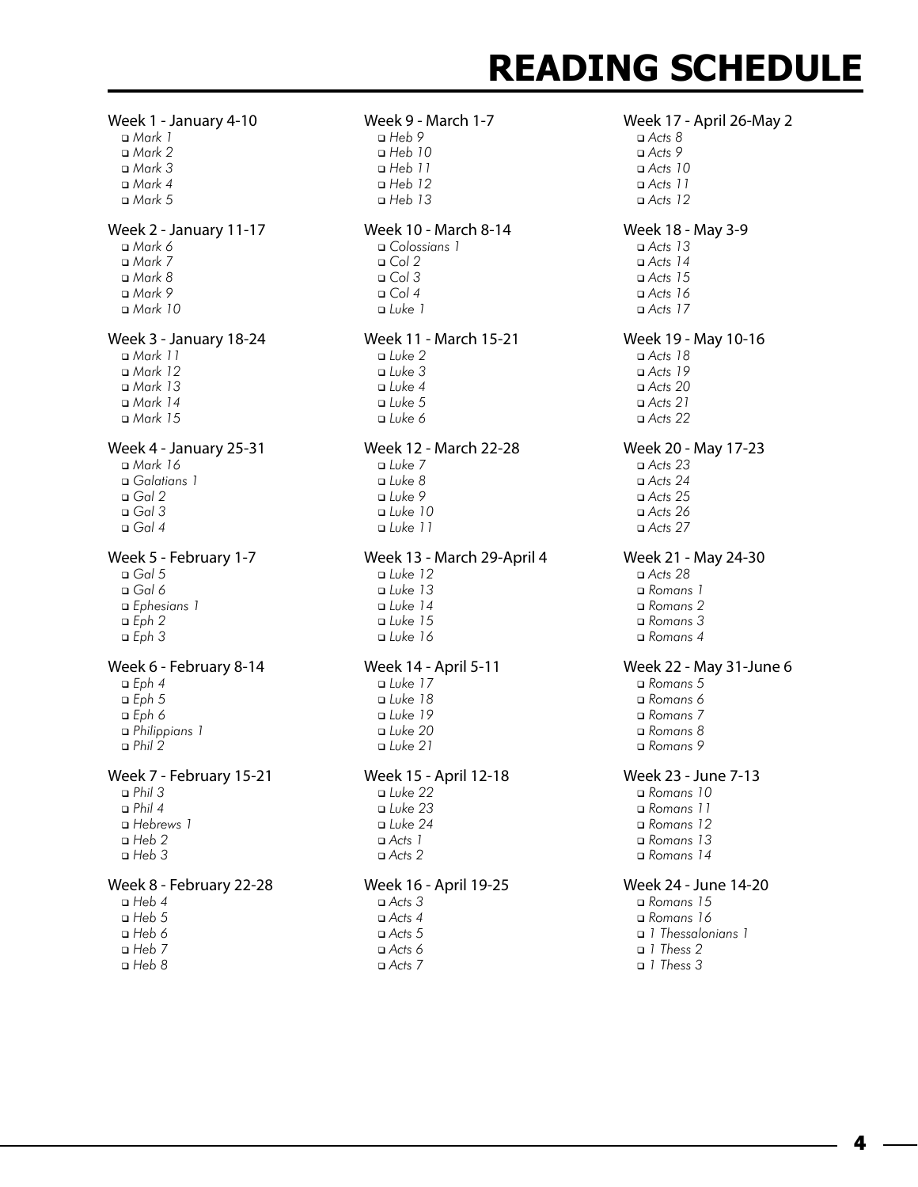# READING SCHEDULE

Week 1 - January 4-10
- ❑ *Mark 1*
- ❑ *Mark 2*
- ❑ *Mark 3*
- ❑ *Mark 4*
- ❑ *Mark 5*

Week 2 - January 11-17
- ❑ *Mark 6*
- ❑ *Mark 7*
- ❑ *Mark 8*
- ❑ *Mark 9*
- ❑ *Mark 10*

Week 3 - January 18-24
- ❑ *Mark 11*
- ❑ *Mark 12*
- ❑ *Mark 13*
- ❑ *Mark 14*
- ❑ *Mark 15*

Week 4 - January 25-31
- ❑ *Mark 16*
- ❑ *Galatians 1*
- ❑ *Gal 2*
- ❑ *Gal 3*
- ❑ *Gal 4*

Week 5 - February 1-7
- ❑ *Gal 5*
- ❑ *Gal 6*
- ❑ *Ephesians 1*
- ❑ *Eph 2*
- ❑ *Eph 3*

Week 6 - February 8-14
- ❑ *Eph 4*
- ❑ *Eph 5*
- ❑ *Eph 6*
- ❑ *Philippians 1*
- ❑ *Phil 2*

Week 7 - February 15-21
- ❑ *Phil 3*
- ❑ *Phil 4*
- ❑ *Hebrews 1*
- ❑ *Heb 2*
- ❑ *Heb 3*

Week 8 - February 22-28
- ❑ *Heb 4*
- ❑ *Heb 5*
- ❑ *Heb 6*
- ❑ *Heb 7*
- ❑ *Heb 8*

Week 9 - March 1-7
- ❑ *Heb 9*
- ❑ *Heb 10*
- ❑ *Heb 11*
- ❑ *Heb 12*
- ❑ *Heb 13*

Week 10 - March 8-14
- ❑ *Colossians 1*
- ❑ *Col 2*
- ❑ *Col 3*
- ❑ *Col 4*
- ❑ *Luke 1*

Week 11 - March 15-21
- ❑ *Luke 2*
- ❑ *Luke 3*
- ❑ *Luke 4*
- ❑ *Luke 5*
- ❑ *Luke 6*

Week 12 - March 22-28
- ❑ *Luke 7*
- ❑ *Luke 8*
- ❑ *Luke 9*
- ❑ *Luke 10*
- ❑ *Luke 11*

Week 13 - March 29-April 4
- ❑ *Luke 12*
- ❑ *Luke 13*
- ❑ *Luke 14*
- ❑ *Luke 15*
- ❑ *Luke 16*

Week 14 - April 5-11
- ❑ *Luke 17*
- ❑ *Luke 18*
- ❑ *Luke 19*
- ❑ *Luke 20*
- ❑ *Luke 21*

Week 15 - April 12-18
- ❑ *Luke 22*
- ❑ *Luke 23*
- ❑ *Luke 24*
- ❑ *Acts 1*
- ❑ *Acts 2*

Week 16 - April 19-25
- ❑ *Acts 3*
- ❑ *Acts 4*
- ❑ *Acts 5*
- ❑ *Acts 6*
- ❑ *Acts 7*

Week 17 - April 26-May 2
- ❑ *Acts 8*
- ❑ *Acts 9*
- ❑ *Acts 10*
- ❑ *Acts 11*
- ❑ *Acts 12*

Week 18 - May 3-9
- ❑ *Acts 13*
- ❑ *Acts 14*
- ❑ *Acts 15*
- ❑ *Acts 16*
- ❑ *Acts 17*

Week 19 - May 10-16
- ❑ *Acts 18*
- ❑ *Acts 19*
- ❑ *Acts 20*
- ❑ *Acts 21*
- ❑ *Acts 22*

Week 20 - May 17-23
- ❑ *Acts 23*
- ❑ *Acts 24*
- ❑ *Acts 25*
- ❑ *Acts 26*
- ❑ *Acts 27*

Week 21 - May 24-30
- ❑ *Acts 28*
- ❑ *Romans 1*
- ❑ *Romans 2*
- ❑ *Romans 3*
- ❑ *Romans 4*

Week 22 - May 31-June 6
- ❑ *Romans 5*
- ❑ *Romans 6*
- ❑ *Romans 7*
- ❑ *Romans 8*
- ❑ *Romans 9*

Week 23 - June 7-13
- ❑ *Romans 10*
- ❑ *Romans 11*
- ❑ *Romans 12*
- ❑ *Romans 13*
- ❑ *Romans 14*

Week 24 - June 14-20
- ❑ *Romans 15*
- ❑ *Romans 16*
- ❑ *1 Thessalonians 1*
- ❑ *1 Thess 2*
- ❑ *1 Thess 3*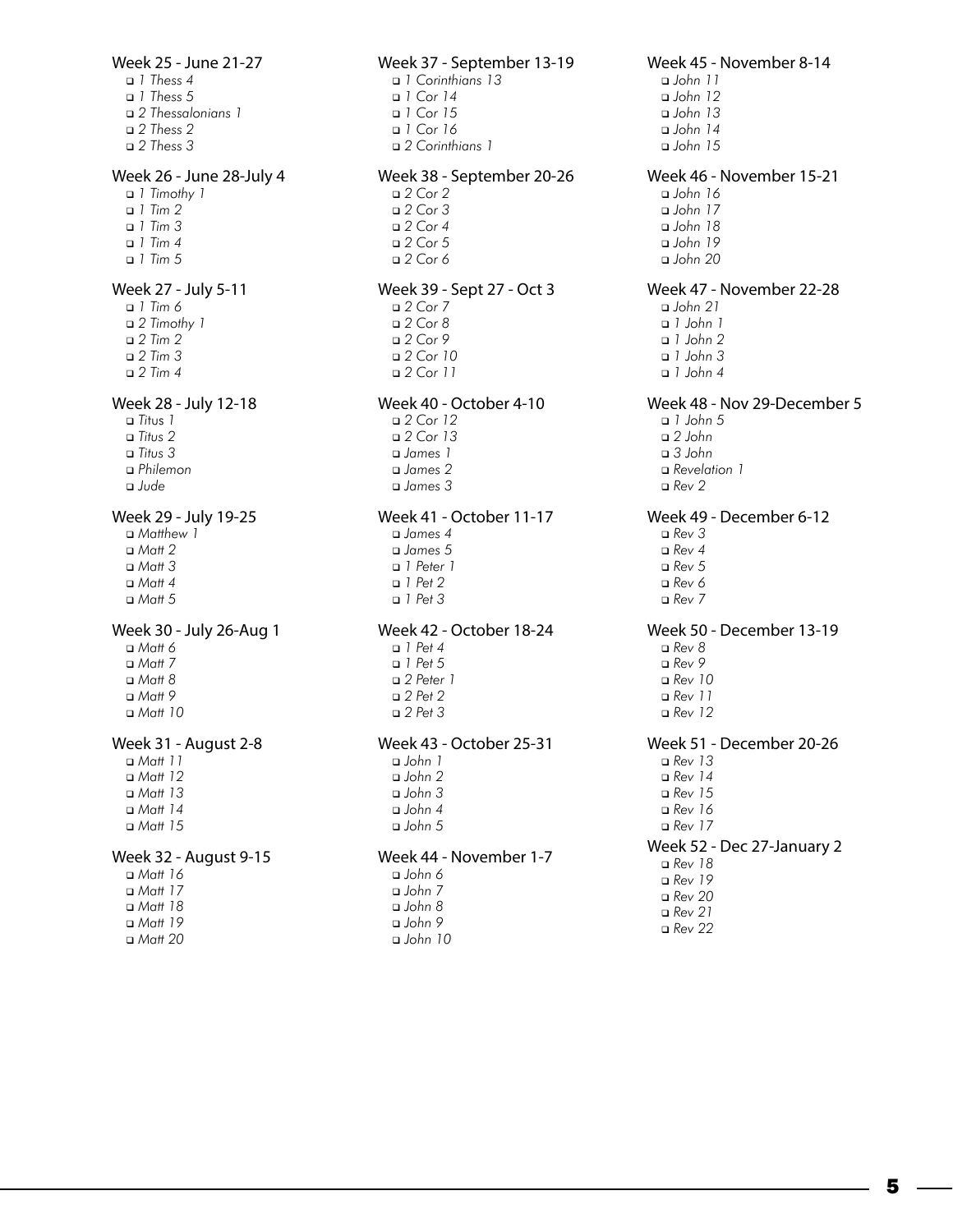Week 25 - June 21-27
- ❑ *1 Thess 4*
- ❑ *1 Thess 5*
- ❑ *2 Thessalonians 1*
- ❑ *2 Thess 2*
- ❑ *2 Thess 3*

Week 26 - June 28-July 4
- ❑ *1 Timothy 1*
- ❑ *1 Tim 2*
- ❑ *1 Tim 3*
- ❑ *1 Tim 4*
- ❑ *1 Tim 5*

Week 27 - July 5-11
- ❑ *1 Tim 6*
- ❑ *2 Timothy 1*
- ❑ *2 Tim 2*
- ❑ *2 Tim 3*
- ❑ *2 Tim 4*

Week 28 - July 12-18
- ❑ *Titus 1*
- ❑ *Titus 2*
- ❑ *Titus 3*
- ❑ *Philemon*
- ❑ *Jude*

Week 29 - July 19-25
- ❑ *Matthew 1*
- ❑ *Matt 2*
- ❑ *Matt 3*
- ❑ *Matt 4*
- ❑ *Matt 5*

Week 30 - July 26-Aug 1
- ❑ *Matt 6*
- ❑ *Matt 7*
- ❑ *Matt 8*
- ❑ *Matt 9*
- ❑ *Matt 10*

Week 31 - August 2-8
- ❑ *Matt 11*
- ❑ *Matt 12*
- ❑ *Matt 13*
- ❑ *Matt 14*
- ❑ *Matt 15*

Week 32 - August 9-15
- ❑ *Matt 16*
- ❑ *Matt 17*
- ❑ *Matt 18*
- ❑ *Matt 19*
- ❑ *Matt 20*

Week 37 - September 13-19
- ❑ *1 Corinthians 13*
- ❑ *1 Cor 14*
- ❑ *1 Cor 15*
- ❑ *1 Cor 16*
- ❑ *2 Corinthians 1*

Week 38 - September 20-26
- ❑ *2 Cor 2*
- ❑ *2 Cor 3*
- ❑ *2 Cor 4*
- ❑ *2 Cor 5*
- ❑ *2 Cor 6*

Week 39 - Sept 27 - Oct 3
- ❑ *2 Cor 7*
- ❑ *2 Cor 8*
- ❑ *2 Cor 9*
- ❑ *2 Cor 10*
- ❑ *2 Cor 11*

Week 40 - October 4-10
- ❑ *2 Cor 12*
- ❑ *2 Cor 13*
- ❑ *James 1*
- ❑ *James 2*
- ❑ *James 3*

Week 41 - October 11-17
- ❑ *James 4*
- ❑ *James 5*
- ❑ *1 Peter 1*
- ❑ *1 Pet 2*
- ❑ *1 Pet 3*

Week 42 - October 18-24
- ❑ *1 Pet 4*
- ❑ *1 Pet 5*
- ❑ *2 Peter 1*
- ❑ *2 Pet 2*
- ❑ *2 Pet 3*

Week 43 - October 25-31
- ❑ *John 1*
- ❑ *John 2*
- ❑ *John 3*
- ❑ *John 4*
- ❑ *John 5*

Week 44 - November 1-7
- ❑ *John 6*
- ❑ *John 7*
- ❑ *John 8*
- ❑ *John 9*
- ❑ *John 10*

Week 45 - November 8-14
- ❑ *John 11*
- ❑ *John 12*
- ❑ *John 13*
- ❑ *John 14*
- ❑ *John 15*

Week 46 - November 15-21
- ❑ *John 16*
- ❑ *John 17*
- ❑ *John 18*
- ❑ *John 19*
- ❑ *John 20*

Week 47 - November 22-28
- ❑ *John 21*
- ❑ *1 John 1*
- ❑ *1 John 2*
- ❑ *1 John 3*
- ❑ *1 John 4*

Week 48 - Nov 29-December 5
- ❑ *1 John 5*
- ❑ *2 John*
- ❑ *3 John*
- ❑ *Revelation 1*
- ❑ *Rev 2*

Week 49 - December 6-12
- ❑ *Rev 3*
- ❑ *Rev 4*
- ❑ *Rev 5*
- ❑ *Rev 6*
- ❑ *Rev 7*

Week 50 - December 13-19
- ❑ *Rev 8*
- ❑ *Rev 9*
- ❑ *Rev 10*
- ❑ *Rev 11*
- ❑ *Rev 12*

Week 51 - December 20-26
- ❑ *Rev 13*
- ❑ *Rev 14*
- ❑ *Rev 15*
- ❑ *Rev 16*
- ❑ *Rev 17*

Week 52 - Dec 27-January 2
- ❑ *Rev 18*
- ❑ *Rev 19*
- ❑ *Rev 20*
- ❑ *Rev 21*
- ❑ *Rev 22*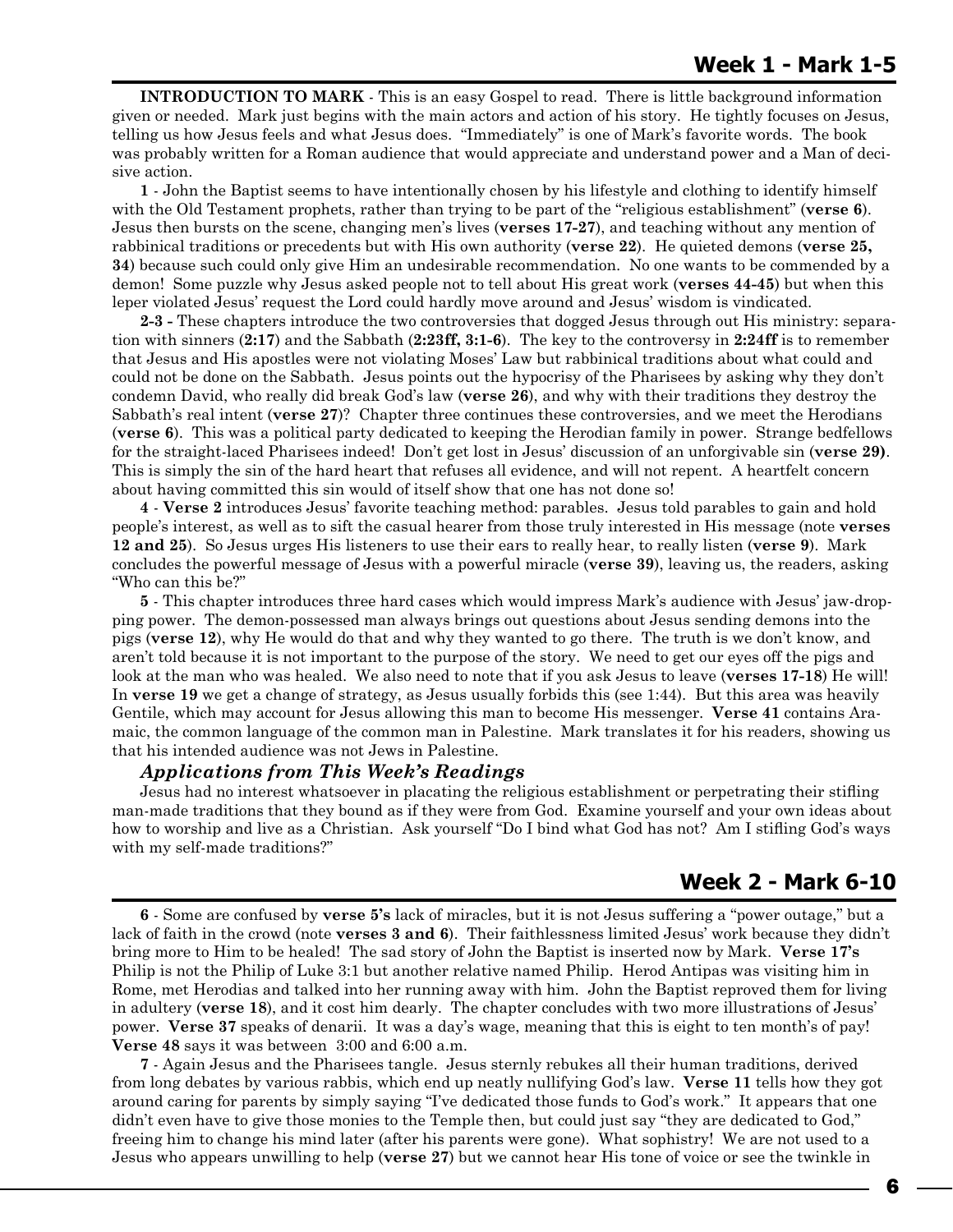## Week 1 - Mark 1-5

**INTRODUCTION TO MARK** - This is an easy Gospel to read. There is little background information given or needed. Mark just begins with the main actors and action of his story. He tightly focuses on Jesus, telling us how Jesus feels and what Jesus does. "Immediately" is one of Mark's favorite words. The book was probably written for a Roman audience that would appreciate and understand power and a Man of decisive action.

**1** - John the Baptist seems to have intentionally chosen by his lifestyle and clothing to identify himself with the Old Testament prophets, rather than trying to be part of the "religious establishment" (**verse 6**). Jesus then bursts on the scene, changing men's lives (**verses 17-27**), and teaching without any mention of rabbinical traditions or precedents but with His own authority (**verse 22**). He quieted demons (**verse 25, 34**) because such could only give Him an undesirable recommendation. No one wants to be commended by a demon! Some puzzle why Jesus asked people not to tell about His great work (**verses 44-45**) but when this leper violated Jesus' request the Lord could hardly move around and Jesus' wisdom is vindicated.

**2-3** - These chapters introduce the two controversies that dogged Jesus through out His ministry: separation with sinners (**2:17**) and the Sabbath (**2:23ff, 3:1-6**). The key to the controversy in **2:24ff** is to remember that Jesus and His apostles were not violating Moses' Law but rabbinical traditions about what could and could not be done on the Sabbath. Jesus points out the hypocrisy of the Pharisees by asking why they don't condemn David, who really did break God's law (**verse 26**), and why with their traditions they destroy the Sabbath's real intent (**verse 27**)? Chapter three continues these controversies, and we meet the Herodians (**verse 6**). This was a political party dedicated to keeping the Herodian family in power. Strange bedfellows for the straight-laced Pharisees indeed! Don't get lost in Jesus' discussion of an unforgivable sin (**verse 29)**. This is simply the sin of the hard heart that refuses all evidence, and will not repent. A heartfelt concern about having committed this sin would of itself show that one has not done so!

**4** - **Verse 2** introduces Jesus' favorite teaching method: parables. Jesus told parables to gain and hold people's interest, as well as to sift the casual hearer from those truly interested in His message (note **verses 12 and 25**). So Jesus urges His listeners to use their ears to really hear, to really listen (**verse 9**). Mark concludes the powerful message of Jesus with a powerful miracle (**verse 39**), leaving us, the readers, asking "Who can this be?"

**5** - This chapter introduces three hard cases which would impress Mark's audience with Jesus' jaw-dropping power. The demon-possessed man always brings out questions about Jesus sending demons into the pigs (**verse 12**), why He would do that and why they wanted to go there. The truth is we don't know, and aren't told because it is not important to the purpose of the story. We need to get our eyes off the pigs and look at the man who was healed. We also need to note that if you ask Jesus to leave (**verses 17-18**) He will! In **verse 19** we get a change of strategy, as Jesus usually forbids this (see 1:44). But this area was heavily Gentile, which may account for Jesus allowing this man to become His messenger. **Verse 41** contains Aramaic, the common language of the common man in Palestine. Mark translates it for his readers, showing us that his intended audience was not Jews in Palestine.

### *Applications from This Week's Readings*

Jesus had no interest whatsoever in placating the religious establishment or perpetrating their stifling man-made traditions that they bound as if they were from God. Examine yourself and your own ideas about how to worship and live as a Christian. Ask yourself "Do I bind what God has not? Am I stifling God's ways with my self-made traditions?"

## Week 2 - Mark 6-10

**6** - Some are confused by **verse 5's** lack of miracles, but it is not Jesus suffering a "power outage," but a lack of faith in the crowd (note **verses 3 and 6**). Their faithlessness limited Jesus' work because they didn't bring more to Him to be healed! The sad story of John the Baptist is inserted now by Mark. **Verse 17's** Philip is not the Philip of Luke 3:1 but another relative named Philip. Herod Antipas was visiting him in Rome, met Herodias and talked into her running away with him. John the Baptist reproved them for living in adultery (**verse 18**), and it cost him dearly. The chapter concludes with two more illustrations of Jesus' power. **Verse 37** speaks of denarii. It was a day's wage, meaning that this is eight to ten month's of pay! **Verse 48** says it was between 3:00 and 6:00 a.m.

**7** - Again Jesus and the Pharisees tangle. Jesus sternly rebukes all their human traditions, derived from long debates by various rabbis, which end up neatly nullifying God's law. **Verse 11** tells how they got around caring for parents by simply saying "I've dedicated those funds to God's work." It appears that one didn't even have to give those monies to the Temple then, but could just say "they are dedicated to God," freeing him to change his mind later (after his parents were gone). What sophistry! We are not used to a Jesus who appears unwilling to help (**verse 27**) but we cannot hear His tone of voice or see the twinkle in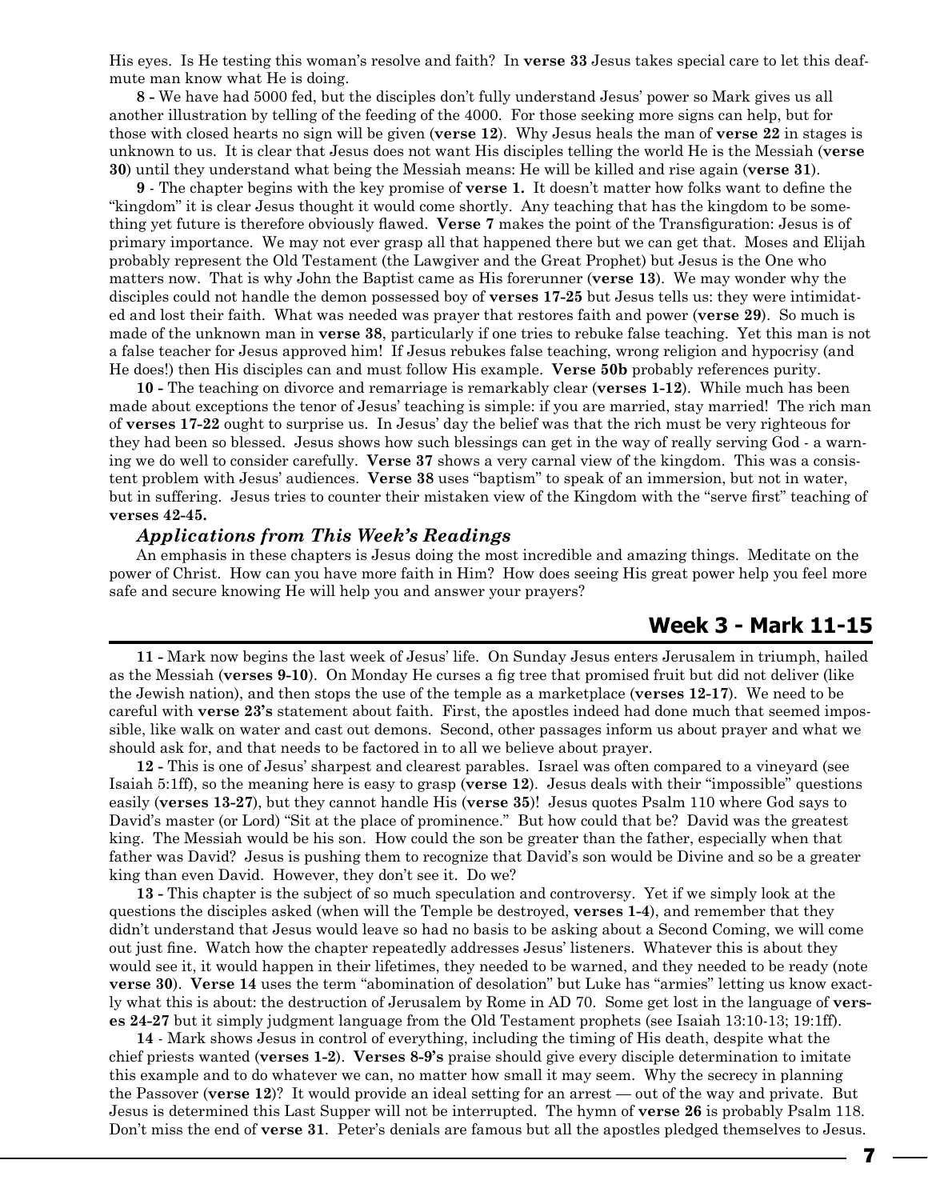His eyes. Is He testing this woman's resolve and faith? In **verse 33** Jesus takes special care to let this deaf-mute man know what He is doing.

**8 -** We have had 5000 fed, but the disciples don't fully understand Jesus' power so Mark gives us all another illustration by telling of the feeding of the 4000. For those seeking more signs can help, but for those with closed hearts no sign will be given (**verse 12**). Why Jesus heals the man of **verse 22** in stages is unknown to us. It is clear that Jesus does not want His disciples telling the world He is the Messiah (**verse 30**) until they understand what being the Messiah means: He will be killed and rise again (**verse 31**).

**9** - The chapter begins with the key promise of **verse 1.** It doesn't matter how folks want to define the "kingdom" it is clear Jesus thought it would come shortly. Any teaching that has the kingdom to be something yet future is therefore obviously flawed. **Verse 7** makes the point of the Transfiguration: Jesus is of primary importance. We may not ever grasp all that happened there but we can get that. Moses and Elijah probably represent the Old Testament (the Lawgiver and the Great Prophet) but Jesus is the One who matters now. That is why John the Baptist came as His forerunner (**verse 13**). We may wonder why the disciples could not handle the demon possessed boy of **verses 17-25** but Jesus tells us: they were intimidated and lost their faith. What was needed was prayer that restores faith and power (**verse 29**). So much is made of the unknown man in **verse 38**, particularly if one tries to rebuke false teaching. Yet this man is not a false teacher for Jesus approved him! If Jesus rebukes false teaching, wrong religion and hypocrisy (and He does!) then His disciples can and must follow His example. **Verse 50b** probably references purity.

**10 -** The teaching on divorce and remarriage is remarkably clear (**verses 1-12**). While much has been made about exceptions the tenor of Jesus' teaching is simple: if you are married, stay married! The rich man of **verses 17-22** ought to surprise us. In Jesus' day the belief was that the rich must be very righteous for they had been so blessed. Jesus shows how such blessings can get in the way of really serving God - a warning we do well to consider carefully. **Verse 37** shows a very carnal view of the kingdom. This was a consistent problem with Jesus' audiences. **Verse 38** uses "baptism" to speak of an immersion, but not in water, but in suffering. Jesus tries to counter their mistaken view of the Kingdom with the "serve first" teaching of **verses 42-45.**

### *Applications from This Week's Readings*

An emphasis in these chapters is Jesus doing the most incredible and amazing things. Meditate on the power of Christ. How can you have more faith in Him? How does seeing His great power help you feel more safe and secure knowing He will help you and answer your prayers?

## Week 3 - Mark 11-15

**11 -** Mark now begins the last week of Jesus' life. On Sunday Jesus enters Jerusalem in triumph, hailed as the Messiah (**verses 9-10**). On Monday He curses a fig tree that promised fruit but did not deliver (like the Jewish nation), and then stops the use of the temple as a marketplace (**verses 12-17**). We need to be careful with **verse 23's** statement about faith. First, the apostles indeed had done much that seemed impossible, like walk on water and cast out demons. Second, other passages inform us about prayer and what we should ask for, and that needs to be factored in to all we believe about prayer.

**12 -** This is one of Jesus' sharpest and clearest parables. Israel was often compared to a vineyard (see Isaiah 5:1ff), so the meaning here is easy to grasp (**verse 12**). Jesus deals with their "impossible" questions easily (**verses 13-27**), but they cannot handle His (**verse 35**)! Jesus quotes Psalm 110 where God says to David's master (or Lord) "Sit at the place of prominence." But how could that be? David was the greatest king. The Messiah would be his son. How could the son be greater than the father, especially when that father was David? Jesus is pushing them to recognize that David's son would be Divine and so be a greater king than even David. However, they don't see it. Do we?

**13 -** This chapter is the subject of so much speculation and controversy. Yet if we simply look at the questions the disciples asked (when will the Temple be destroyed, **verses 1-4**), and remember that they didn't understand that Jesus would leave so had no basis to be asking about a Second Coming, we will come out just fine. Watch how the chapter repeatedly addresses Jesus' listeners. Whatever this is about they would see it, it would happen in their lifetimes, they needed to be warned, and they needed to be ready (note **verse 30**). **Verse 14** uses the term "abomination of desolation" but Luke has "armies" letting us know exactly what this is about: the destruction of Jerusalem by Rome in AD 70. Some get lost in the language of **verses 24-27** but it simply judgment language from the Old Testament prophets (see Isaiah 13:10-13; 19:1ff).

**14** - Mark shows Jesus in control of everything, including the timing of His death, despite what the chief priests wanted (**verses 1-2**). **Verses 8-9's** praise should give every disciple determination to imitate this example and to do whatever we can, no matter how small it may seem. Why the secrecy in planning the Passover (**verse 12**)? It would provide an ideal setting for an arrest — out of the way and private. But Jesus is determined this Last Supper will not be interrupted. The hymn of **verse 26** is probably Psalm 118. Don't miss the end of **verse 31**. Peter's denials are famous but all the apostles pledged themselves to Jesus.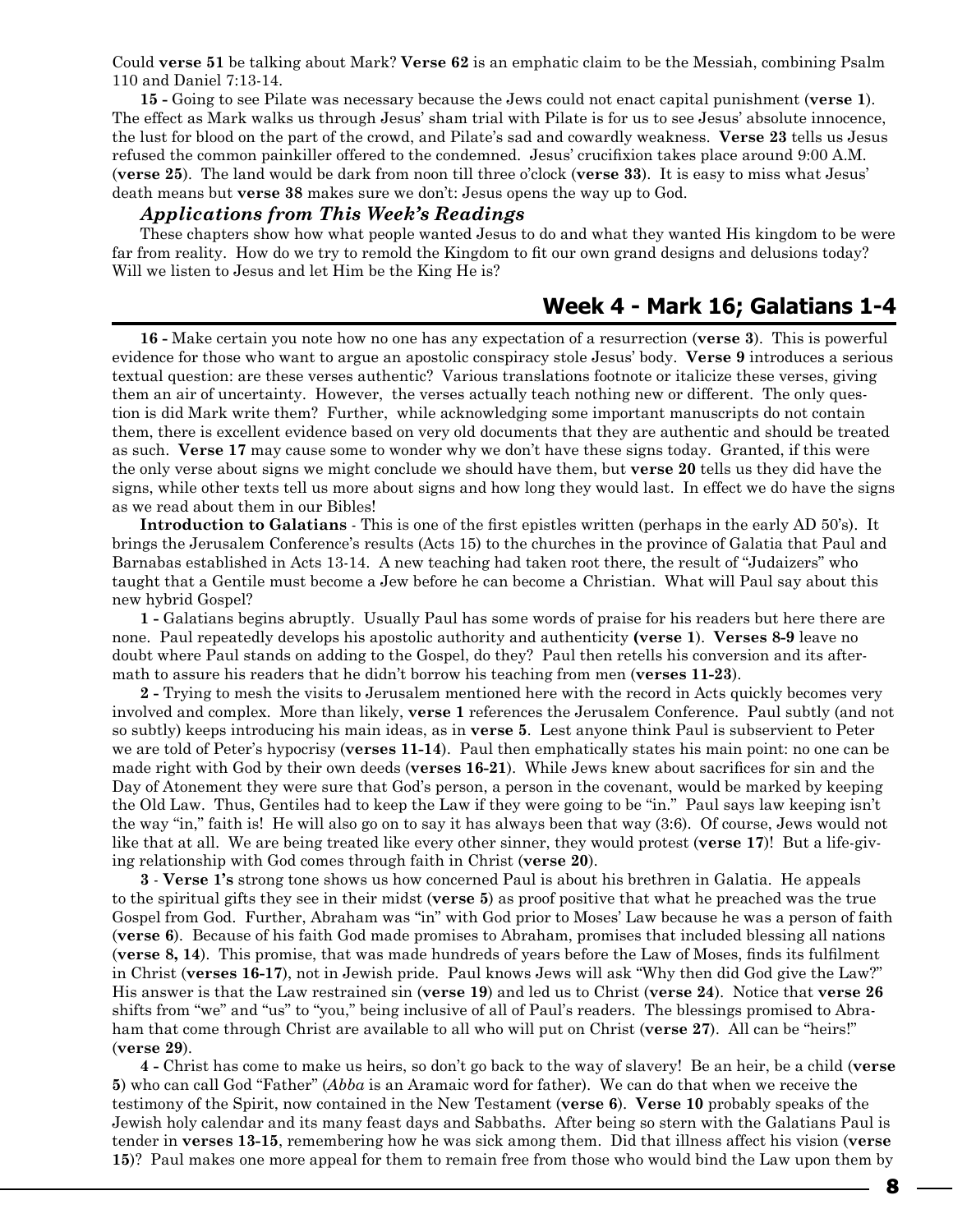Could **verse 51** be talking about Mark? **Verse 62** is an emphatic claim to be the Messiah, combining Psalm 110 and Daniel 7:13-14.

**15 -** Going to see Pilate was necessary because the Jews could not enact capital punishment (**verse 1**). The effect as Mark walks us through Jesus' sham trial with Pilate is for us to see Jesus' absolute innocence, the lust for blood on the part of the crowd, and Pilate's sad and cowardly weakness. **Verse 23** tells us Jesus refused the common painkiller offered to the condemned. Jesus' crucifixion takes place around 9:00 A.M. (**verse 25**). The land would be dark from noon till three o'clock (**verse 33**). It is easy to miss what Jesus' death means but **verse 38** makes sure we don't: Jesus opens the way up to God.

### *Applications from This Week's Readings*

These chapters show how what people wanted Jesus to do and what they wanted His kingdom to be were far from reality. How do we try to remold the Kingdom to fit our own grand designs and delusions today? Will we listen to Jesus and let Him be the King He is?

## Week 4 - Mark 16; Galatians 1-4

**16 -** Make certain you note how no one has any expectation of a resurrection (**verse 3**). This is powerful evidence for those who want to argue an apostolic conspiracy stole Jesus' body. **Verse 9** introduces a serious textual question: are these verses authentic? Various translations footnote or italicize these verses, giving them an air of uncertainty. However, the verses actually teach nothing new or different. The only question is did Mark write them? Further, while acknowledging some important manuscripts do not contain them, there is excellent evidence based on very old documents that they are authentic and should be treated as such. **Verse 17** may cause some to wonder why we don't have these signs today. Granted, if this were the only verse about signs we might conclude we should have them, but **verse 20** tells us they did have the signs, while other texts tell us more about signs and how long they would last. In effect we do have the signs as we read about them in our Bibles!

**Introduction to Galatians** - This is one of the first epistles written (perhaps in the early AD 50's). It brings the Jerusalem Conference's results (Acts 15) to the churches in the province of Galatia that Paul and Barnabas established in Acts 13-14. A new teaching had taken root there, the result of "Judaizers" who taught that a Gentile must become a Jew before he can become a Christian. What will Paul say about this new hybrid Gospel?

**1 -** Galatians begins abruptly. Usually Paul has some words of praise for his readers but here there are none. Paul repeatedly develops his apostolic authority and authenticity **(verse 1)**. **Verses 8-9** leave no doubt where Paul stands on adding to the Gospel, do they? Paul then retells his conversion and its aftermath to assure his readers that he didn't borrow his teaching from men (**verses 11-23**).

**2 -** Trying to mesh the visits to Jerusalem mentioned here with the record in Acts quickly becomes very involved and complex. More than likely, **verse 1** references the Jerusalem Conference. Paul subtly (and not so subtly) keeps introducing his main ideas, as in **verse 5**. Lest anyone think Paul is subservient to Peter we are told of Peter's hypocrisy (**verses 11-14**). Paul then emphatically states his main point: no one can be made right with God by their own deeds (**verses 16-21**). While Jews knew about sacrifices for sin and the Day of Atonement they were sure that God's person, a person in the covenant, would be marked by keeping the Old Law. Thus, Gentiles had to keep the Law if they were going to be "in." Paul says law keeping isn't the way "in," faith is! He will also go on to say it has always been that way (3:6). Of course, Jews would not like that at all. We are being treated like every other sinner, they would protest (**verse 17**)! But a life-giving relationship with God comes through faith in Christ (**verse 20**).

**3** - **Verse 1's** strong tone shows us how concerned Paul is about his brethren in Galatia. He appeals to the spiritual gifts they see in their midst (**verse 5**) as proof positive that what he preached was the true Gospel from God. Further, Abraham was "in" with God prior to Moses' Law because he was a person of faith (**verse 6**). Because of his faith God made promises to Abraham, promises that included blessing all nations (**verse 8, 14**). This promise, that was made hundreds of years before the Law of Moses, finds its fulfilment in Christ (**verses 16-17**), not in Jewish pride. Paul knows Jews will ask "Why then did God give the Law?" His answer is that the Law restrained sin (**verse 19**) and led us to Christ (**verse 24**). Notice that **verse 26** shifts from "we" and "us" to "you," being inclusive of all of Paul's readers. The blessings promised to Abraham that come through Christ are available to all who will put on Christ (**verse 27**). All can be "heirs!" (**verse 29**).

**4 -** Christ has come to make us heirs, so don't go back to the way of slavery! Be an heir, be a child (**verse 5**) who can call God "Father" (*Abba* is an Aramaic word for father). We can do that when we receive the testimony of the Spirit, now contained in the New Testament (**verse 6**). **Verse 10** probably speaks of the Jewish holy calendar and its many feast days and Sabbaths. After being so stern with the Galatians Paul is tender in **verses 13-15**, remembering how he was sick among them. Did that illness affect his vision (**verse 15**)? Paul makes one more appeal for them to remain free from those who would bind the Law upon them by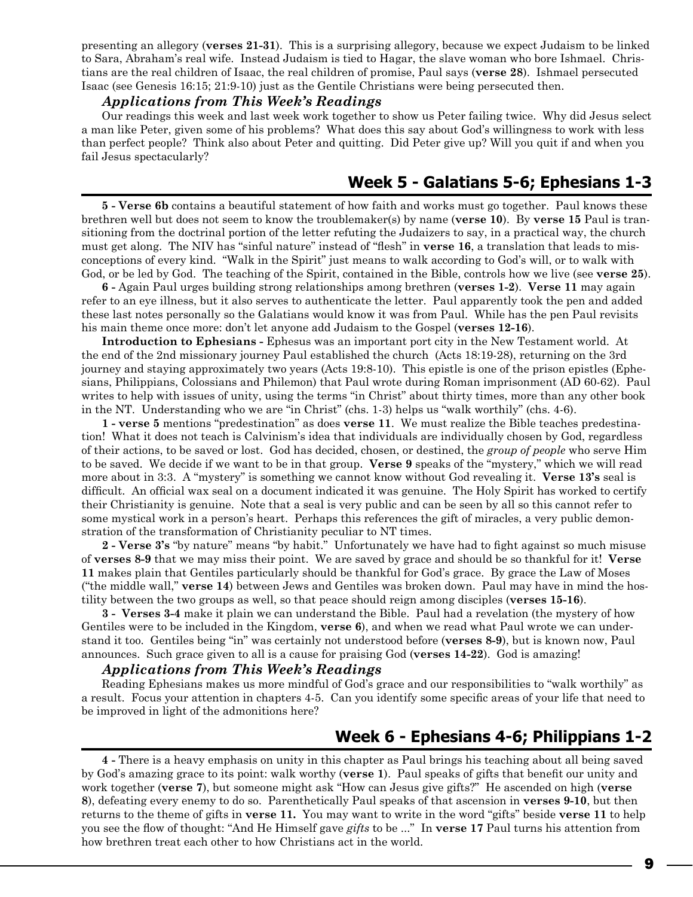presenting an allegory (**verses 21-31**). This is a surprising allegory, because we expect Judaism to be linked to Sara, Abraham's real wife. Instead Judaism is tied to Hagar, the slave woman who bore Ishmael. Christians are the real children of Isaac, the real children of promise, Paul says (**verse 28**). Ishmael persecuted Isaac (see Genesis 16:15; 21:9-10) just as the Gentile Christians were being persecuted then.

### *Applications from This Week's Readings*

Our readings this week and last week work together to show us Peter failing twice. Why did Jesus select a man like Peter, given some of his problems? What does this say about God's willingness to work with less than perfect people? Think also about Peter and quitting. Did Peter give up? Will you quit if and when you fail Jesus spectacularly?

## Week 5 - Galatians 5-6; Ephesians 1-3

**5 - Verse 6b** contains a beautiful statement of how faith and works must go together. Paul knows these brethren well but does not seem to know the troublemaker(s) by name (**verse 10**). By **verse 15** Paul is transitioning from the doctrinal portion of the letter refuting the Judaizers to say, in a practical way, the church must get along. The NIV has "sinful nature" instead of "flesh" in **verse 16**, a translation that leads to misconceptions of every kind. "Walk in the Spirit" just means to walk according to God's will, or to walk with God, or be led by God. The teaching of the Spirit, contained in the Bible, controls how we live (see **verse 25**).

**6 -** Again Paul urges building strong relationships among brethren (**verses 1-2**). **Verse 11** may again refer to an eye illness, but it also serves to authenticate the letter. Paul apparently took the pen and added these last notes personally so the Galatians would know it was from Paul. While has the pen Paul revisits his main theme once more: don't let anyone add Judaism to the Gospel (**verses 12-16**).

**Introduction to Ephesians -** Ephesus was an important port city in the New Testament world. At the end of the 2nd missionary journey Paul established the church (Acts 18:19-28), returning on the 3rd journey and staying approximately two years (Acts 19:8-10). This epistle is one of the prison epistles (Ephesians, Philippians, Colossians and Philemon) that Paul wrote during Roman imprisonment (AD 60-62). Paul writes to help with issues of unity, using the terms "in Christ" about thirty times, more than any other book in the NT. Understanding who we are "in Christ" (chs. 1-3) helps us "walk worthily" (chs. 4-6).

**1 - verse 5** mentions "predestination" as does **verse 11**. We must realize the Bible teaches predestination! What it does not teach is Calvinism's idea that individuals are individually chosen by God, regardless of their actions, to be saved or lost. God has decided, chosen, or destined, the *group of people* who serve Him to be saved. We decide if we want to be in that group. **Verse 9** speaks of the "mystery," which we will read more about in 3:3. A "mystery" is something we cannot know without God revealing it. **Verse 13's** seal is difficult. An official wax seal on a document indicated it was genuine. The Holy Spirit has worked to certify their Christianity is genuine. Note that a seal is very public and can be seen by all so this cannot refer to some mystical work in a person's heart. Perhaps this references the gift of miracles, a very public demonstration of the transformation of Christianity peculiar to NT times.

**2 - Verse 3's** "by nature" means "by habit." Unfortunately we have had to fight against so much misuse of **verses 8-9** that we may miss their point. We are saved by grace and should be so thankful for it! **Verse 11** makes plain that Gentiles particularly should be thankful for God's grace. By grace the Law of Moses ("the middle wall," **verse 14**) between Jews and Gentiles was broken down. Paul may have in mind the hostility between the two groups as well, so that peace should reign among disciples (**verses 15-16**).

**3 - Verses 3-4** make it plain we can understand the Bible. Paul had a revelation (the mystery of how Gentiles were to be included in the Kingdom, **verse 6**), and when we read what Paul wrote we can understand it too. Gentiles being "in" was certainly not understood before (**verses 8-9**), but is known now, Paul announces. Such grace given to all is a cause for praising God (**verses 14-22**). God is amazing!

### *Applications from This Week's Readings*

Reading Ephesians makes us more mindful of God's grace and our responsibilities to "walk worthily" as a result. Focus your attention in chapters 4-5. Can you identify some specific areas of your life that need to be improved in light of the admonitions here?

## Week 6 - Ephesians 4-6; Philippians 1-2

**4 -** There is a heavy emphasis on unity in this chapter as Paul brings his teaching about all being saved by God's amazing grace to its point: walk worthy (**verse 1**). Paul speaks of gifts that benefit our unity and work together (**verse 7**), but someone might ask "How can Jesus give gifts?" He ascended on high (**verse 8**), defeating every enemy to do so. Parenthetically Paul speaks of that ascension in **verses 9-10**, but then returns to the theme of gifts in **verse 11.** You may want to write in the word "gifts" beside **verse 11** to help you see the flow of thought: "And He Himself gave *gifts* to be ..." In **verse 17** Paul turns his attention from how brethren treat each other to how Christians act in the world.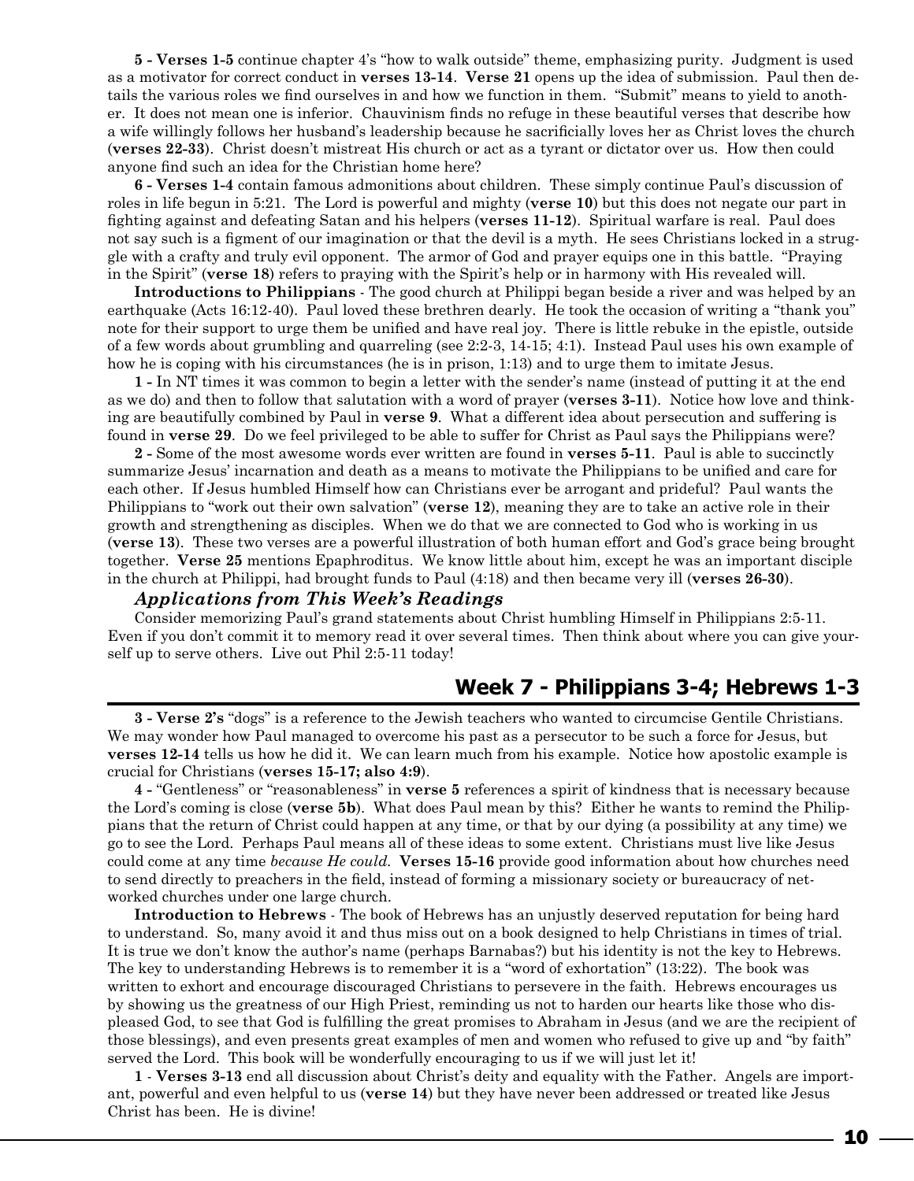**5 - Verses 1-5** continue chapter 4's "how to walk outside" theme, emphasizing purity. Judgment is used as a motivator for correct conduct in **verses 13-14**. **Verse 21** opens up the idea of submission. Paul then details the various roles we find ourselves in and how we function in them. "Submit" means to yield to another. It does not mean one is inferior. Chauvinism finds no refuge in these beautiful verses that describe how a wife willingly follows her husband's leadership because he sacrificially loves her as Christ loves the church (**verses 22-33**). Christ doesn't mistreat His church or act as a tyrant or dictator over us. How then could anyone find such an idea for the Christian home here?

**6 - Verses 1-4** contain famous admonitions about children. These simply continue Paul's discussion of roles in life begun in 5:21. The Lord is powerful and mighty (**verse 10**) but this does not negate our part in fighting against and defeating Satan and his helpers (**verses 11-12**). Spiritual warfare is real. Paul does not say such is a figment of our imagination or that the devil is a myth. He sees Christians locked in a struggle with a crafty and truly evil opponent. The armor of God and prayer equips one in this battle. "Praying in the Spirit" (**verse 18**) refers to praying with the Spirit's help or in harmony with His revealed will.

**Introductions to Philippians** - The good church at Philippi began beside a river and was helped by an earthquake (Acts 16:12-40). Paul loved these brethren dearly. He took the occasion of writing a "thank you" note for their support to urge them be unified and have real joy. There is little rebuke in the epistle, outside of a few words about grumbling and quarreling (see 2:2-3, 14-15; 4:1). Instead Paul uses his own example of how he is coping with his circumstances (he is in prison, 1:13) and to urge them to imitate Jesus.

**1 -** In NT times it was common to begin a letter with the sender's name (instead of putting it at the end as we do) and then to follow that salutation with a word of prayer (**verses 3-11**). Notice how love and thinking are beautifully combined by Paul in **verse 9**. What a different idea about persecution and suffering is found in **verse 29**. Do we feel privileged to be able to suffer for Christ as Paul says the Philippians were?

**2 -** Some of the most awesome words ever written are found in **verses 5-11**. Paul is able to succinctly summarize Jesus' incarnation and death as a means to motivate the Philippians to be unified and care for each other. If Jesus humbled Himself how can Christians ever be arrogant and prideful? Paul wants the Philippians to "work out their own salvation" (**verse 12**), meaning they are to take an active role in their growth and strengthening as disciples. When we do that we are connected to God who is working in us (**verse 13**). These two verses are a powerful illustration of both human effort and God's grace being brought together. **Verse 25** mentions Epaphroditus. We know little about him, except he was an important disciple in the church at Philippi, had brought funds to Paul (4:18) and then became very ill (**verses 26-30**).

### *Applications from This Week's Readings*

Consider memorizing Paul's grand statements about Christ humbling Himself in Philippians 2:5-11. Even if you don't commit it to memory read it over several times. Then think about where you can give yourself up to serve others. Live out Phil 2:5-11 today!

## Week 7 - Philippians 3-4; Hebrews 1-3

**3 - Verse 2's** "dogs" is a reference to the Jewish teachers who wanted to circumcise Gentile Christians. We may wonder how Paul managed to overcome his past as a persecutor to be such a force for Jesus, but **verses 12-14** tells us how he did it. We can learn much from his example. Notice how apostolic example is crucial for Christians (**verses 15-17; also 4:9**).

**4 -** "Gentleness" or "reasonableness" in **verse 5** references a spirit of kindness that is necessary because the Lord's coming is close (**verse 5b**). What does Paul mean by this? Either he wants to remind the Philippians that the return of Christ could happen at any time, or that by our dying (a possibility at any time) we go to see the Lord. Perhaps Paul means all of these ideas to some extent. Christians must live like Jesus could come at any time *because He could.* **Verses 15-16** provide good information about how churches need to send directly to preachers in the field, instead of forming a missionary society or bureaucracy of networked churches under one large church.

**Introduction to Hebrews** - The book of Hebrews has an unjustly deserved reputation for being hard to understand. So, many avoid it and thus miss out on a book designed to help Christians in times of trial. It is true we don't know the author's name (perhaps Barnabas?) but his identity is not the key to Hebrews. The key to understanding Hebrews is to remember it is a "word of exhortation" (13:22). The book was written to exhort and encourage discouraged Christians to persevere in the faith. Hebrews encourages us by showing us the greatness of our High Priest, reminding us not to harden our hearts like those who displeased God, to see that God is fulfilling the great promises to Abraham in Jesus (and we are the recipient of those blessings), and even presents great examples of men and women who refused to give up and "by faith" served the Lord. This book will be wonderfully encouraging to us if we will just let it!

**1** - **Verses 3-13** end all discussion about Christ's deity and equality with the Father. Angels are important, powerful and even helpful to us (**verse 14**) but they have never been addressed or treated like Jesus Christ has been. He is divine!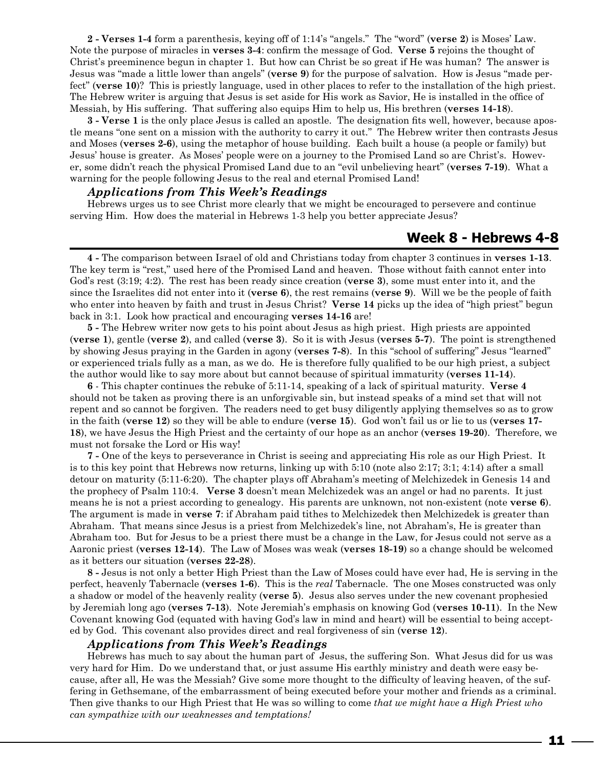**2 - Verses 1-4** form a parenthesis, keying off of 1:14's "angels." The "word" (**verse 2**) is Moses' Law. Note the purpose of miracles in **verses 3-4**: confirm the message of God. **Verse 5** rejoins the thought of Christ's preeminence begun in chapter 1. But how can Christ be so great if He was human? The answer is Jesus was "made a little lower than angels" (**verse 9**) for the purpose of salvation. How is Jesus "made perfect" (**verse 10**)? This is priestly language, used in other places to refer to the installation of the high priest. The Hebrew writer is arguing that Jesus is set aside for His work as Savior, He is installed in the office of Messiah, by His suffering. That suffering also equips Him to help us, His brethren (**verses 14-18**).

**3 - Verse 1** is the only place Jesus is called an apostle. The designation fits well, however, because apostle means "one sent on a mission with the authority to carry it out." The Hebrew writer then contrasts Jesus and Moses (**verses 2-6**), using the metaphor of house building. Each built a house (a people or family) but Jesus' house is greater. As Moses' people were on a journey to the Promised Land so are Christ's. However, some didn't reach the physical Promised Land due to an "evil unbelieving heart" (**verses 7-19**). What a warning for the people following Jesus to the real and eternal Promised Land!

### *Applications from This Week's Readings*

Hebrews urges us to see Christ more clearly that we might be encouraged to persevere and continue serving Him. How does the material in Hebrews 1-3 help you better appreciate Jesus?

## Week 8 - Hebrews 4-8

**4 -** The comparison between Israel of old and Christians today from chapter 3 continues in **verses 1-13**. The key term is "rest," used here of the Promised Land and heaven. Those without faith cannot enter into God's rest (3:19; 4:2). The rest has been ready since creation (**verse 3**), some must enter into it, and the since the Israelites did not enter into it (**verse 6**), the rest remains (**verse 9**). Will we be the people of faith who enter into heaven by faith and trust in Jesus Christ? **Verse 14** picks up the idea of "high priest" begun back in 3:1. Look how practical and encouraging **verses 14-16** are!

**5 -** The Hebrew writer now gets to his point about Jesus as high priest. High priests are appointed (**verse 1**), gentle (**verse 2**), and called (**verse 3**). So it is with Jesus (**verses 5-7**). The point is strengthened by showing Jesus praying in the Garden in agony (**verses 7-8**). In this "school of suffering" Jesus "learned" or experienced trials fully as a man, as we do. He is therefore fully qualified to be our high priest, a subject the author would like to say more about but cannot because of spiritual immaturity (**verses 11-14**).

**6** - This chapter continues the rebuke of 5:11-14, speaking of a lack of spiritual maturity. **Verse 4** should not be taken as proving there is an unforgivable sin, but instead speaks of a mind set that will not repent and so cannot be forgiven. The readers need to get busy diligently applying themselves so as to grow in the faith (**verse 12**) so they will be able to endure (**verse 15**). God won't fail us or lie to us (**verses 17-18**), we have Jesus the High Priest and the certainty of our hope as an anchor (**verses 19-20**). Therefore, we must not forsake the Lord or His way!

**7 -** One of the keys to perseverance in Christ is seeing and appreciating His role as our High Priest. It is to this key point that Hebrews now returns, linking up with 5:10 (note also 2:17; 3:1; 4:14) after a small detour on maturity (5:11-6:20). The chapter plays off Abraham's meeting of Melchizedek in Genesis 14 and the prophecy of Psalm 110:4. **Verse 3** doesn't mean Melchizedek was an angel or had no parents. It just means he is not a priest according to genealogy. His parents are unknown, not non-existent (note **verse 6**). The argument is made in **verse 7**: if Abraham paid tithes to Melchizedek then Melchizedek is greater than Abraham. That means since Jesus is a priest from Melchizedek's line, not Abraham's, He is greater than Abraham too. But for Jesus to be a priest there must be a change in the Law, for Jesus could not serve as a Aaronic priest (**verses 12-14**). The Law of Moses was weak (**verses 18-19**) so a change should be welcomed as it betters our situation (**verses 22-28**).

**8 -** Jesus is not only a better High Priest than the Law of Moses could have ever had, He is serving in the perfect, heavenly Tabernacle (**verses 1-6**). This is the *real* Tabernacle. The one Moses constructed was only a shadow or model of the heavenly reality (**verse 5**). Jesus also serves under the new covenant prophesied by Jeremiah long ago (**verses 7-13**). Note Jeremiah's emphasis on knowing God (**verses 10-11**). In the New Covenant knowing God (equated with having God's law in mind and heart) will be essential to being accepted by God. This covenant also provides direct and real forgiveness of sin (**verse 12**).

### *Applications from This Week's Readings*

Hebrews has much to say about the human part of Jesus, the suffering Son. What Jesus did for us was very hard for Him. Do we understand that, or just assume His earthly ministry and death were easy because, after all, He was the Messiah? Give some more thought to the difficulty of leaving heaven, of the suffering in Gethsemane, of the embarrassment of being executed before your mother and friends as a criminal. Then give thanks to our High Priest that He was so willing to come *that we might have a High Priest who can sympathize with our weaknesses and temptations!*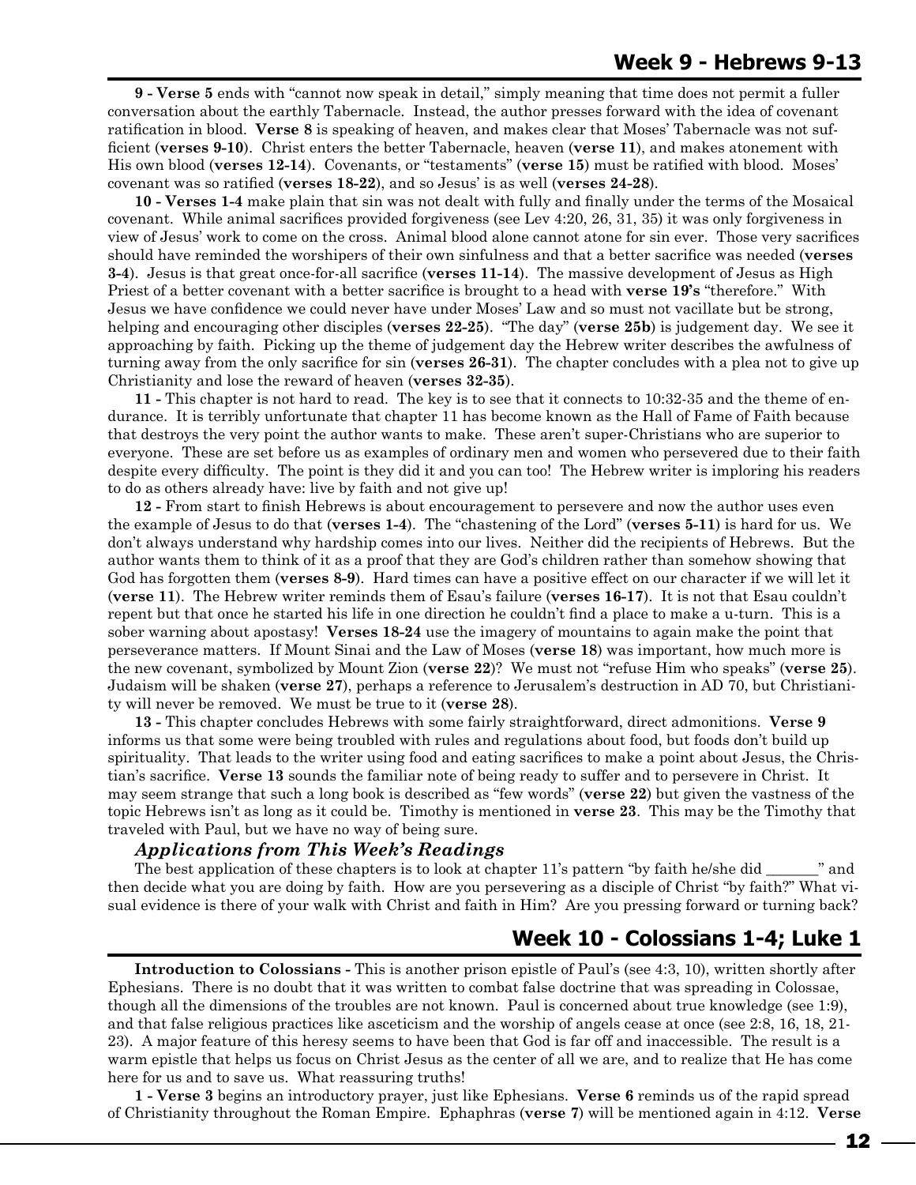## Week 9 - Hebrews 9-13

**9 - Verse 5** ends with "cannot now speak in detail," simply meaning that time does not permit a fuller conversation about the earthly Tabernacle. Instead, the author presses forward with the idea of covenant ratification in blood. **Verse 8** is speaking of heaven, and makes clear that Moses' Tabernacle was not sufficient (**verses 9-10**). Christ enters the better Tabernacle, heaven (**verse 11**), and makes atonement with His own blood (**verses 12-14**). Covenants, or "testaments" (**verse 15**) must be ratified with blood. Moses' covenant was so ratified (**verses 18-22**), and so Jesus' is as well (**verses 24-28**).

**10 - Verses 1-4** make plain that sin was not dealt with fully and finally under the terms of the Mosaical covenant. While animal sacrifices provided forgiveness (see Lev 4:20, 26, 31, 35) it was only forgiveness in view of Jesus' work to come on the cross. Animal blood alone cannot atone for sin ever. Those very sacrifices should have reminded the worshipers of their own sinfulness and that a better sacrifice was needed (**verses 3-4**). Jesus is that great once-for-all sacrifice (**verses 11-14**). The massive development of Jesus as High Priest of a better covenant with a better sacrifice is brought to a head with **verse 19's** "therefore." With Jesus we have confidence we could never have under Moses' Law and so must not vacillate but be strong, helping and encouraging other disciples (**verses 22-25**). "The day" (**verse 25b**) is judgement day. We see it approaching by faith. Picking up the theme of judgement day the Hebrew writer describes the awfulness of turning away from the only sacrifice for sin (**verses 26-31**). The chapter concludes with a plea not to give up Christianity and lose the reward of heaven (**verses 32-35**).

**11 -** This chapter is not hard to read. The key is to see that it connects to 10:32-35 and the theme of endurance. It is terribly unfortunate that chapter 11 has become known as the Hall of Fame of Faith because that destroys the very point the author wants to make. These aren't super-Christians who are superior to everyone. These are set before us as examples of ordinary men and women who persevered due to their faith despite every difficulty. The point is they did it and you can too! The Hebrew writer is imploring his readers to do as others already have: live by faith and not give up!

**12 -** From start to finish Hebrews is about encouragement to persevere and now the author uses even the example of Jesus to do that (**verses 1-4**). The "chastening of the Lord" (**verses 5-11**) is hard for us. We don't always understand why hardship comes into our lives. Neither did the recipients of Hebrews. But the author wants them to think of it as a proof that they are God's children rather than somehow showing that God has forgotten them (**verses 8-9**). Hard times can have a positive effect on our character if we will let it (**verse 11**). The Hebrew writer reminds them of Esau's failure (**verses 16-17**). It is not that Esau couldn't repent but that once he started his life in one direction he couldn't find a place to make a u-turn. This is a sober warning about apostasy! **Verses 18-24** use the imagery of mountains to again make the point that perseverance matters. If Mount Sinai and the Law of Moses (**verse 18**) was important, how much more is the new covenant, symbolized by Mount Zion (**verse 22**)? We must not "refuse Him who speaks" (**verse 25**). Judaism will be shaken (**verse 27**), perhaps a reference to Jerusalem's destruction in AD 70, but Christianity will never be removed. We must be true to it (**verse 28**).

**13 -** This chapter concludes Hebrews with some fairly straightforward, direct admonitions. **Verse 9** informs us that some were being troubled with rules and regulations about food, but foods don't build up spirituality. That leads to the writer using food and eating sacrifices to make a point about Jesus, the Christian's sacrifice. **Verse 13** sounds the familiar note of being ready to suffer and to persevere in Christ. It may seem strange that such a long book is described as "few words" (**verse 22**) but given the vastness of the topic Hebrews isn't as long as it could be. Timothy is mentioned in **verse 23**. This may be the Timothy that traveled with Paul, but we have no way of being sure.

### *Applications from This Week's Readings*

The best application of these chapters is to look at chapter 11's pattern "by faith he/she did _______" and then decide what you are doing by faith. How are you persevering as a disciple of Christ "by faith?" What visual evidence is there of your walk with Christ and faith in Him? Are you pressing forward or turning back?

## Week 10 - Colossians 1-4; Luke 1

**Introduction to Colossians -** This is another prison epistle of Paul's (see 4:3, 10), written shortly after Ephesians. There is no doubt that it was written to combat false doctrine that was spreading in Colossae, though all the dimensions of the troubles are not known. Paul is concerned about true knowledge (see 1:9), and that false religious practices like asceticism and the worship of angels cease at once (see 2:8, 16, 18, 21-23). A major feature of this heresy seems to have been that God is far off and inaccessible. The result is a warm epistle that helps us focus on Christ Jesus as the center of all we are, and to realize that He has come here for us and to save us. What reassuring truths!

**1 - Verse 3** begins an introductory prayer, just like Ephesians. **Verse 6** reminds us of the rapid spread of Christianity throughout the Roman Empire. Ephaphras (**verse 7**) will be mentioned again in 4:12. **Verse**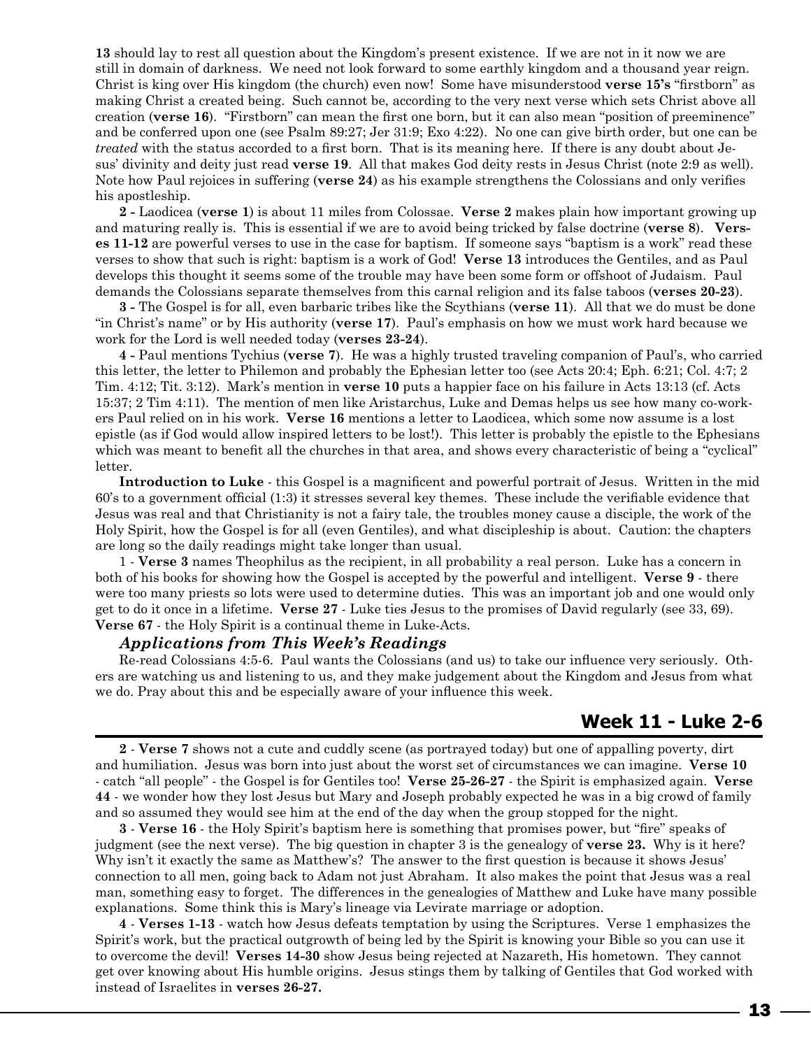**13** should lay to rest all question about the Kingdom's present existence. If we are not in it now we are still in domain of darkness. We need not look forward to some earthly kingdom and a thousand year reign. Christ is king over His kingdom (the church) even now! Some have misunderstood **verse 15's** "firstborn" as making Christ a created being. Such cannot be, according to the very next verse which sets Christ above all creation (**verse 16**). "Firstborn" can mean the first one born, but it can also mean "position of preeminence" and be conferred upon one (see Psalm 89:27; Jer 31:9; Exo 4:22). No one can give birth order, but one can be *treated* with the status accorded to a first born. That is its meaning here. If there is any doubt about Jesus' divinity and deity just read **verse 19**. All that makes God deity rests in Jesus Christ (note 2:9 as well). Note how Paul rejoices in suffering (**verse 24**) as his example strengthens the Colossians and only verifies his apostleship.

**2 -** Laodicea (**verse 1**) is about 11 miles from Colossae. **Verse 2** makes plain how important growing up and maturing really is. This is essential if we are to avoid being tricked by false doctrine (**verse 8**). **Verses 11-12** are powerful verses to use in the case for baptism. If someone says "baptism is a work" read these verses to show that such is right: baptism is a work of God! **Verse 13** introduces the Gentiles, and as Paul develops this thought it seems some of the trouble may have been some form or offshoot of Judaism. Paul demands the Colossians separate themselves from this carnal religion and its false taboos (**verses 20-23**).

**3 -** The Gospel is for all, even barbaric tribes like the Scythians (**verse 11**). All that we do must be done "in Christ's name" or by His authority (**verse 17**). Paul's emphasis on how we must work hard because we work for the Lord is well needed today (**verses 23-24**).

**4 -** Paul mentions Tychius (**verse 7**). He was a highly trusted traveling companion of Paul's, who carried this letter, the letter to Philemon and probably the Ephesian letter too (see Acts 20:4; Eph. 6:21; Col. 4:7; 2 Tim. 4:12; Tit. 3:12). Mark's mention in **verse 10** puts a happier face on his failure in Acts 13:13 (cf. Acts 15:37; 2 Tim 4:11). The mention of men like Aristarchus, Luke and Demas helps us see how many co-workers Paul relied on in his work. **Verse 16** mentions a letter to Laodicea, which some now assume is a lost epistle (as if God would allow inspired letters to be lost!). This letter is probably the epistle to the Ephesians which was meant to benefit all the churches in that area, and shows every characteristic of being a "cyclical" letter.

**Introduction to Luke** - this Gospel is a magnificent and powerful portrait of Jesus. Written in the mid 60's to a government official (1:3) it stresses several key themes. These include the verifiable evidence that Jesus was real and that Christianity is not a fairy tale, the troubles money cause a disciple, the work of the Holy Spirit, how the Gospel is for all (even Gentiles), and what discipleship is about. Caution: the chapters are long so the daily readings might take longer than usual.

1 - **Verse 3** names Theophilus as the recipient, in all probability a real person. Luke has a concern in both of his books for showing how the Gospel is accepted by the powerful and intelligent. **Verse 9** - there were too many priests so lots were used to determine duties. This was an important job and one would only get to do it once in a lifetime. **Verse 27** - Luke ties Jesus to the promises of David regularly (see 33, 69). **Verse 67** - the Holy Spirit is a continual theme in Luke-Acts.

### *Applications from This Week's Readings*

Re-read Colossians 4:5-6. Paul wants the Colossians (and us) to take our influence very seriously. Others are watching us and listening to us, and they make judgement about the Kingdom and Jesus from what we do. Pray about this and be especially aware of your influence this week.

## Week 11 - Luke 2-6

**2** - **Verse 7** shows not a cute and cuddly scene (as portrayed today) but one of appalling poverty, dirt and humiliation. Jesus was born into just about the worst set of circumstances we can imagine. **Verse 10** - catch "all people" - the Gospel is for Gentiles too! **Verse 25-26-27** - the Spirit is emphasized again. **Verse 44** - we wonder how they lost Jesus but Mary and Joseph probably expected he was in a big crowd of family and so assumed they would see him at the end of the day when the group stopped for the night.

**3** - **Verse 16** - the Holy Spirit's baptism here is something that promises power, but "fire" speaks of judgment (see the next verse). The big question in chapter 3 is the genealogy of **verse 23.** Why is it here? Why isn't it exactly the same as Matthew's? The answer to the first question is because it shows Jesus' connection to all men, going back to Adam not just Abraham. It also makes the point that Jesus was a real man, something easy to forget. The differences in the genealogies of Matthew and Luke have many possible explanations. Some think this is Mary's lineage via Levirate marriage or adoption.

**4** - **Verses 1-13** - watch how Jesus defeats temptation by using the Scriptures. Verse 1 emphasizes the Spirit's work, but the practical outgrowth of being led by the Spirit is knowing your Bible so you can use it to overcome the devil! **Verses 14-30** show Jesus being rejected at Nazareth, His hometown. They cannot get over knowing about His humble origins. Jesus stings them by talking of Gentiles that God worked with instead of Israelites in **verses 26-27.**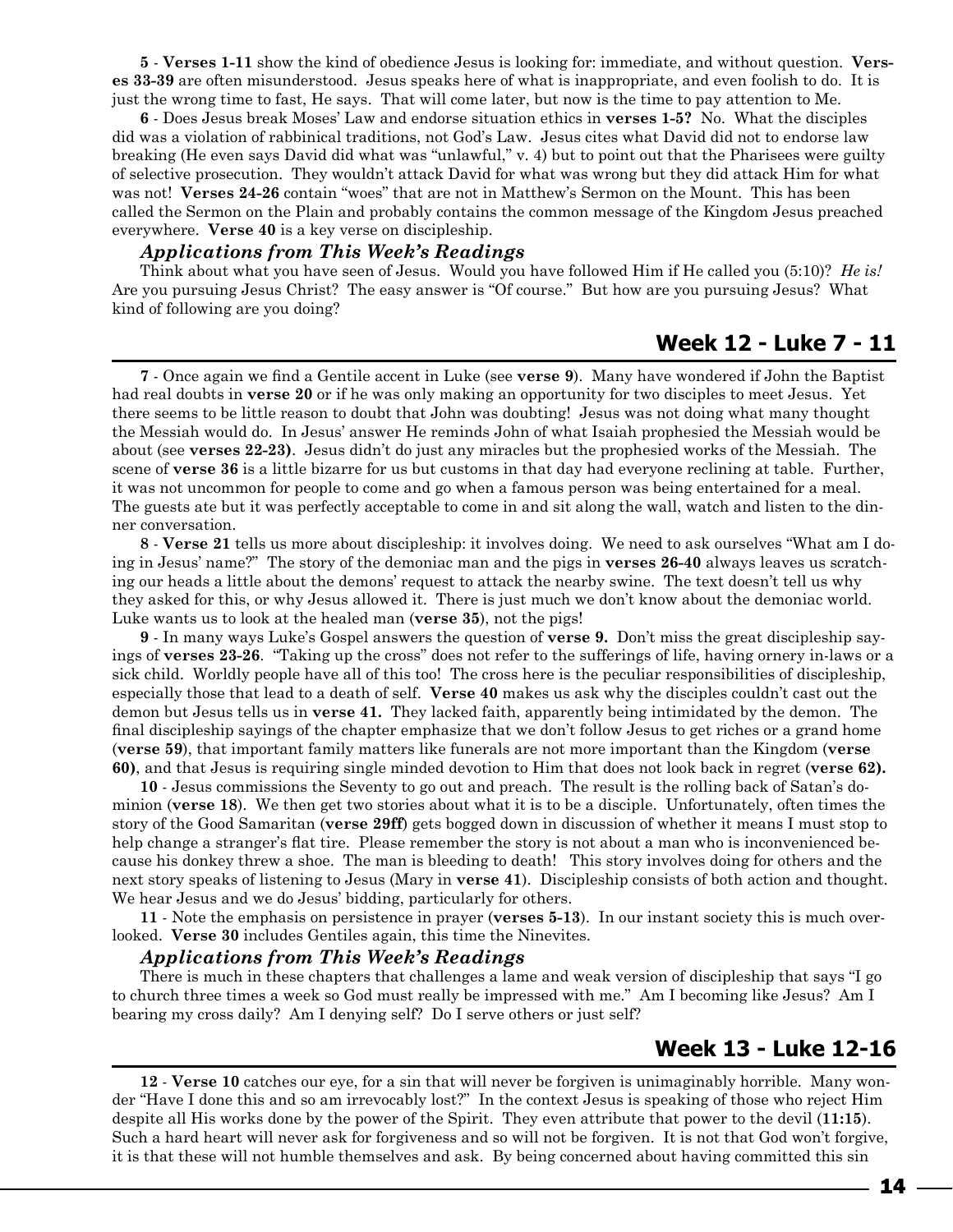**5** - **Verses 1-11** show the kind of obedience Jesus is looking for: immediate, and without question. **Verses 33-39** are often misunderstood. Jesus speaks here of what is inappropriate, and even foolish to do. It is just the wrong time to fast, He says. That will come later, but now is the time to pay attention to Me.

**6** - Does Jesus break Moses' Law and endorse situation ethics in **verses 1-5?** No. What the disciples did was a violation of rabbinical traditions, not God's Law. Jesus cites what David did not to endorse law breaking (He even says David did what was "unlawful," v. 4) but to point out that the Pharisees were guilty of selective prosecution. They wouldn't attack David for what was wrong but they did attack Him for what was not! **Verses 24-26** contain "woes" that are not in Matthew's Sermon on the Mount. This has been called the Sermon on the Plain and probably contains the common message of the Kingdom Jesus preached everywhere. **Verse 40** is a key verse on discipleship.

### *Applications from This Week's Readings*

Think about what you have seen of Jesus. Would you have followed Him if He called you (5:10)? *He is!* Are you pursuing Jesus Christ? The easy answer is "Of course." But how are you pursuing Jesus? What kind of following are you doing?

## Week 12 - Luke 7 - 11

**7** - Once again we find a Gentile accent in Luke (see **verse 9**). Many have wondered if John the Baptist had real doubts in **verse 20** or if he was only making an opportunity for two disciples to meet Jesus. Yet there seems to be little reason to doubt that John was doubting! Jesus was not doing what many thought the Messiah would do. In Jesus' answer He reminds John of what Isaiah prophesied the Messiah would be about (see **verses 22-23)**. Jesus didn't do just any miracles but the prophesied works of the Messiah. The scene of **verse 36** is a little bizarre for us but customs in that day had everyone reclining at table. Further, it was not uncommon for people to come and go when a famous person was being entertained for a meal. The guests ate but it was perfectly acceptable to come in and sit along the wall, watch and listen to the dinner conversation.

**8** - **Verse 21** tells us more about discipleship: it involves doing. We need to ask ourselves "What am I doing in Jesus' name?" The story of the demoniac man and the pigs in **verses 26-40** always leaves us scratching our heads a little about the demons' request to attack the nearby swine. The text doesn't tell us why they asked for this, or why Jesus allowed it. There is just much we don't know about the demoniac world. Luke wants us to look at the healed man (**verse 35**), not the pigs!

**9** - In many ways Luke's Gospel answers the question of **verse 9.** Don't miss the great discipleship sayings of **verses 23-26**. "Taking up the cross" does not refer to the sufferings of life, having ornery in-laws or a sick child. Worldly people have all of this too! The cross here is the peculiar responsibilities of discipleship, especially those that lead to a death of self. **Verse 40** makes us ask why the disciples couldn't cast out the demon but Jesus tells us in **verse 41.** They lacked faith, apparently being intimidated by the demon. The final discipleship sayings of the chapter emphasize that we don't follow Jesus to get riches or a grand home (**verse 59**), that important family matters like funerals are not more important than the Kingdom (**verse 60)**, and that Jesus is requiring single minded devotion to Him that does not look back in regret (**verse 62).**

**10** - Jesus commissions the Seventy to go out and preach. The result is the rolling back of Satan's dominion (**verse 18**). We then get two stories about what it is to be a disciple. Unfortunately, often times the story of the Good Samaritan (**verse 29ff**) gets bogged down in discussion of whether it means I must stop to help change a stranger's flat tire. Please remember the story is not about a man who is inconvenienced because his donkey threw a shoe. The man is bleeding to death! This story involves doing for others and the next story speaks of listening to Jesus (Mary in **verse 41**). Discipleship consists of both action and thought. We hear Jesus and we do Jesus' bidding, particularly for others.

**11** - Note the emphasis on persistence in prayer (**verses 5-13**). In our instant society this is much overlooked. **Verse 30** includes Gentiles again, this time the Ninevites.

### *Applications from This Week's Readings*

There is much in these chapters that challenges a lame and weak version of discipleship that says "I go to church three times a week so God must really be impressed with me." Am I becoming like Jesus? Am I bearing my cross daily? Am I denying self? Do I serve others or just self?

## Week 13 - Luke 12-16

**12** - **Verse 10** catches our eye, for a sin that will never be forgiven is unimaginably horrible. Many wonder "Have I done this and so am irrevocably lost?" In the context Jesus is speaking of those who reject Him despite all His works done by the power of the Spirit. They even attribute that power to the devil (**11:15**). Such a hard heart will never ask for forgiveness and so will not be forgiven. It is not that God won't forgive, it is that these will not humble themselves and ask. By being concerned about having committed this sin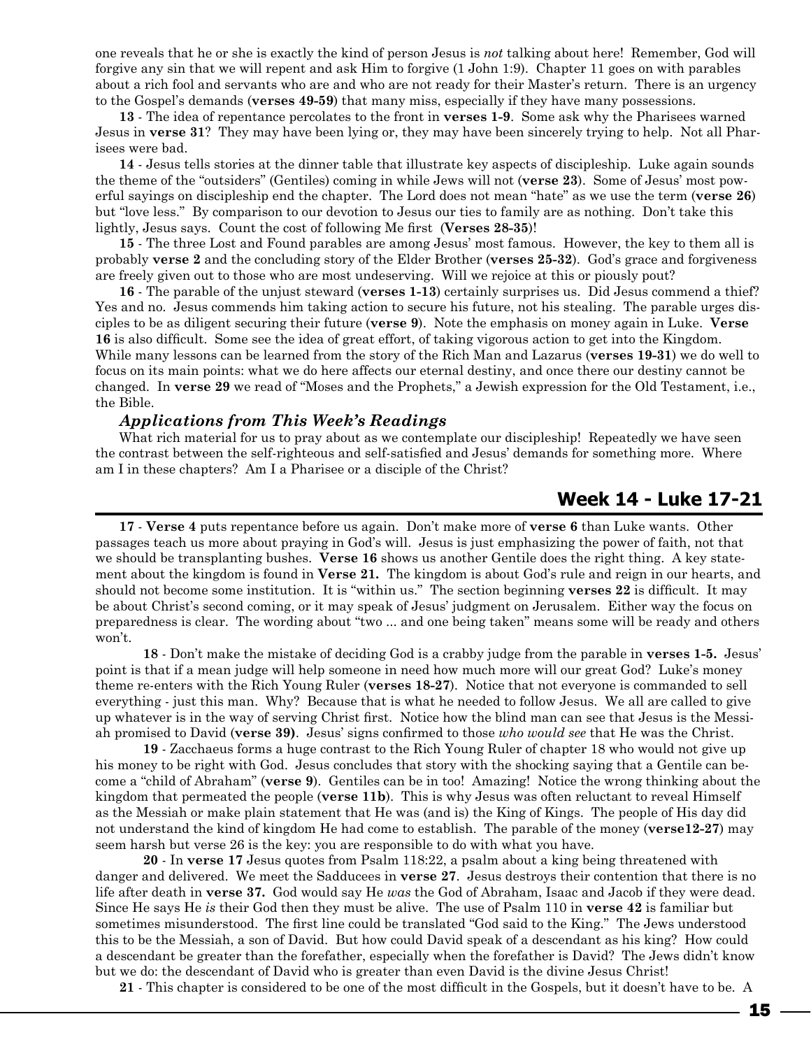one reveals that he or she is exactly the kind of person Jesus is *not* talking about here! Remember, God will forgive any sin that we will repent and ask Him to forgive (1 John 1:9). Chapter 11 goes on with parables about a rich fool and servants who are and who are not ready for their Master's return. There is an urgency to the Gospel's demands (**verses 49-59**) that many miss, especially if they have many possessions.

**13** - The idea of repentance percolates to the front in **verses 1-9**. Some ask why the Pharisees warned Jesus in **verse 31**? They may have been lying or, they may have been sincerely trying to help. Not all Pharisees were bad.

**14** - Jesus tells stories at the dinner table that illustrate key aspects of discipleship. Luke again sounds the theme of the "outsiders" (Gentiles) coming in while Jews will not (**verse 23**). Some of Jesus' most powerful sayings on discipleship end the chapter. The Lord does not mean "hate" as we use the term (**verse 26**) but "love less." By comparison to our devotion to Jesus our ties to family are as nothing. Don't take this lightly, Jesus says. Count the cost of following Me first (**Verses 28-35**)!

**15** - The three Lost and Found parables are among Jesus' most famous. However, the key to them all is probably **verse 2** and the concluding story of the Elder Brother (**verses 25-32**). God's grace and forgiveness are freely given out to those who are most undeserving. Will we rejoice at this or piously pout?

**16** - The parable of the unjust steward (**verses 1-13**) certainly surprises us. Did Jesus commend a thief? Yes and no. Jesus commends him taking action to secure his future, not his stealing. The parable urges disciples to be as diligent securing their future (**verse 9**). Note the emphasis on money again in Luke. **Verse 16** is also difficult. Some see the idea of great effort, of taking vigorous action to get into the Kingdom. While many lessons can be learned from the story of the Rich Man and Lazarus (**verses 19-31**) we do well to focus on its main points: what we do here affects our eternal destiny, and once there our destiny cannot be changed. In **verse 29** we read of "Moses and the Prophets," a Jewish expression for the Old Testament, i.e., the Bible.

### *Applications from This Week's Readings*

What rich material for us to pray about as we contemplate our discipleship! Repeatedly we have seen the contrast between the self-righteous and self-satisfied and Jesus' demands for something more. Where am I in these chapters? Am I a Pharisee or a disciple of the Christ?

## Week 14 - Luke 17-21

**17** - **Verse 4** puts repentance before us again. Don't make more of **verse 6** than Luke wants. Other passages teach us more about praying in God's will. Jesus is just emphasizing the power of faith, not that we should be transplanting bushes. **Verse 16** shows us another Gentile does the right thing. A key statement about the kingdom is found in **Verse 21.** The kingdom is about God's rule and reign in our hearts, and should not become some institution. It is "within us." The section beginning **verses 22** is difficult. It may be about Christ's second coming, or it may speak of Jesus' judgment on Jerusalem. Either way the focus on preparedness is clear. The wording about "two ... and one being taken" means some will be ready and others won't.

**18** - Don't make the mistake of deciding God is a crabby judge from the parable in **verses 1-5.** Jesus' point is that if a mean judge will help someone in need how much more will our great God? Luke's money theme re-enters with the Rich Young Ruler (**verses 18-27**). Notice that not everyone is commanded to sell everything - just this man. Why? Because that is what he needed to follow Jesus. We all are called to give up whatever is in the way of serving Christ first. Notice how the blind man can see that Jesus is the Messiah promised to David (**verse 39)**. Jesus' signs confirmed to those *who would see* that He was the Christ.

**19** - Zacchaeus forms a huge contrast to the Rich Young Ruler of chapter 18 who would not give up his money to be right with God. Jesus concludes that story with the shocking saying that a Gentile can become a "child of Abraham" (**verse 9**). Gentiles can be in too! Amazing! Notice the wrong thinking about the kingdom that permeated the people (**verse 11b**). This is why Jesus was often reluctant to reveal Himself as the Messiah or make plain statement that He was (and is) the King of Kings. The people of His day did not understand the kind of kingdom He had come to establish. The parable of the money (**verse12-27**) may seem harsh but verse 26 is the key: you are responsible to do with what you have.

**20** - In **verse 17** Jesus quotes from Psalm 118:22, a psalm about a king being threatened with danger and delivered. We meet the Sadducees in **verse 27**. Jesus destroys their contention that there is no life after death in **verse 37.** God would say He *was* the God of Abraham, Isaac and Jacob if they were dead. Since He says He *is* their God then they must be alive. The use of Psalm 110 in **verse 42** is familiar but sometimes misunderstood. The first line could be translated "God said to the King." The Jews understood this to be the Messiah, a son of David. But how could David speak of a descendant as his king? How could a descendant be greater than the forefather, especially when the forefather is David? The Jews didn't know but we do: the descendant of David who is greater than even David is the divine Jesus Christ!

**21** - This chapter is considered to be one of the most difficult in the Gospels, but it doesn't have to be. A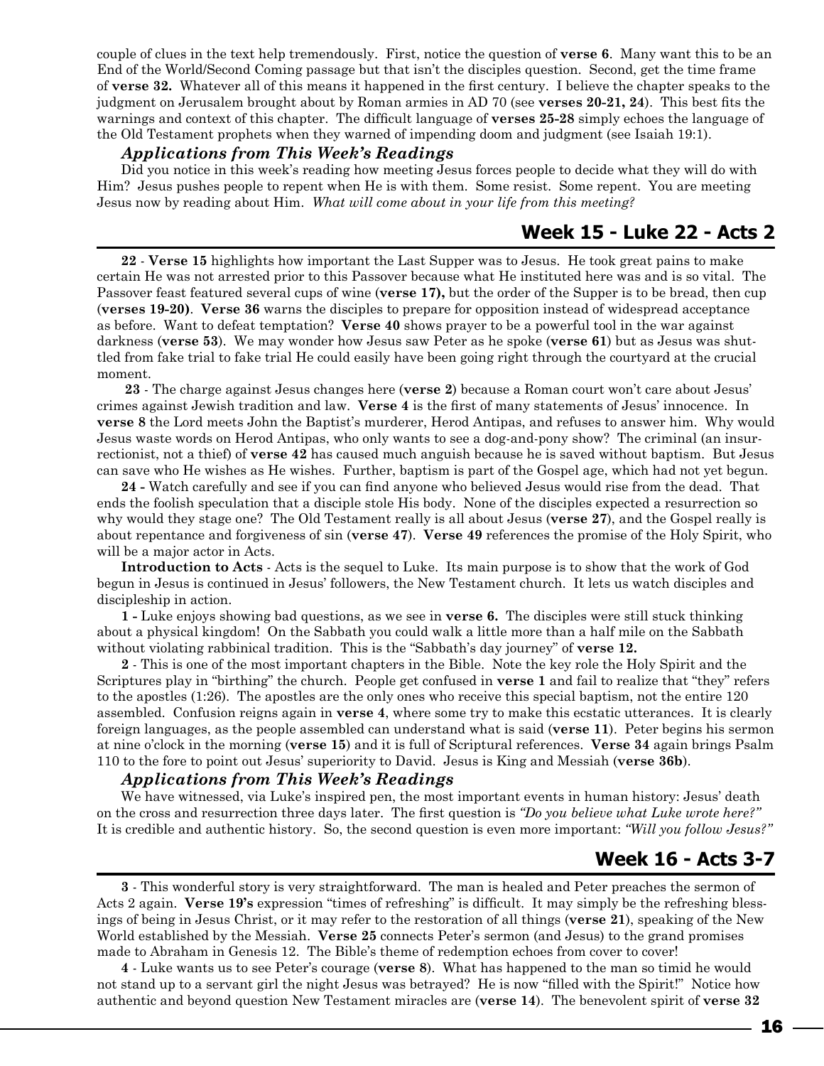couple of clues in the text help tremendously. First, notice the question of **verse 6**. Many want this to be an End of the World/Second Coming passage but that isn't the disciples question. Second, get the time frame of **verse 32.** Whatever all of this means it happened in the first century. I believe the chapter speaks to the judgment on Jerusalem brought about by Roman armies in AD 70 (see **verses 20-21, 24**). This best fits the warnings and context of this chapter. The difficult language of **verses 25-28** simply echoes the language of the Old Testament prophets when they warned of impending doom and judgment (see Isaiah 19:1).

### *Applications from This Week's Readings*

Did you notice in this week's reading how meeting Jesus forces people to decide what they will do with Him? Jesus pushes people to repent when He is with them. Some resist. Some repent. You are meeting Jesus now by reading about Him. *What will come about in your life from this meeting?*

## Week 15 - Luke 22 - Acts 2

**22** - **Verse 15** highlights how important the Last Supper was to Jesus. He took great pains to make certain He was not arrested prior to this Passover because what He instituted here was and is so vital. The Passover feast featured several cups of wine (**verse 17),** but the order of the Supper is to be bread, then cup (**verses 19-20)**. **Verse 36** warns the disciples to prepare for opposition instead of widespread acceptance as before. Want to defeat temptation? **Verse 40** shows prayer to be a powerful tool in the war against darkness (**verse 53**). We may wonder how Jesus saw Peter as he spoke (**verse 61**) but as Jesus was shuttled from fake trial to fake trial He could easily have been going right through the courtyard at the crucial moment.

**23** - The charge against Jesus changes here (**verse 2**) because a Roman court won't care about Jesus' crimes against Jewish tradition and law. **Verse 4** is the first of many statements of Jesus' innocence. In **verse 8** the Lord meets John the Baptist's murderer, Herod Antipas, and refuses to answer him. Why would Jesus waste words on Herod Antipas, who only wants to see a dog-and-pony show? The criminal (an insurrectionist, not a thief) of **verse 42** has caused much anguish because he is saved without baptism. But Jesus can save who He wishes as He wishes. Further, baptism is part of the Gospel age, which had not yet begun.

**24 -** Watch carefully and see if you can find anyone who believed Jesus would rise from the dead. That ends the foolish speculation that a disciple stole His body. None of the disciples expected a resurrection so why would they stage one? The Old Testament really is all about Jesus (**verse 27**), and the Gospel really is about repentance and forgiveness of sin (**verse 47**). **Verse 49** references the promise of the Holy Spirit, who will be a major actor in Acts.

**Introduction to Acts** - Acts is the sequel to Luke. Its main purpose is to show that the work of God begun in Jesus is continued in Jesus' followers, the New Testament church. It lets us watch disciples and discipleship in action.

**1 -** Luke enjoys showing bad questions, as we see in **verse 6.** The disciples were still stuck thinking about a physical kingdom! On the Sabbath you could walk a little more than a half mile on the Sabbath without violating rabbinical tradition. This is the "Sabbath's day journey" of **verse 12.**

**2** - This is one of the most important chapters in the Bible. Note the key role the Holy Spirit and the Scriptures play in "birthing" the church. People get confused in **verse 1** and fail to realize that "they" refers to the apostles (1:26). The apostles are the only ones who receive this special baptism, not the entire 120 assembled. Confusion reigns again in **verse 4**, where some try to make this ecstatic utterances. It is clearly foreign languages, as the people assembled can understand what is said (**verse 11**). Peter begins his sermon at nine o'clock in the morning (**verse 15**) and it is full of Scriptural references. **Verse 34** again brings Psalm 110 to the fore to point out Jesus' superiority to David. Jesus is King and Messiah (**verse 36b**).

### *Applications from This Week's Readings*

We have witnessed, via Luke's inspired pen, the most important events in human history: Jesus' death on the cross and resurrection three days later. The first question is *"Do you believe what Luke wrote here?"* It is credible and authentic history. So, the second question is even more important: *"Will you follow Jesus?"*

## Week 16 - Acts 3-7

**3** - This wonderful story is very straightforward. The man is healed and Peter preaches the sermon of Acts 2 again. **Verse 19's** expression "times of refreshing" is difficult. It may simply be the refreshing blessings of being in Jesus Christ, or it may refer to the restoration of all things (**verse 21**), speaking of the New World established by the Messiah. **Verse 25** connects Peter's sermon (and Jesus) to the grand promises made to Abraham in Genesis 12. The Bible's theme of redemption echoes from cover to cover!

**4** - Luke wants us to see Peter's courage (**verse 8**). What has happened to the man so timid he would not stand up to a servant girl the night Jesus was betrayed? He is now "filled with the Spirit!" Notice how authentic and beyond question New Testament miracles are (**verse 14**). The benevolent spirit of **verse 32**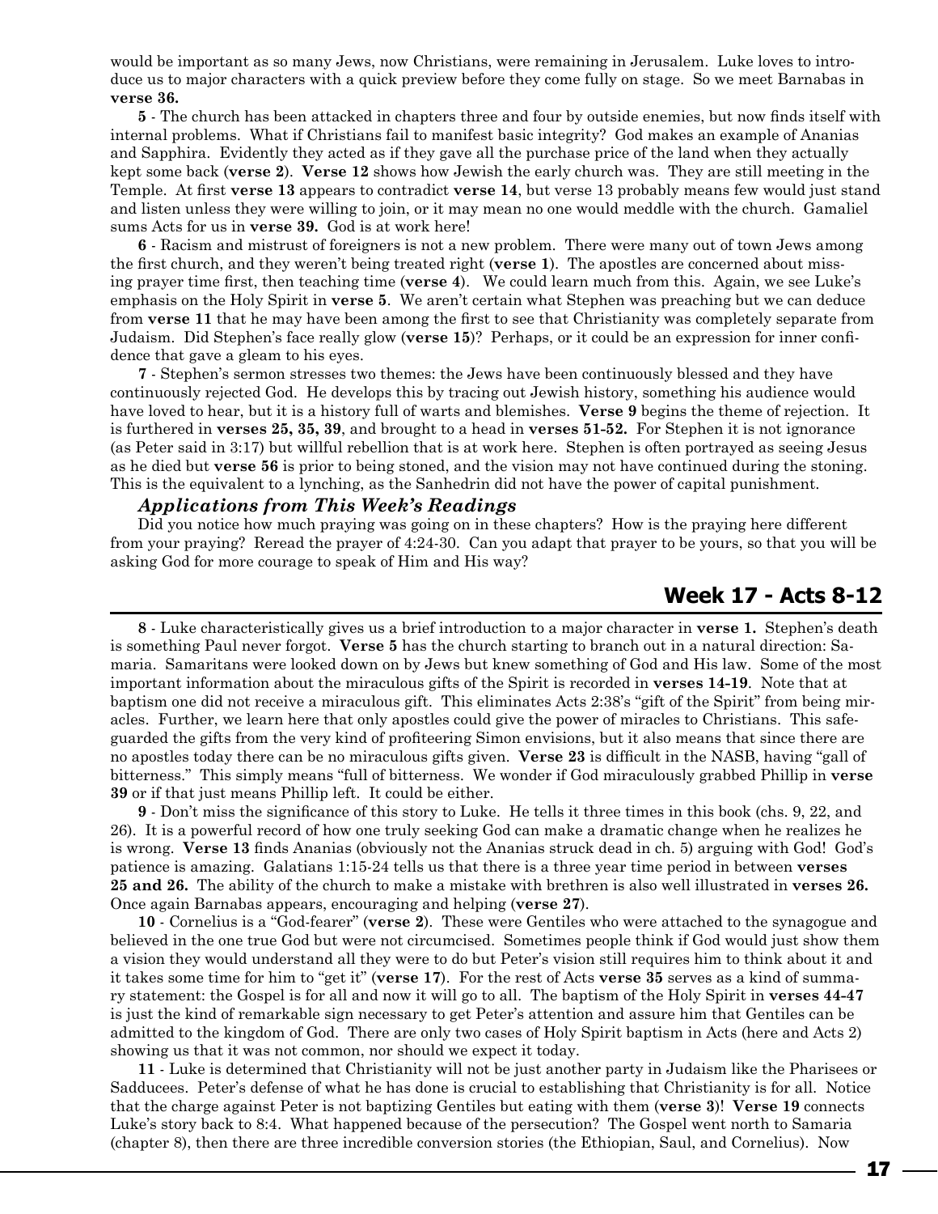would be important as so many Jews, now Christians, were remaining in Jerusalem. Luke loves to introduce us to major characters with a quick preview before they come fully on stage. So we meet Barnabas in **verse 36.**

**5** - The church has been attacked in chapters three and four by outside enemies, but now finds itself with internal problems. What if Christians fail to manifest basic integrity? God makes an example of Ananias and Sapphira. Evidently they acted as if they gave all the purchase price of the land when they actually kept some back (**verse 2**). **Verse 12** shows how Jewish the early church was. They are still meeting in the Temple. At first **verse 13** appears to contradict **verse 14**, but verse 13 probably means few would just stand and listen unless they were willing to join, or it may mean no one would meddle with the church. Gamaliel sums Acts for us in **verse 39.** God is at work here!

**6** - Racism and mistrust of foreigners is not a new problem. There were many out of town Jews among the first church, and they weren't being treated right (**verse 1**). The apostles are concerned about missing prayer time first, then teaching time (**verse 4**). We could learn much from this. Again, we see Luke's emphasis on the Holy Spirit in **verse 5**. We aren't certain what Stephen was preaching but we can deduce from **verse 11** that he may have been among the first to see that Christianity was completely separate from Judaism. Did Stephen's face really glow (**verse 15**)? Perhaps, or it could be an expression for inner confidence that gave a gleam to his eyes.

**7** - Stephen's sermon stresses two themes: the Jews have been continuously blessed and they have continuously rejected God. He develops this by tracing out Jewish history, something his audience would have loved to hear, but it is a history full of warts and blemishes. **Verse 9** begins the theme of rejection. It is furthered in **verses 25, 35, 39**, and brought to a head in **verses 51-52.** For Stephen it is not ignorance (as Peter said in 3:17) but willful rebellion that is at work here. Stephen is often portrayed as seeing Jesus as he died but **verse 56** is prior to being stoned, and the vision may not have continued during the stoning. This is the equivalent to a lynching, as the Sanhedrin did not have the power of capital punishment.

### *Applications from This Week's Readings*

Did you notice how much praying was going on in these chapters? How is the praying here different from your praying? Reread the prayer of 4:24-30. Can you adapt that prayer to be yours, so that you will be asking God for more courage to speak of Him and His way?

## Week 17 - Acts 8-12

**8** - Luke characteristically gives us a brief introduction to a major character in **verse 1.** Stephen's death is something Paul never forgot. **Verse 5** has the church starting to branch out in a natural direction: Samaria. Samaritans were looked down on by Jews but knew something of God and His law. Some of the most important information about the miraculous gifts of the Spirit is recorded in **verses 14-19**. Note that at baptism one did not receive a miraculous gift. This eliminates Acts 2:38's "gift of the Spirit" from being miracles. Further, we learn here that only apostles could give the power of miracles to Christians. This safeguarded the gifts from the very kind of profiteering Simon envisions, but it also means that since there are no apostles today there can be no miraculous gifts given. **Verse 23** is difficult in the NASB, having "gall of bitterness." This simply means "full of bitterness. We wonder if God miraculously grabbed Phillip in **verse 39** or if that just means Phillip left. It could be either.

**9** - Don't miss the significance of this story to Luke. He tells it three times in this book (chs. 9, 22, and 26). It is a powerful record of how one truly seeking God can make a dramatic change when he realizes he is wrong. **Verse 13** finds Ananias (obviously not the Ananias struck dead in ch. 5) arguing with God! God's patience is amazing. Galatians 1:15-24 tells us that there is a three year time period in between **verses 25 and 26.** The ability of the church to make a mistake with brethren is also well illustrated in **verses 26.** Once again Barnabas appears, encouraging and helping (**verse 27**).

**10** - Cornelius is a "God-fearer" (**verse 2**). These were Gentiles who were attached to the synagogue and believed in the one true God but were not circumcised. Sometimes people think if God would just show them a vision they would understand all they were to do but Peter's vision still requires him to think about it and it takes some time for him to "get it" (**verse 17**). For the rest of Acts **verse 35** serves as a kind of summary statement: the Gospel is for all and now it will go to all. The baptism of the Holy Spirit in **verses 44-47** is just the kind of remarkable sign necessary to get Peter's attention and assure him that Gentiles can be admitted to the kingdom of God. There are only two cases of Holy Spirit baptism in Acts (here and Acts 2) showing us that it was not common, nor should we expect it today.

**11** - Luke is determined that Christianity will not be just another party in Judaism like the Pharisees or Sadducees. Peter's defense of what he has done is crucial to establishing that Christianity is for all. Notice that the charge against Peter is not baptizing Gentiles but eating with them (**verse 3**)! **Verse 19** connects Luke's story back to 8:4. What happened because of the persecution? The Gospel went north to Samaria (chapter 8), then there are three incredible conversion stories (the Ethiopian, Saul, and Cornelius). Now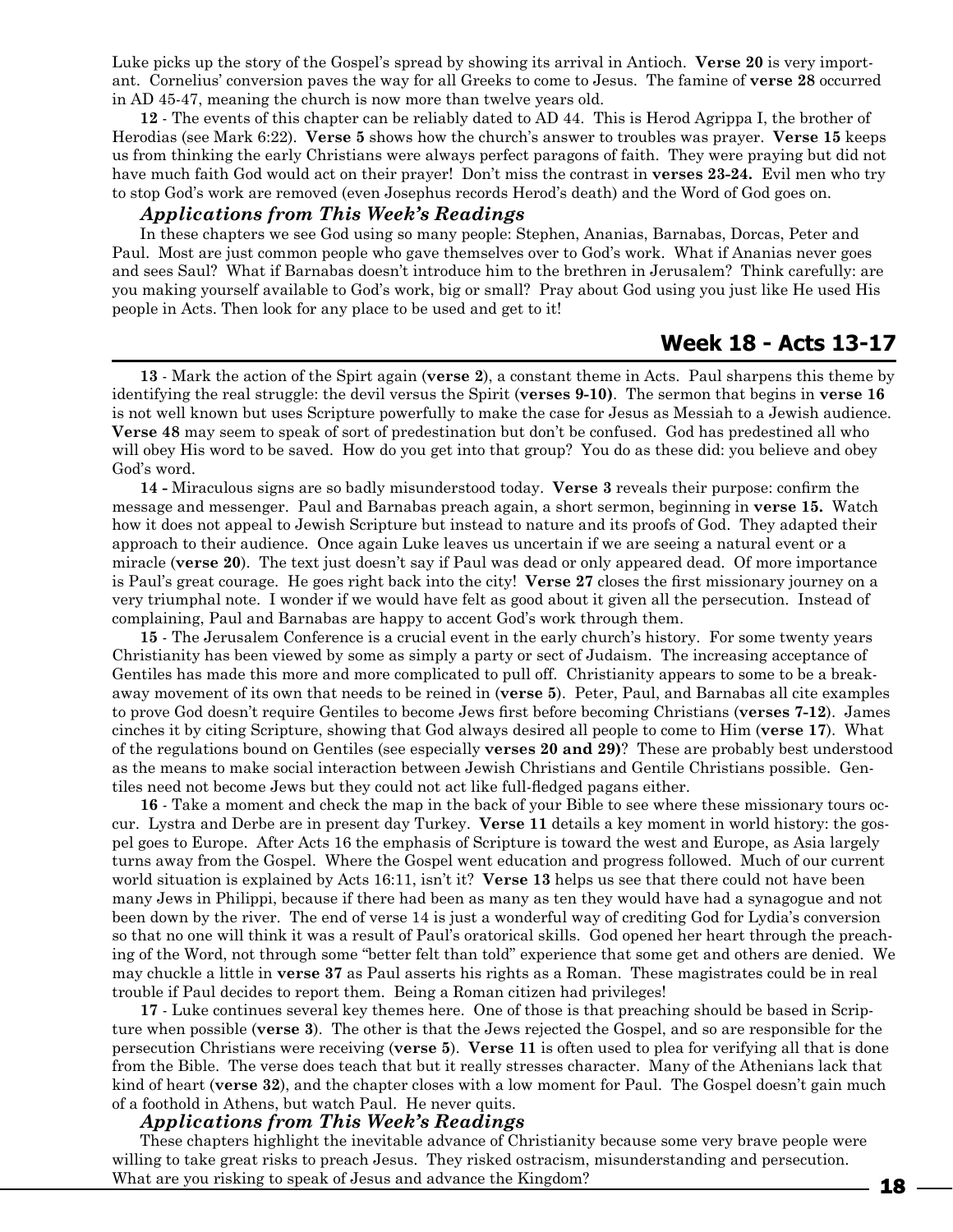Luke picks up the story of the Gospel's spread by showing its arrival in Antioch. **Verse 20** is very important. Cornelius' conversion paves the way for all Greeks to come to Jesus. The famine of **verse 28** occurred in AD 45-47, meaning the church is now more than twelve years old.

**12** - The events of this chapter can be reliably dated to AD 44. This is Herod Agrippa I, the brother of Herodias (see Mark 6:22). **Verse 5** shows how the church's answer to troubles was prayer. **Verse 15** keeps us from thinking the early Christians were always perfect paragons of faith. They were praying but did not have much faith God would act on their prayer! Don't miss the contrast in **verses 23-24.** Evil men who try to stop God's work are removed (even Josephus records Herod's death) and the Word of God goes on.

### *Applications from This Week's Readings*

In these chapters we see God using so many people: Stephen, Ananias, Barnabas, Dorcas, Peter and Paul. Most are just common people who gave themselves over to God's work. What if Ananias never goes and sees Saul? What if Barnabas doesn't introduce him to the brethren in Jerusalem? Think carefully: are you making yourself available to God's work, big or small? Pray about God using you just like He used His people in Acts. Then look for any place to be used and get to it!

## Week 18 - Acts 13-17

**13** - Mark the action of the Spirt again (**verse 2**), a constant theme in Acts. Paul sharpens this theme by identifying the real struggle: the devil versus the Spirit (**verses 9-10)**. The sermon that begins in **verse 16** is not well known but uses Scripture powerfully to make the case for Jesus as Messiah to a Jewish audience. **Verse 48** may seem to speak of sort of predestination but don't be confused. God has predestined all who will obey His word to be saved. How do you get into that group? You do as these did: you believe and obey God's word.

**14 -** Miraculous signs are so badly misunderstood today. **Verse 3** reveals their purpose: confirm the message and messenger. Paul and Barnabas preach again, a short sermon, beginning in **verse 15.** Watch how it does not appeal to Jewish Scripture but instead to nature and its proofs of God. They adapted their approach to their audience. Once again Luke leaves us uncertain if we are seeing a natural event or a miracle (**verse 20**). The text just doesn't say if Paul was dead or only appeared dead. Of more importance is Paul's great courage. He goes right back into the city! **Verse 27** closes the first missionary journey on a very triumphal note. I wonder if we would have felt as good about it given all the persecution. Instead of complaining, Paul and Barnabas are happy to accent God's work through them.

**15** - The Jerusalem Conference is a crucial event in the early church's history. For some twenty years Christianity has been viewed by some as simply a party or sect of Judaism. The increasing acceptance of Gentiles has made this more and more complicated to pull off. Christianity appears to some to be a breakaway movement of its own that needs to be reined in (**verse 5**). Peter, Paul, and Barnabas all cite examples to prove God doesn't require Gentiles to become Jews first before becoming Christians (**verses 7-12**). James cinches it by citing Scripture, showing that God always desired all people to come to Him (**verse 17**). What of the regulations bound on Gentiles (see especially **verses 20 and 29)**? These are probably best understood as the means to make social interaction between Jewish Christians and Gentile Christians possible. Gentiles need not become Jews but they could not act like full-fledged pagans either.

**16** - Take a moment and check the map in the back of your Bible to see where these missionary tours occur. Lystra and Derbe are in present day Turkey. **Verse 11** details a key moment in world history: the gospel goes to Europe. After Acts 16 the emphasis of Scripture is toward the west and Europe, as Asia largely turns away from the Gospel. Where the Gospel went education and progress followed. Much of our current world situation is explained by Acts 16:11, isn't it? **Verse 13** helps us see that there could not have been many Jews in Philippi, because if there had been as many as ten they would have had a synagogue and not been down by the river. The end of verse 14 is just a wonderful way of crediting God for Lydia's conversion so that no one will think it was a result of Paul's oratorical skills. God opened her heart through the preaching of the Word, not through some "better felt than told" experience that some get and others are denied. We may chuckle a little in **verse 37** as Paul asserts his rights as a Roman. These magistrates could be in real trouble if Paul decides to report them. Being a Roman citizen had privileges!

**17** - Luke continues several key themes here. One of those is that preaching should be based in Scripture when possible (**verse 3**). The other is that the Jews rejected the Gospel, and so are responsible for the persecution Christians were receiving (**verse 5**). **Verse 11** is often used to plea for verifying all that is done from the Bible. The verse does teach that but it really stresses character. Many of the Athenians lack that kind of heart (**verse 32**), and the chapter closes with a low moment for Paul. The Gospel doesn't gain much of a foothold in Athens, but watch Paul. He never quits.

### *Applications from This Week's Readings*

These chapters highlight the inevitable advance of Christianity because some very brave people were willing to take great risks to preach Jesus. They risked ostracism, misunderstanding and persecution. What are you risking to speak of Jesus and advance the Kingdom?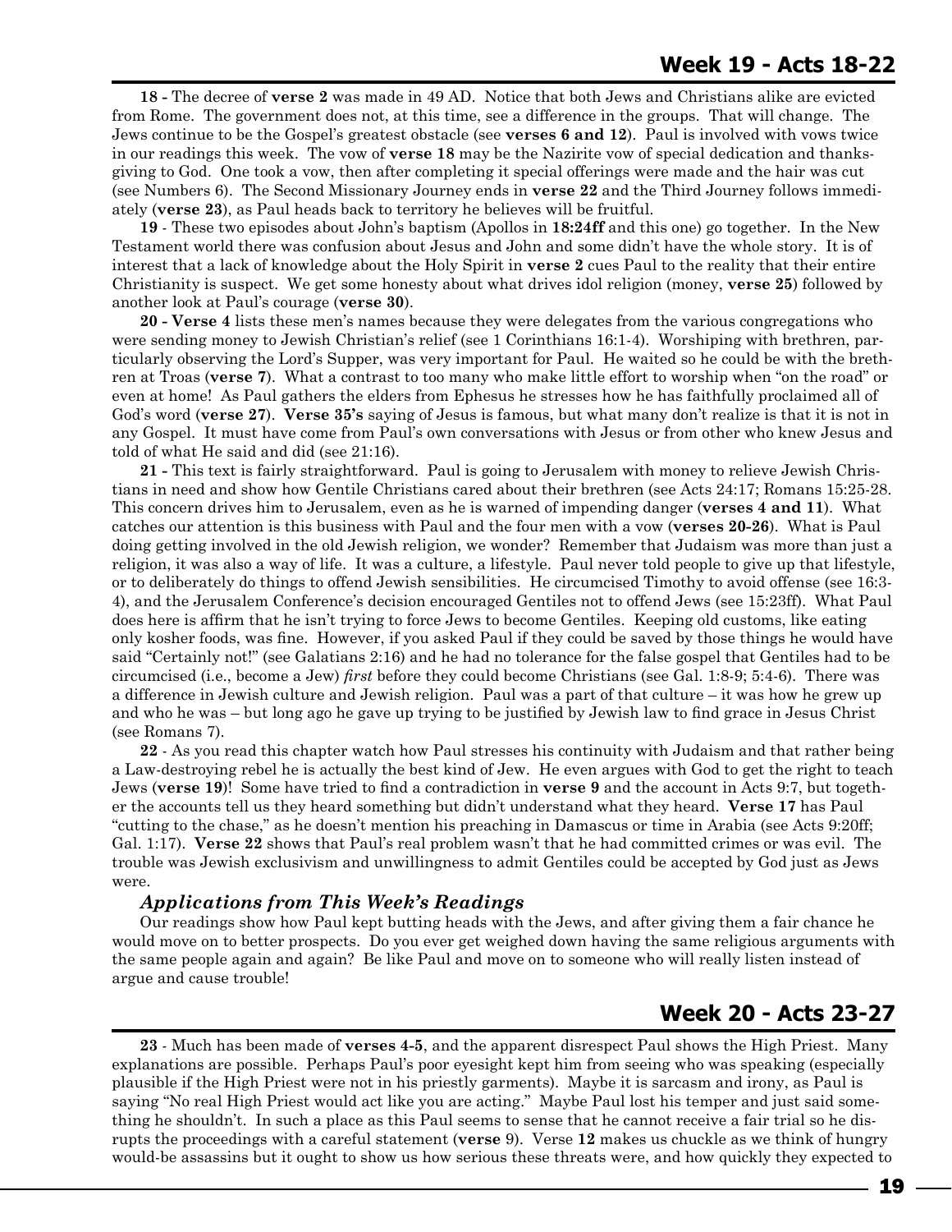## Week 19 - Acts 18-22

**18 -** The decree of **verse 2** was made in 49 AD. Notice that both Jews and Christians alike are evicted from Rome. The government does not, at this time, see a difference in the groups. That will change. The Jews continue to be the Gospel's greatest obstacle (see **verses 6 and 12**). Paul is involved with vows twice in our readings this week. The vow of **verse 18** may be the Nazirite vow of special dedication and thanksgiving to God. One took a vow, then after completing it special offerings were made and the hair was cut (see Numbers 6). The Second Missionary Journey ends in **verse 22** and the Third Journey follows immediately (**verse 23**), as Paul heads back to territory he believes will be fruitful.

**19** - These two episodes about John's baptism (Apollos in **18:24ff** and this one) go together. In the New Testament world there was confusion about Jesus and John and some didn't have the whole story. It is of interest that a lack of knowledge about the Holy Spirit in **verse 2** cues Paul to the reality that their entire Christianity is suspect. We get some honesty about what drives idol religion (money, **verse 25**) followed by another look at Paul's courage (**verse 30**).

**20 - Verse 4** lists these men's names because they were delegates from the various congregations who were sending money to Jewish Christian's relief (see 1 Corinthians 16:1-4). Worshiping with brethren, particularly observing the Lord's Supper, was very important for Paul. He waited so he could be with the brethren at Troas (**verse 7**). What a contrast to too many who make little effort to worship when "on the road" or even at home! As Paul gathers the elders from Ephesus he stresses how he has faithfully proclaimed all of God's word (**verse 27**). **Verse 35's** saying of Jesus is famous, but what many don't realize is that it is not in any Gospel. It must have come from Paul's own conversations with Jesus or from other who knew Jesus and told of what He said and did (see 21:16).

**21 -** This text is fairly straightforward. Paul is going to Jerusalem with money to relieve Jewish Christians in need and show how Gentile Christians cared about their brethren (see Acts 24:17; Romans 15:25-28. This concern drives him to Jerusalem, even as he is warned of impending danger (**verses 4 and 11**). What catches our attention is this business with Paul and the four men with a vow (**verses 20-26**). What is Paul doing getting involved in the old Jewish religion, we wonder? Remember that Judaism was more than just a religion, it was also a way of life. It was a culture, a lifestyle. Paul never told people to give up that lifestyle, or to deliberately do things to offend Jewish sensibilities. He circumcised Timothy to avoid offense (see 16:3-4), and the Jerusalem Conference's decision encouraged Gentiles not to offend Jews (see 15:23ff). What Paul does here is affirm that he isn't trying to force Jews to become Gentiles. Keeping old customs, like eating only kosher foods, was fine. However, if you asked Paul if they could be saved by those things he would have said "Certainly not!" (see Galatians 2:16) and he had no tolerance for the false gospel that Gentiles had to be circumcised (i.e., become a Jew) *first* before they could become Christians (see Gal. 1:8-9; 5:4-6). There was a difference in Jewish culture and Jewish religion. Paul was a part of that culture – it was how he grew up and who he was – but long ago he gave up trying to be justified by Jewish law to find grace in Jesus Christ (see Romans 7).

**22** - As you read this chapter watch how Paul stresses his continuity with Judaism and that rather being a Law-destroying rebel he is actually the best kind of Jew. He even argues with God to get the right to teach Jews (**verse 19**)! Some have tried to find a contradiction in **verse 9** and the account in Acts 9:7, but together the accounts tell us they heard something but didn't understand what they heard. **Verse 17** has Paul "cutting to the chase," as he doesn't mention his preaching in Damascus or time in Arabia (see Acts 9:20ff; Gal. 1:17). **Verse 22** shows that Paul's real problem wasn't that he had committed crimes or was evil. The trouble was Jewish exclusivism and unwillingness to admit Gentiles could be accepted by God just as Jews were.

### *Applications from This Week's Readings*

Our readings show how Paul kept butting heads with the Jews, and after giving them a fair chance he would move on to better prospects. Do you ever get weighed down having the same religious arguments with the same people again and again? Be like Paul and move on to someone who will really listen instead of argue and cause trouble!

## Week 20 - Acts 23-27

**23** - Much has been made of **verses 4-5**, and the apparent disrespect Paul shows the High Priest. Many explanations are possible. Perhaps Paul's poor eyesight kept him from seeing who was speaking (especially plausible if the High Priest were not in his priestly garments). Maybe it is sarcasm and irony, as Paul is saying "No real High Priest would act like you are acting." Maybe Paul lost his temper and just said something he shouldn't. In such a place as this Paul seems to sense that he cannot receive a fair trial so he disrupts the proceedings with a careful statement (**verse** 9). Verse **12** makes us chuckle as we think of hungry would-be assassins but it ought to show us how serious these threats were, and how quickly they expected to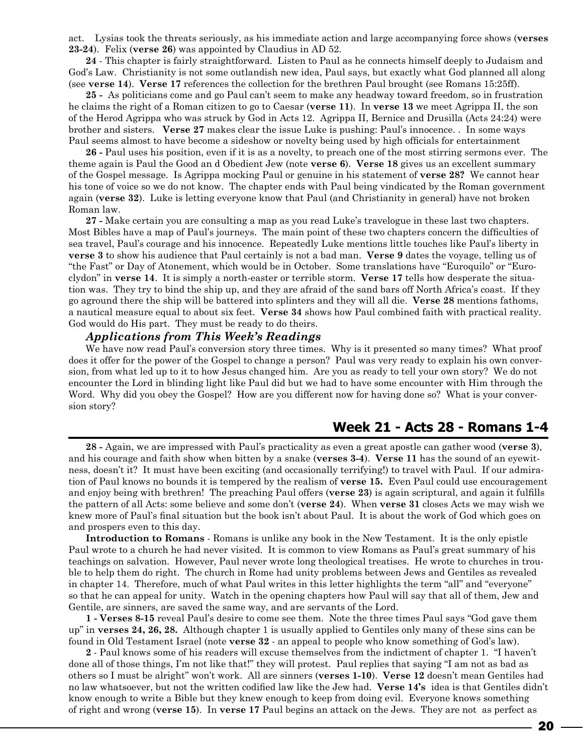act. Lysias took the threats seriously, as his immediate action and large accompanying force shows (**verses 23-24**). Felix (**verse 26**) was appointed by Claudius in AD 52.

**24** - This chapter is fairly straightforward. Listen to Paul as he connects himself deeply to Judaism and God's Law. Christianity is not some outlandish new idea, Paul says, but exactly what God planned all along (see **verse 14**). **Verse 17** references the collection for the brethren Paul brought (see Romans 15:25ff).

**25 -** As politicians come and go Paul can't seem to make any headway toward freedom, so in frustration he claims the right of a Roman citizen to go to Caesar (**verse 11**). In **verse 13** we meet Agrippa II, the son of the Herod Agrippa who was struck by God in Acts 12. Agrippa II, Bernice and Drusilla (Acts 24:24) were brother and sisters. **Verse 27** makes clear the issue Luke is pushing: Paul's innocence. . In some ways Paul seems almost to have become a sideshow or novelty being used by high officials for entertainment

**26 -** Paul uses his position, even if it is as a novelty, to preach one of the most stirring sermons ever. The theme again is Paul the Good an d Obedient Jew (note **verse 6**). **Verse 18** gives us an excellent summary of the Gospel message. Is Agrippa mocking Paul or genuine in his statement of **verse 28?** We cannot hear his tone of voice so we do not know. The chapter ends with Paul being vindicated by the Roman government again (**verse 32**). Luke is letting everyone know that Paul (and Christianity in general) have not broken Roman law.

**27 -** Make certain you are consulting a map as you read Luke's travelogue in these last two chapters. Most Bibles have a map of Paul's journeys. The main point of these two chapters concern the difficulties of sea travel, Paul's courage and his innocence. Repeatedly Luke mentions little touches like Paul's liberty in **verse 3** to show his audience that Paul certainly is not a bad man. **Verse 9** dates the voyage, telling us of "the Fast" or Day of Atonement, which would be in October. Some translations have "Euroquilo" or "Euroclydon" in **verse 14**. It is simply a north-easter or terrible storm. **Verse 17** tells how desperate the situation was. They try to bind the ship up, and they are afraid of the sand bars off North Africa's coast. If they go aground there the ship will be battered into splinters and they will all die. **Verse 28** mentions fathoms, a nautical measure equal to about six feet. **Verse 34** shows how Paul combined faith with practical reality. God would do His part. They must be ready to do theirs.

### *Applications from This Week's Readings*

We have now read Paul's conversion story three times. Why is it presented so many times? What proof does it offer for the power of the Gospel to change a person? Paul was very ready to explain his own conversion, from what led up to it to how Jesus changed him. Are you as ready to tell your own story? We do not encounter the Lord in blinding light like Paul did but we had to have some encounter with Him through the Word. Why did you obey the Gospel? How are you different now for having done so? What is your conversion story?

## Week 21 - Acts 28 - Romans 1-4

**28 -** Again, we are impressed with Paul's practicality as even a great apostle can gather wood (**verse 3**), and his courage and faith show when bitten by a snake (**verses 3-4**). **Verse 11** has the sound of an eyewitness, doesn't it? It must have been exciting (and occasionally terrifying!) to travel with Paul. If our admiration of Paul knows no bounds it is tempered by the realism of **verse 15.** Even Paul could use encouragement and enjoy being with brethren! The preaching Paul offers (**verse 23**) is again scriptural, and again it fulfills the pattern of all Acts: some believe and some don't (**verse 24**). When **verse 31** closes Acts we may wish we knew more of Paul's final situation but the book isn't about Paul. It is about the work of God which goes on and prospers even to this day.

**Introduction to Romans** - Romans is unlike any book in the New Testament. It is the only epistle Paul wrote to a church he had never visited. It is common to view Romans as Paul's great summary of his teachings on salvation. However, Paul never wrote long theological treatises. He wrote to churches in trouble to help them do right. The church in Rome had unity problems between Jews and Gentiles as revealed in chapter 14. Therefore, much of what Paul writes in this letter highlights the term "all" and "everyone" so that he can appeal for unity. Watch in the opening chapters how Paul will say that all of them, Jew and Gentile, are sinners, are saved the same way, and are servants of the Lord.

**1 - Verses 8-15** reveal Paul's desire to come see them. Note the three times Paul says "God gave them up" in **verses 24, 26, 28.** Although chapter 1 is usually applied to Gentiles only many of these sins can be found in Old Testament Israel (note **verse 32** - an appeal to people who know something of God's law).

**2** - Paul knows some of his readers will excuse themselves from the indictment of chapter 1. "I haven't done all of those things, I'm not like that!" they will protest. Paul replies that saying "I am not as bad as others so I must be alright" won't work. All are sinners (**verses 1-10**). **Verse 12** doesn't mean Gentiles had no law whatsoever, but not the written codified law like the Jew had. **Verse 14's** idea is that Gentiles didn't know enough to write a Bible but they knew enough to keep from doing evil. Everyone knows something of right and wrong (**verse 15**). In **verse 17** Paul begins an attack on the Jews. They are not as perfect as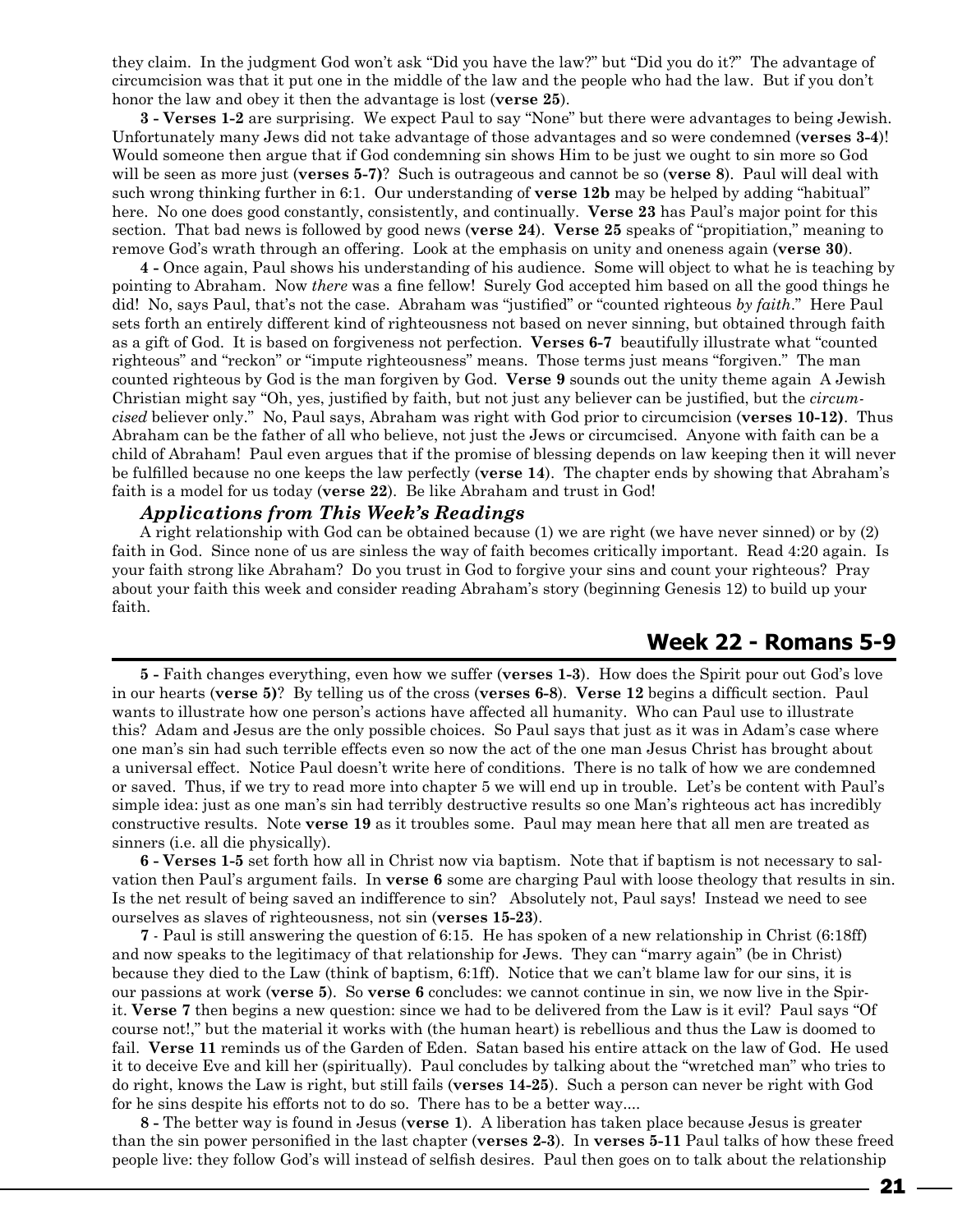they claim. In the judgment God won't ask "Did you have the law?" but "Did you do it?" The advantage of circumcision was that it put one in the middle of the law and the people who had the law. But if you don't honor the law and obey it then the advantage is lost (**verse 25**).

**3 - Verses 1-2** are surprising. We expect Paul to say "None" but there were advantages to being Jewish. Unfortunately many Jews did not take advantage of those advantages and so were condemned (**verses 3-4**)! Would someone then argue that if God condemning sin shows Him to be just we ought to sin more so God will be seen as more just (**verses 5-7)**? Such is outrageous and cannot be so (**verse 8**). Paul will deal with such wrong thinking further in 6:1. Our understanding of **verse 12b** may be helped by adding "habitual" here. No one does good constantly, consistently, and continually. **Verse 23** has Paul's major point for this section. That bad news is followed by good news (**verse 24**). **Verse 25** speaks of "propitiation," meaning to remove God's wrath through an offering. Look at the emphasis on unity and oneness again (**verse 30**).

**4 -** Once again, Paul shows his understanding of his audience. Some will object to what he is teaching by pointing to Abraham. Now *there* was a fine fellow! Surely God accepted him based on all the good things he did! No, says Paul, that's not the case. Abraham was "justified" or "counted righteous *by faith*." Here Paul sets forth an entirely different kind of righteousness not based on never sinning, but obtained through faith as a gift of God. It is based on forgiveness not perfection. **Verses 6-7** beautifully illustrate what "counted righteous" and "reckon" or "impute righteousness" means. Those terms just means "forgiven." The man counted righteous by God is the man forgiven by God. **Verse 9** sounds out the unity theme again A Jewish Christian might say "Oh, yes, justified by faith, but not just any believer can be justified, but the *circumcised* believer only." No, Paul says, Abraham was right with God prior to circumcision (**verses 10-12)**. Thus Abraham can be the father of all who believe, not just the Jews or circumcised. Anyone with faith can be a child of Abraham! Paul even argues that if the promise of blessing depends on law keeping then it will never be fulfilled because no one keeps the law perfectly (**verse 14**). The chapter ends by showing that Abraham's faith is a model for us today (**verse 22**). Be like Abraham and trust in God!

### *Applications from This Week's Readings*

A right relationship with God can be obtained because (1) we are right (we have never sinned) or by (2) faith in God. Since none of us are sinless the way of faith becomes critically important. Read 4:20 again. Is your faith strong like Abraham? Do you trust in God to forgive your sins and count your righteous? Pray about your faith this week and consider reading Abraham's story (beginning Genesis 12) to build up your faith.

## Week 22 - Romans 5-9

**5 -** Faith changes everything, even how we suffer (**verses 1-3**). How does the Spirit pour out God's love in our hearts (**verse 5)**? By telling us of the cross (**verses 6-8**). **Verse 12** begins a difficult section. Paul wants to illustrate how one person's actions have affected all humanity. Who can Paul use to illustrate this? Adam and Jesus are the only possible choices. So Paul says that just as it was in Adam's case where one man's sin had such terrible effects even so now the act of the one man Jesus Christ has brought about a universal effect. Notice Paul doesn't write here of conditions. There is no talk of how we are condemned or saved. Thus, if we try to read more into chapter 5 we will end up in trouble. Let's be content with Paul's simple idea: just as one man's sin had terribly destructive results so one Man's righteous act has incredibly constructive results. Note **verse 19** as it troubles some. Paul may mean here that all men are treated as sinners (i.e. all die physically).

**6 - Verses 1-5** set forth how all in Christ now via baptism. Note that if baptism is not necessary to salvation then Paul's argument fails. In **verse 6** some are charging Paul with loose theology that results in sin. Is the net result of being saved an indifference to sin? Absolutely not, Paul says! Instead we need to see ourselves as slaves of righteousness, not sin (**verses 15-23**).

**7** - Paul is still answering the question of 6:15. He has spoken of a new relationship in Christ (6:18ff) and now speaks to the legitimacy of that relationship for Jews. They can "marry again" (be in Christ) because they died to the Law (think of baptism, 6:1ff). Notice that we can't blame law for our sins, it is our passions at work (**verse 5**). So **verse 6** concludes: we cannot continue in sin, we now live in the Spirit. **Verse 7** then begins a new question: since we had to be delivered from the Law is it evil? Paul says "Of course not!," but the material it works with (the human heart) is rebellious and thus the Law is doomed to fail. **Verse 11** reminds us of the Garden of Eden. Satan based his entire attack on the law of God. He used it to deceive Eve and kill her (spiritually). Paul concludes by talking about the "wretched man" who tries to do right, knows the Law is right, but still fails (**verses 14-25**). Such a person can never be right with God for he sins despite his efforts not to do so. There has to be a better way....

**8 -** The better way is found in Jesus (**verse 1**). A liberation has taken place because Jesus is greater than the sin power personified in the last chapter (**verses 2-3**). In **verses 5-11** Paul talks of how these freed people live: they follow God's will instead of selfish desires. Paul then goes on to talk about the relationship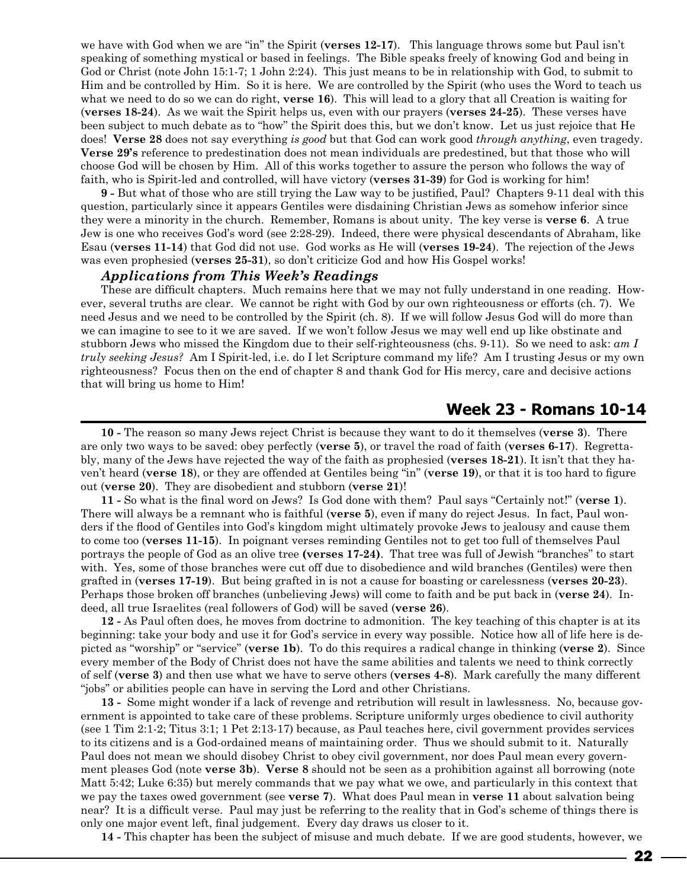we have with God when we are "in" the Spirit (**verses 12-17**). This language throws some but Paul isn't speaking of something mystical or based in feelings. The Bible speaks freely of knowing God and being in God or Christ (note John 15:1-7; 1 John 2:24). This just means to be in relationship with God, to submit to Him and be controlled by Him. So it is here. We are controlled by the Spirit (who uses the Word to teach us what we need to do so we can do right, **verse 16**). This will lead to a glory that all Creation is waiting for (**verses 18-24**). As we wait the Spirit helps us, even with our prayers (**verses 24-25**). These verses have been subject to much debate as to "how" the Spirit does this, but we don't know. Let us just rejoice that He does! **Verse 28** does not say everything *is good* but that God can work good *through anything*, even tragedy. **Verse 29's** reference to predestination does not mean individuals are predestined, but that those who will choose God will be chosen by Him. All of this works together to assure the person who follows the way of faith, who is Spirit-led and controlled, will have victory (**verses 31-39**) for God is working for him!

**9 -** But what of those who are still trying the Law way to be justified, Paul? Chapters 9-11 deal with this question, particularly since it appears Gentiles were disdaining Christian Jews as somehow inferior since they were a minority in the church. Remember, Romans is about unity. The key verse is **verse 6**. A true Jew is one who receives God's word (see 2:28-29). Indeed, there were physical descendants of Abraham, like Esau (**verses 11-14**) that God did not use. God works as He will (**verses 19-24**). The rejection of the Jews was even prophesied (**verses 25-31**), so don't criticize God and how His Gospel works!

### *Applications from This Week's Readings*

These are difficult chapters. Much remains here that we may not fully understand in one reading. However, several truths are clear. We cannot be right with God by our own righteousness or efforts (ch. 7). We need Jesus and we need to be controlled by the Spirit (ch. 8). If we will follow Jesus God will do more than we can imagine to see to it we are saved. If we won't follow Jesus we may well end up like obstinate and stubborn Jews who missed the Kingdom due to their self-righteousness (chs. 9-11). So we need to ask: *am I truly seeking Jesus?* Am I Spirit-led, i.e. do I let Scripture command my life? Am I trusting Jesus or my own righteousness? Focus then on the end of chapter 8 and thank God for His mercy, care and decisive actions that will bring us home to Him!

## Week 23 - Romans 10-14

**10 -** The reason so many Jews reject Christ is because they want to do it themselves (**verse 3**). There are only two ways to be saved: obey perfectly (**verse 5**), or travel the road of faith (**verses 6-17**). Regrettably, many of the Jews have rejected the way of the faith as prophesied (**verses 18-21**). It isn't that they haven't heard (**verse 18**), or they are offended at Gentiles being "in" (**verse 19**), or that it is too hard to figure out (**verse 20**). They are disobedient and stubborn (**verse 21**)!

**11 -** So what is the final word on Jews? Is God done with them? Paul says "Certainly not!" (**verse 1**). There will always be a remnant who is faithful (**verse 5**), even if many do reject Jesus. In fact, Paul wonders if the flood of Gentiles into God's kingdom might ultimately provoke Jews to jealousy and cause them to come too (**verses 11-15**). In poignant verses reminding Gentiles not to get too full of themselves Paul portrays the people of God as an olive tree **(verses 17-24)**. That tree was full of Jewish "branches" to start with. Yes, some of those branches were cut off due to disobedience and wild branches (Gentiles) were then grafted in (**verses 17-19**). But being grafted in is not a cause for boasting or carelessness (**verses 20-23**). Perhaps those broken off branches (unbelieving Jews) will come to faith and be put back in (**verse 24**). Indeed, all true Israelites (real followers of God) will be saved (**verse 26**).

**12 -** As Paul often does, he moves from doctrine to admonition. The key teaching of this chapter is at its beginning: take your body and use it for God's service in every way possible. Notice how all of life here is depicted as "worship" or "service" (**verse 1b**). To do this requires a radical change in thinking (**verse 2**). Since every member of the Body of Christ does not have the same abilities and talents we need to think correctly of self (**verse 3**) and then use what we have to serve others (**verses 4-8**). Mark carefully the many different "jobs" or abilities people can have in serving the Lord and other Christians.

**13 -** Some might wonder if a lack of revenge and retribution will result in lawlessness. No, because government is appointed to take care of these problems. Scripture uniformly urges obedience to civil authority (see 1 Tim 2:1-2; Titus 3:1; 1 Pet 2:13-17) because, as Paul teaches here, civil government provides services to its citizens and is a God-ordained means of maintaining order. Thus we should submit to it. Naturally Paul does not mean we should disobey Christ to obey civil government, nor does Paul mean every government pleases God (note **verse 3b**). **Verse 8** should not be seen as a prohibition against all borrowing (note Matt 5:42; Luke 6:35) but merely commands that we pay what we owe, and particularly in this context that we pay the taxes owed government (see **verse 7**). What does Paul mean in **verse 11** about salvation being near? It is a difficult verse. Paul may just be referring to the reality that in God's scheme of things there is only one major event left, final judgement. Every day draws us closer to it.

**14 -** This chapter has been the subject of misuse and much debate. If we are good students, however, we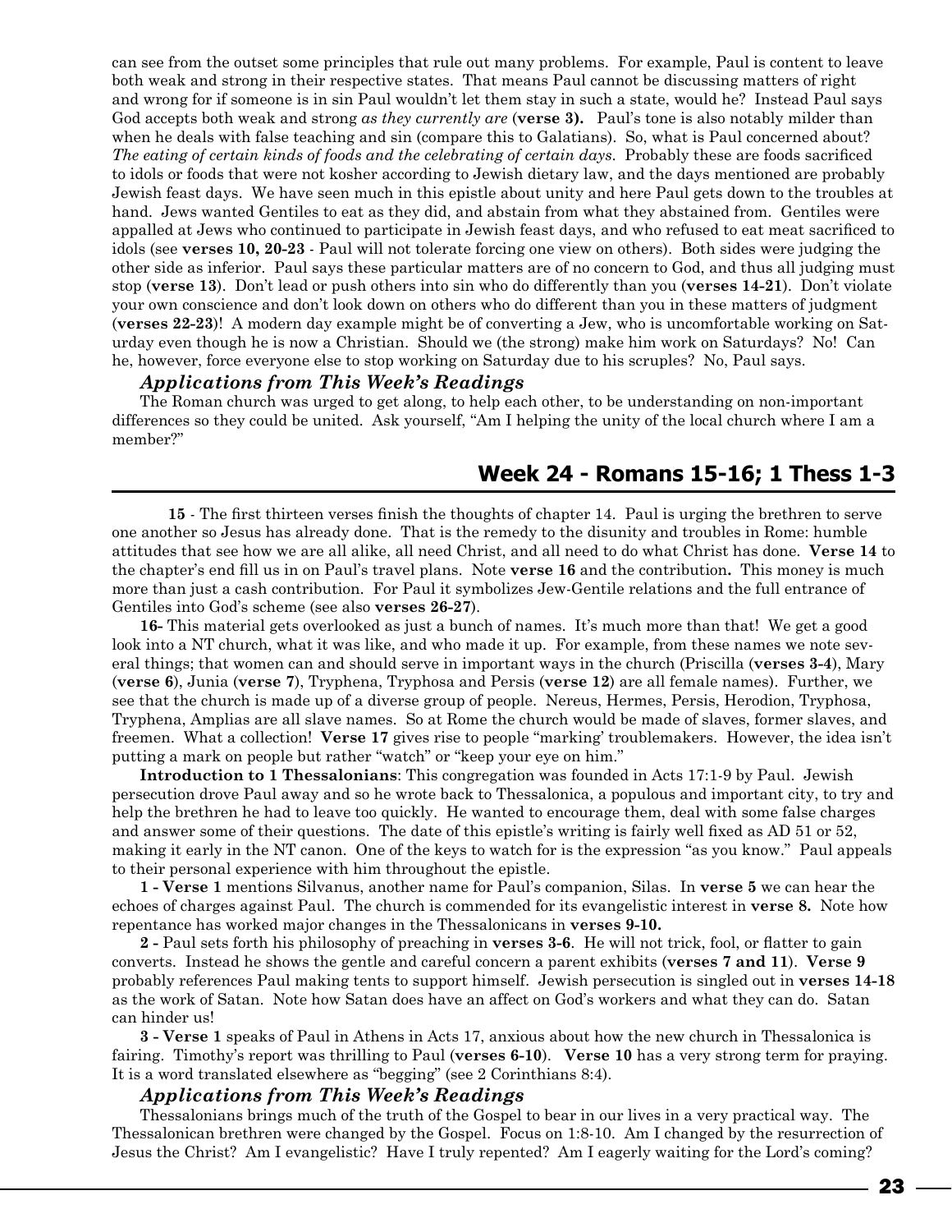can see from the outset some principles that rule out many problems. For example, Paul is content to leave both weak and strong in their respective states. That means Paul cannot be discussing matters of right and wrong for if someone is in sin Paul wouldn't let them stay in such a state, would he? Instead Paul says God accepts both weak and strong *as they currently are* (**verse 3).** Paul's tone is also notably milder than when he deals with false teaching and sin (compare this to Galatians). So, what is Paul concerned about? *The eating of certain kinds of foods and the celebrating of certain days.* Probably these are foods sacrificed to idols or foods that were not kosher according to Jewish dietary law, and the days mentioned are probably Jewish feast days. We have seen much in this epistle about unity and here Paul gets down to the troubles at hand. Jews wanted Gentiles to eat as they did, and abstain from what they abstained from. Gentiles were appalled at Jews who continued to participate in Jewish feast days, and who refused to eat meat sacrificed to idols (see **verses 10, 20-23** - Paul will not tolerate forcing one view on others). Both sides were judging the other side as inferior. Paul says these particular matters are of no concern to God, and thus all judging must stop (**verse 13**). Don't lead or push others into sin who do differently than you (**verses 14-21**). Don't violate your own conscience and don't look down on others who do different than you in these matters of judgment (**verses 22-23**)! A modern day example might be of converting a Jew, who is uncomfortable working on Saturday even though he is now a Christian. Should we (the strong) make him work on Saturdays? No! Can he, however, force everyone else to stop working on Saturday due to his scruples? No, Paul says.

### *Applications from This Week's Readings*

The Roman church was urged to get along, to help each other, to be understanding on non-important differences so they could be united. Ask yourself, "Am I helping the unity of the local church where I am a member?"

## Week 24 - Romans 15-16; 1 Thess 1-3

**15** - The first thirteen verses finish the thoughts of chapter 14. Paul is urging the brethren to serve one another so Jesus has already done. That is the remedy to the disunity and troubles in Rome: humble attitudes that see how we are all alike, all need Christ, and all need to do what Christ has done. **Verse 14** to the chapter's end fill us in on Paul's travel plans. Note **verse 16** and the contribution**.** This money is much more than just a cash contribution. For Paul it symbolizes Jew-Gentile relations and the full entrance of Gentiles into God's scheme (see also **verses 26-27**).

**16-** This material gets overlooked as just a bunch of names. It's much more than that! We get a good look into a NT church, what it was like, and who made it up. For example, from these names we note several things; that women can and should serve in important ways in the church (Priscilla (**verses 3-4**), Mary (**verse 6**), Junia (**verse 7**), Tryphena, Tryphosa and Persis (**verse 12**) are all female names). Further, we see that the church is made up of a diverse group of people. Nereus, Hermes, Persis, Herodion, Tryphosa, Tryphena, Amplias are all slave names. So at Rome the church would be made of slaves, former slaves, and freemen. What a collection! **Verse 17** gives rise to people "marking' troublemakers. However, the idea isn't putting a mark on people but rather "watch" or "keep your eye on him."

**Introduction to 1 Thessalonians**: This congregation was founded in Acts 17:1-9 by Paul. Jewish persecution drove Paul away and so he wrote back to Thessalonica, a populous and important city, to try and help the brethren he had to leave too quickly. He wanted to encourage them, deal with some false charges and answer some of their questions. The date of this epistle's writing is fairly well fixed as AD 51 or 52, making it early in the NT canon. One of the keys to watch for is the expression "as you know." Paul appeals to their personal experience with him throughout the epistle.

**1 - Verse 1** mentions Silvanus, another name for Paul's companion, Silas. In **verse 5** we can hear the echoes of charges against Paul. The church is commended for its evangelistic interest in **verse 8.** Note how repentance has worked major changes in the Thessalonicans in **verses 9-10.**

**2 -** Paul sets forth his philosophy of preaching in **verses 3-6**. He will not trick, fool, or flatter to gain converts. Instead he shows the gentle and careful concern a parent exhibits (**verses 7 and 11**). **Verse 9** probably references Paul making tents to support himself. Jewish persecution is singled out in **verses 14-18** as the work of Satan. Note how Satan does have an affect on God's workers and what they can do. Satan can hinder us!

**3 - Verse 1** speaks of Paul in Athens in Acts 17, anxious about how the new church in Thessalonica is fairing. Timothy's report was thrilling to Paul (**verses 6-10**). **Verse 10** has a very strong term for praying. It is a word translated elsewhere as "begging" (see 2 Corinthians 8:4).

### *Applications from This Week's Readings*

Thessalonians brings much of the truth of the Gospel to bear in our lives in a very practical way. The Thessalonican brethren were changed by the Gospel. Focus on 1:8-10. Am I changed by the resurrection of Jesus the Christ? Am I evangelistic? Have I truly repented? Am I eagerly waiting for the Lord's coming?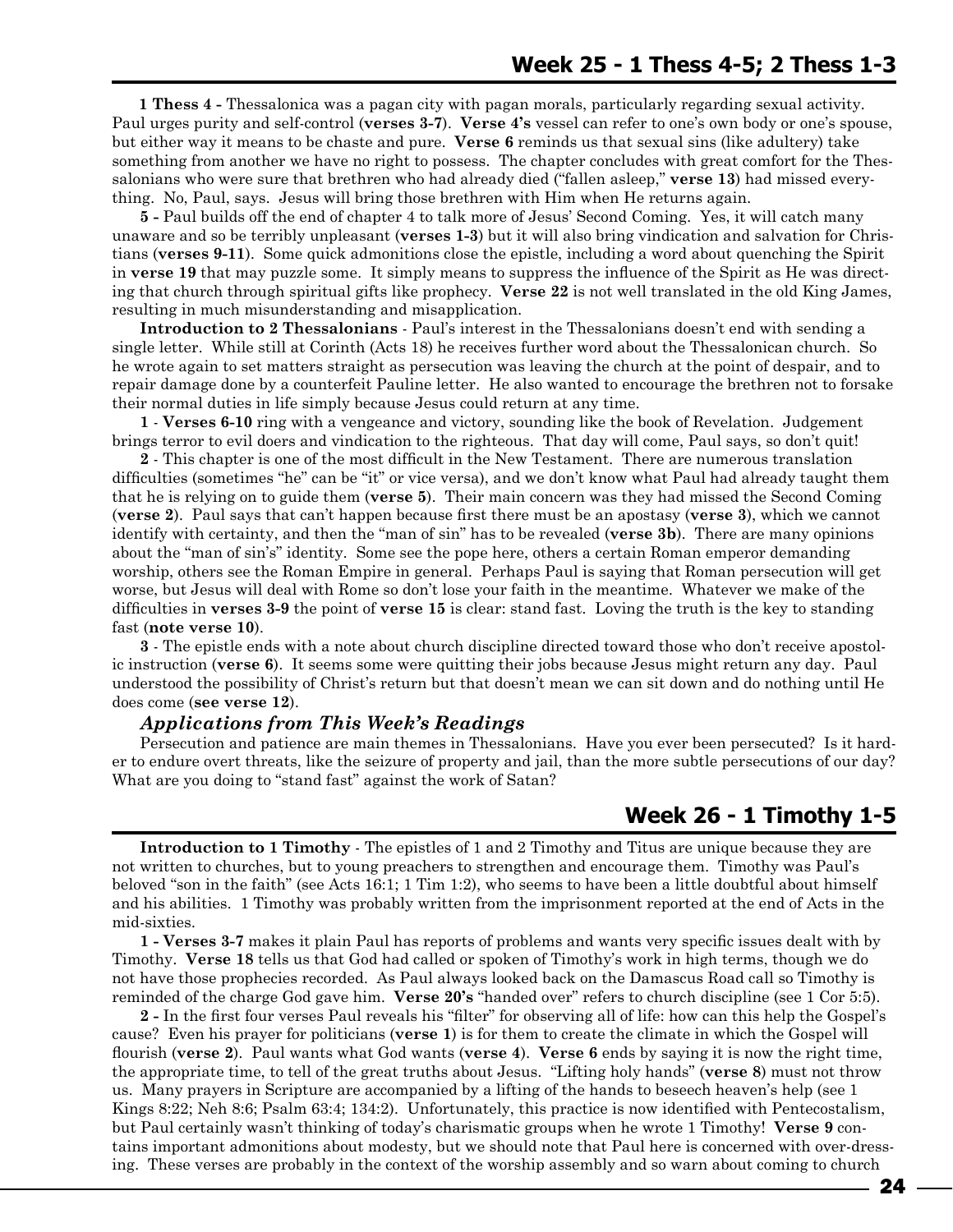## Week 25 - 1 Thess 4-5; 2 Thess 1-3

**1 Thess 4 -** Thessalonica was a pagan city with pagan morals, particularly regarding sexual activity. Paul urges purity and self-control (**verses 3-7**). **Verse 4's** vessel can refer to one's own body or one's spouse, but either way it means to be chaste and pure. **Verse 6** reminds us that sexual sins (like adultery) take something from another we have no right to possess. The chapter concludes with great comfort for the Thessalonians who were sure that brethren who had already died ("fallen asleep," **verse 13**) had missed everything. No, Paul, says. Jesus will bring those brethren with Him when He returns again.

**5 -** Paul builds off the end of chapter 4 to talk more of Jesus' Second Coming. Yes, it will catch many unaware and so be terribly unpleasant (**verses 1-3**) but it will also bring vindication and salvation for Christians (**verses 9-11**). Some quick admonitions close the epistle, including a word about quenching the Spirit in **verse 19** that may puzzle some. It simply means to suppress the influence of the Spirit as He was directing that church through spiritual gifts like prophecy. **Verse 22** is not well translated in the old King James, resulting in much misunderstanding and misapplication.

**Introduction to 2 Thessalonians** - Paul's interest in the Thessalonians doesn't end with sending a single letter. While still at Corinth (Acts 18) he receives further word about the Thessalonican church. So he wrote again to set matters straight as persecution was leaving the church at the point of despair, and to repair damage done by a counterfeit Pauline letter. He also wanted to encourage the brethren not to forsake their normal duties in life simply because Jesus could return at any time.

**1** - **Verses 6-10** ring with a vengeance and victory, sounding like the book of Revelation. Judgement brings terror to evil doers and vindication to the righteous. That day will come, Paul says, so don't quit!

**2** - This chapter is one of the most difficult in the New Testament. There are numerous translation difficulties (sometimes "he" can be "it" or vice versa), and we don't know what Paul had already taught them that he is relying on to guide them (**verse 5**). Their main concern was they had missed the Second Coming (**verse 2**). Paul says that can't happen because first there must be an apostasy (**verse 3**), which we cannot identify with certainty, and then the "man of sin" has to be revealed (**verse 3b**). There are many opinions about the "man of sin's" identity. Some see the pope here, others a certain Roman emperor demanding worship, others see the Roman Empire in general. Perhaps Paul is saying that Roman persecution will get worse, but Jesus will deal with Rome so don't lose your faith in the meantime. Whatever we make of the difficulties in **verses 3-9** the point of **verse 15** is clear: stand fast. Loving the truth is the key to standing fast (**note verse 10**).

**3** - The epistle ends with a note about church discipline directed toward those who don't receive apostolic instruction (**verse 6**). It seems some were quitting their jobs because Jesus might return any day. Paul understood the possibility of Christ's return but that doesn't mean we can sit down and do nothing until He does come (**see verse 12**).

### *Applications from This Week's Readings*

Persecution and patience are main themes in Thessalonians. Have you ever been persecuted? Is it harder to endure overt threats, like the seizure of property and jail, than the more subtle persecutions of our day? What are you doing to "stand fast" against the work of Satan?

## Week 26 - 1 Timothy 1-5

**Introduction to 1 Timothy** - The epistles of 1 and 2 Timothy and Titus are unique because they are not written to churches, but to young preachers to strengthen and encourage them. Timothy was Paul's beloved "son in the faith" (see Acts 16:1; 1 Tim 1:2), who seems to have been a little doubtful about himself and his abilities. 1 Timothy was probably written from the imprisonment reported at the end of Acts in the mid-sixties.

**1 - Verses 3-7** makes it plain Paul has reports of problems and wants very specific issues dealt with by Timothy. **Verse 18** tells us that God had called or spoken of Timothy's work in high terms, though we do not have those prophecies recorded. As Paul always looked back on the Damascus Road call so Timothy is reminded of the charge God gave him. **Verse 20's** "handed over" refers to church discipline (see 1 Cor 5:5).

**2 -** In the first four verses Paul reveals his "filter" for observing all of life: how can this help the Gospel's cause? Even his prayer for politicians (**verse 1**) is for them to create the climate in which the Gospel will flourish (**verse 2**). Paul wants what God wants (**verse 4**). **Verse 6** ends by saying it is now the right time, the appropriate time, to tell of the great truths about Jesus. "Lifting holy hands" (**verse 8**) must not throw us. Many prayers in Scripture are accompanied by a lifting of the hands to beseech heaven's help (see 1 Kings 8:22; Neh 8:6; Psalm 63:4; 134:2). Unfortunately, this practice is now identified with Pentecostalism, but Paul certainly wasn't thinking of today's charismatic groups when he wrote 1 Timothy! **Verse 9** contains important admonitions about modesty, but we should note that Paul here is concerned with over-dressing. These verses are probably in the context of the worship assembly and so warn about coming to church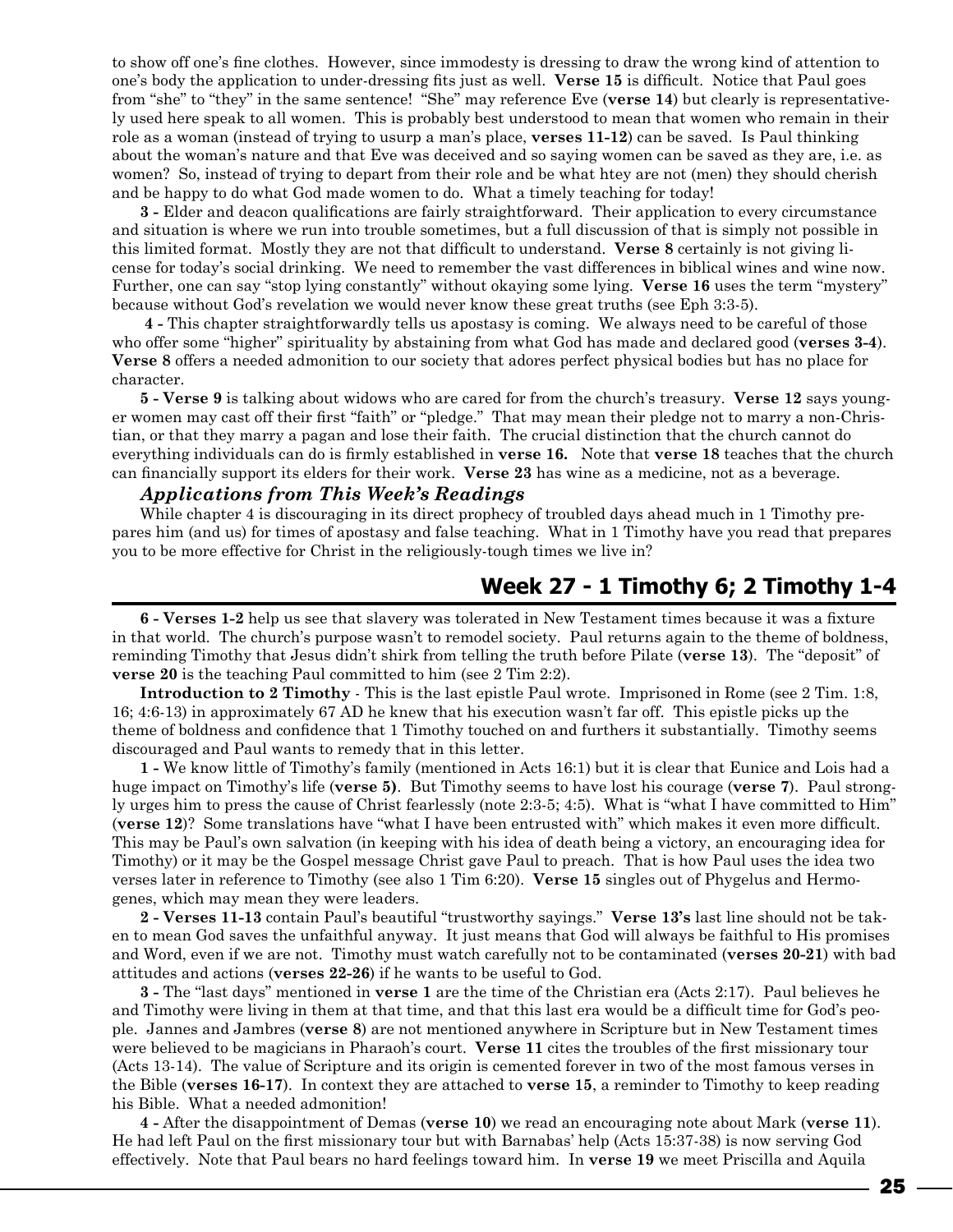to show off one's fine clothes. However, since immodesty is dressing to draw the wrong kind of attention to one's body the application to under-dressing fits just as well. **Verse 15** is difficult. Notice that Paul goes from "she" to "they" in the same sentence! "She" may reference Eve (**verse 14**) but clearly is representatively used here speak to all women. This is probably best understood to mean that women who remain in their role as a woman (instead of trying to usurp a man's place, **verses 11-12**) can be saved. Is Paul thinking about the woman's nature and that Eve was deceived and so saying women can be saved as they are, i.e. as women? So, instead of trying to depart from their role and be what htey are not (men) they should cherish and be happy to do what God made women to do. What a timely teaching for today!

**3 -** Elder and deacon qualifications are fairly straightforward. Their application to every circumstance and situation is where we run into trouble sometimes, but a full discussion of that is simply not possible in this limited format. Mostly they are not that difficult to understand. **Verse 8** certainly is not giving license for today's social drinking. We need to remember the vast differences in biblical wines and wine now. Further, one can say "stop lying constantly" without okaying some lying. **Verse 16** uses the term "mystery" because without God's revelation we would never know these great truths (see Eph 3:3-5).

**4 -** This chapter straightforwardly tells us apostasy is coming. We always need to be careful of those who offer some "higher" spirituality by abstaining from what God has made and declared good (**verses 3-4**). **Verse 8** offers a needed admonition to our society that adores perfect physical bodies but has no place for character.

**5 - Verse 9** is talking about widows who are cared for from the church's treasury. **Verse 12** says younger women may cast off their first "faith" or "pledge." That may mean their pledge not to marry a non-Christian, or that they marry a pagan and lose their faith. The crucial distinction that the church cannot do everything individuals can do is firmly established in **verse 16.** Note that **verse 18** teaches that the church can financially support its elders for their work. **Verse 23** has wine as a medicine, not as a beverage.

### *Applications from This Week's Readings*

While chapter 4 is discouraging in its direct prophecy of troubled days ahead much in 1 Timothy prepares him (and us) for times of apostasy and false teaching. What in 1 Timothy have you read that prepares you to be more effective for Christ in the religiously-tough times we live in?

## Week 27 - 1 Timothy 6; 2 Timothy 1-4

**6 - Verses 1-2** help us see that slavery was tolerated in New Testament times because it was a fixture in that world. The church's purpose wasn't to remodel society. Paul returns again to the theme of boldness, reminding Timothy that Jesus didn't shirk from telling the truth before Pilate (**verse 13**). The "deposit" of **verse 20** is the teaching Paul committed to him (see 2 Tim 2:2).

**Introduction to 2 Timothy** - This is the last epistle Paul wrote. Imprisoned in Rome (see 2 Tim. 1:8, 16; 4:6-13) in approximately 67 AD he knew that his execution wasn't far off. This epistle picks up the theme of boldness and confidence that 1 Timothy touched on and furthers it substantially. Timothy seems discouraged and Paul wants to remedy that in this letter.

**1 -** We know little of Timothy's family (mentioned in Acts 16:1) but it is clear that Eunice and Lois had a huge impact on Timothy's life (**verse 5)**. But Timothy seems to have lost his courage (**verse 7**). Paul strongly urges him to press the cause of Christ fearlessly (note 2:3-5; 4:5). What is "what I have committed to Him" (**verse 12**)? Some translations have "what I have been entrusted with" which makes it even more difficult. This may be Paul's own salvation (in keeping with his idea of death being a victory, an encouraging idea for Timothy) or it may be the Gospel message Christ gave Paul to preach. That is how Paul uses the idea two verses later in reference to Timothy (see also 1 Tim 6:20). **Verse 15** singles out of Phygelus and Hermogenes, which may mean they were leaders.

**2 - Verses 11-13** contain Paul's beautiful "trustworthy sayings." **Verse 13's** last line should not be taken to mean God saves the unfaithful anyway. It just means that God will always be faithful to His promises and Word, even if we are not. Timothy must watch carefully not to be contaminated (**verses 20-21**) with bad attitudes and actions (**verses 22-26**) if he wants to be useful to God.

**3 -** The "last days" mentioned in **verse 1** are the time of the Christian era (Acts 2:17). Paul believes he and Timothy were living in them at that time, and that this last era would be a difficult time for God's people. Jannes and Jambres (**verse 8**) are not mentioned anywhere in Scripture but in New Testament times were believed to be magicians in Pharaoh's court. **Verse 11** cites the troubles of the first missionary tour (Acts 13-14). The value of Scripture and its origin is cemented forever in two of the most famous verses in the Bible (**verses 16-17**). In context they are attached to **verse 15**, a reminder to Timothy to keep reading his Bible. What a needed admonition!

**4 -** After the disappointment of Demas (**verse 10**) we read an encouraging note about Mark (**verse 11**). He had left Paul on the first missionary tour but with Barnabas' help (Acts 15:37-38) is now serving God effectively. Note that Paul bears no hard feelings toward him. In **verse 19** we meet Priscilla and Aquila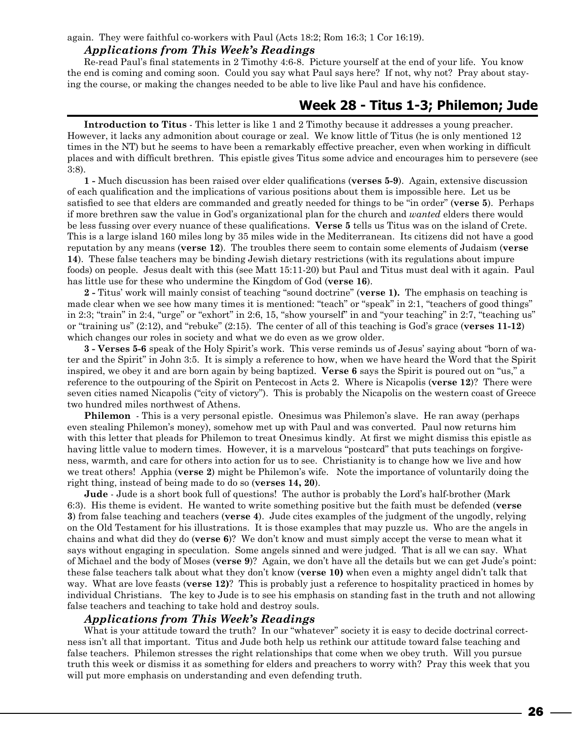again. They were faithful co-workers with Paul (Acts 18:2; Rom 16:3; 1 Cor 16:19).

### *Applications from This Week's Readings*

Re-read Paul's final statements in 2 Timothy 4:6-8. Picture yourself at the end of your life. You know the end is coming and coming soon. Could you say what Paul says here? If not, why not? Pray about staying the course, or making the changes needed to be able to live like Paul and have his confidence.

## Week 28 - Titus 1-3; Philemon; Jude

**Introduction to Titus** - This letter is like 1 and 2 Timothy because it addresses a young preacher. However, it lacks any admonition about courage or zeal. We know little of Titus (he is only mentioned 12 times in the NT) but he seems to have been a remarkably effective preacher, even when working in difficult places and with difficult brethren. This epistle gives Titus some advice and encourages him to persevere (see 3:8).

**1 -** Much discussion has been raised over elder qualifications (**verses 5-9**). Again, extensive discussion of each qualification and the implications of various positions about them is impossible here. Let us be satisfied to see that elders are commanded and greatly needed for things to be "in order" (**verse 5**). Perhaps if more brethren saw the value in God's organizational plan for the church and *wanted* elders there would be less fussing over every nuance of these qualifications. **Verse 5** tells us Titus was on the island of Crete. This is a large island 160 miles long by 35 miles wide in the Mediterranean. Its citizens did not have a good reputation by any means (**verse 12**). The troubles there seem to contain some elements of Judaism (**verse 14**). These false teachers may be binding Jewish dietary restrictions (with its regulations about impure foods) on people. Jesus dealt with this (see Matt 15:11-20) but Paul and Titus must deal with it again. Paul has little use for these who undermine the Kingdom of God (**verse 16**).

**2 -** Titus' work will mainly consist of teaching "sound doctrine" (**verse 1).** The emphasis on teaching is made clear when we see how many times it is mentioned: "teach" or "speak" in 2:1, "teachers of good things" in 2:3; "train" in 2:4, "urge" or "exhort" in 2:6, 15, "show yourself" in and "your teaching" in 2:7, "teaching us" or "training us" (2:12), and "rebuke" (2:15). The center of all of this teaching is God's grace (**verses 11-12**) which changes our roles in society and what we do even as we grow older.

**3 - Verses 5-6** speak of the Holy Spirit's work. This verse reminds us of Jesus' saying about "born of water and the Spirit" in John 3:5. It is simply a reference to how, when we have heard the Word that the Spirit inspired, we obey it and are born again by being baptized. **Verse 6** says the Spirit is poured out on "us," a reference to the outpouring of the Spirit on Pentecost in Acts 2. Where is Nicapolis (**verse 12**)? There were seven cities named Nicapolis ("city of victory"). This is probably the Nicapolis on the western coast of Greece two hundred miles northwest of Athens.

**Philemon** - This is a very personal epistle. Onesimus was Philemon's slave. He ran away (perhaps even stealing Philemon's money), somehow met up with Paul and was converted. Paul now returns him with this letter that pleads for Philemon to treat Onesimus kindly. At first we might dismiss this epistle as having little value to modern times. However, it is a marvelous "postcard" that puts teachings on forgiveness, warmth, and care for others into action for us to see. Christianity is to change how we live and how we treat others! Apphia (**verse 2**) might be Philemon's wife. Note the importance of voluntarily doing the right thing, instead of being made to do so (**verses 14, 20**).

**Jude** - Jude is a short book full of questions! The author is probably the Lord's half-brother (Mark 6:3). His theme is evident. He wanted to write something positive but the faith must be defended (**verse 3**) from false teaching and teachers (**verse 4**). Jude cites examples of the judgment of the ungodly, relying on the Old Testament for his illustrations. It is those examples that may puzzle us. Who are the angels in chains and what did they do (**verse 6**)? We don't know and must simply accept the verse to mean what it says without engaging in speculation. Some angels sinned and were judged. That is all we can say. What of Michael and the body of Moses (**verse 9**)? Again, we don't have all the details but we can get Jude's point: these false teachers talk about what they don't know (**verse 10)** when even a mighty angel didn't talk that way. What are love feasts (**verse 12)**? This is probably just a reference to hospitality practiced in homes by individual Christians. The key to Jude is to see his emphasis on standing fast in the truth and not allowing false teachers and teaching to take hold and destroy souls.

### *Applications from This Week's Readings*

What is your attitude toward the truth? In our "whatever" society it is easy to decide doctrinal correctness isn't all that important. Titus and Jude both help us rethink our attitude toward false teaching and false teachers. Philemon stresses the right relationships that come when we obey truth. Will you pursue truth this week or dismiss it as something for elders and preachers to worry with? Pray this week that you will put more emphasis on understanding and even defending truth.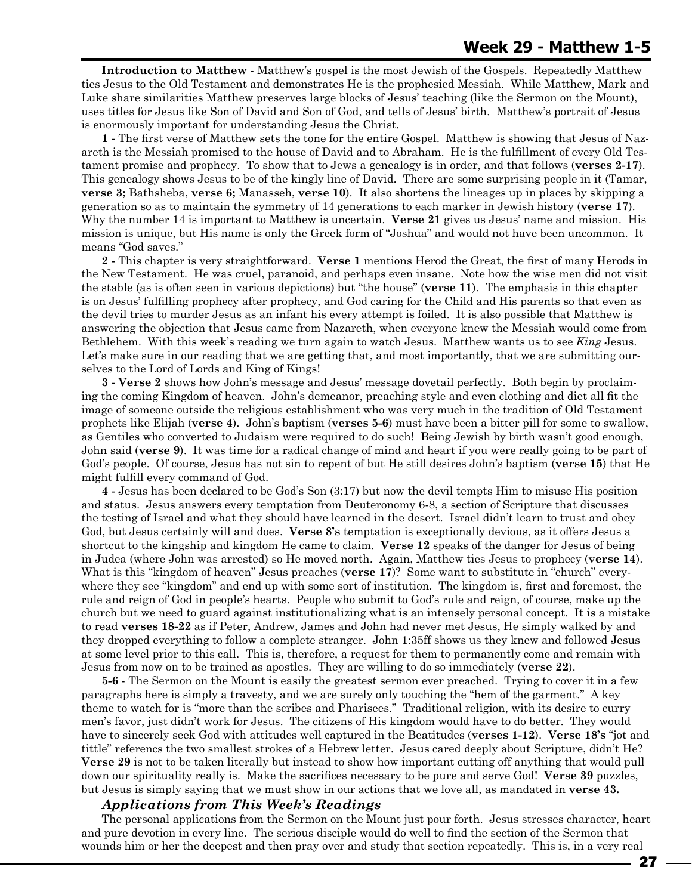# Week 29 - Matthew 1-5

**Introduction to Matthew** - Matthew's gospel is the most Jewish of the Gospels. Repeatedly Matthew ties Jesus to the Old Testament and demonstrates He is the prophesied Messiah. While Matthew, Mark and Luke share similarities Matthew preserves large blocks of Jesus' teaching (like the Sermon on the Mount), uses titles for Jesus like Son of David and Son of God, and tells of Jesus' birth. Matthew's portrait of Jesus is enormously important for understanding Jesus the Christ.

**1 -** The first verse of Matthew sets the tone for the entire Gospel. Matthew is showing that Jesus of Nazareth is the Messiah promised to the house of David and to Abraham. He is the fulfillment of every Old Testament promise and prophecy. To show that to Jews a genealogy is in order, and that follows (**verses 2-17**). This genealogy shows Jesus to be of the kingly line of David. There are some surprising people in it (Tamar, **verse 3;** Bathsheba, **verse 6;** Manasseh, **verse 10**). It also shortens the lineages up in places by skipping a generation so as to maintain the symmetry of 14 generations to each marker in Jewish history (**verse 17**). Why the number 14 is important to Matthew is uncertain. **Verse 21** gives us Jesus' name and mission. His mission is unique, but His name is only the Greek form of "Joshua" and would not have been uncommon. It means "God saves."

**2 -** This chapter is very straightforward. **Verse 1** mentions Herod the Great, the first of many Herods in the New Testament. He was cruel, paranoid, and perhaps even insane. Note how the wise men did not visit the stable (as is often seen in various depictions) but "the house" (**verse 11**). The emphasis in this chapter is on Jesus' fulfilling prophecy after prophecy, and God caring for the Child and His parents so that even as the devil tries to murder Jesus as an infant his every attempt is foiled. It is also possible that Matthew is answering the objection that Jesus came from Nazareth, when everyone knew the Messiah would come from Bethlehem. With this week's reading we turn again to watch Jesus. Matthew wants us to see *King* Jesus. Let's make sure in our reading that we are getting that, and most importantly, that we are submitting ourselves to the Lord of Lords and King of Kings!

**3 - Verse 2** shows how John's message and Jesus' message dovetail perfectly. Both begin by proclaiming the coming Kingdom of heaven. John's demeanor, preaching style and even clothing and diet all fit the image of someone outside the religious establishment who was very much in the tradition of Old Testament prophets like Elijah (**verse 4**). John's baptism (**verses 5-6**) must have been a bitter pill for some to swallow, as Gentiles who converted to Judaism were required to do such! Being Jewish by birth wasn't good enough, John said (**verse 9**). It was time for a radical change of mind and heart if you were really going to be part of God's people. Of course, Jesus has not sin to repent of but He still desires John's baptism (**verse 15**) that He might fulfill every command of God.

**4 -** Jesus has been declared to be God's Son (3:17) but now the devil tempts Him to misuse His position and status. Jesus answers every temptation from Deuteronomy 6-8, a section of Scripture that discusses the testing of Israel and what they should have learned in the desert. Israel didn't learn to trust and obey God, but Jesus certainly will and does. **Verse 8's** temptation is exceptionally devious, as it offers Jesus a shortcut to the kingship and kingdom He came to claim. **Verse 12** speaks of the danger for Jesus of being in Judea (where John was arrested) so He moved north. Again, Matthew ties Jesus to prophecy (**verse 14**). What is this "kingdom of heaven" Jesus preaches (**verse 17**)? Some want to substitute in "church" everywhere they see "kingdom" and end up with some sort of institution. The kingdom is, first and foremost, the rule and reign of God in people's hearts. People who submit to God's rule and reign, of course, make up the church but we need to guard against institutionalizing what is an intensely personal concept. It is a mistake to read **verses 18-22** as if Peter, Andrew, James and John had never met Jesus, He simply walked by and they dropped everything to follow a complete stranger. John 1:35ff shows us they knew and followed Jesus at some level prior to this call. This is, therefore, a request for them to permanently come and remain with Jesus from now on to be trained as apostles. They are willing to do so immediately (**verse 22**).

**5-6** - The Sermon on the Mount is easily the greatest sermon ever preached. Trying to cover it in a few paragraphs here is simply a travesty, and we are surely only touching the "hem of the garment." A key theme to watch for is "more than the scribes and Pharisees." Traditional religion, with its desire to curry men's favor, just didn't work for Jesus. The citizens of His kingdom would have to do better. They would have to sincerely seek God with attitudes well captured in the Beatitudes (**verses 1-12**). **Verse 18's** "jot and tittle" referencs the two smallest strokes of a Hebrew letter. Jesus cared deeply about Scripture, didn't He? **Verse 29** is not to be taken literally but instead to show how important cutting off anything that would pull down our spirituality really is. Make the sacrifices necessary to be pure and serve God! **Verse 39** puzzles, but Jesus is simply saying that we must show in our actions that we love all, as mandated in **verse 43.**

### *Applications from This Week's Readings*

The personal applications from the Sermon on the Mount just pour forth. Jesus stresses character, heart and pure devotion in every line. The serious disciple would do well to find the section of the Sermon that wounds him or her the deepest and then pray over and study that section repeatedly. This is, in a very real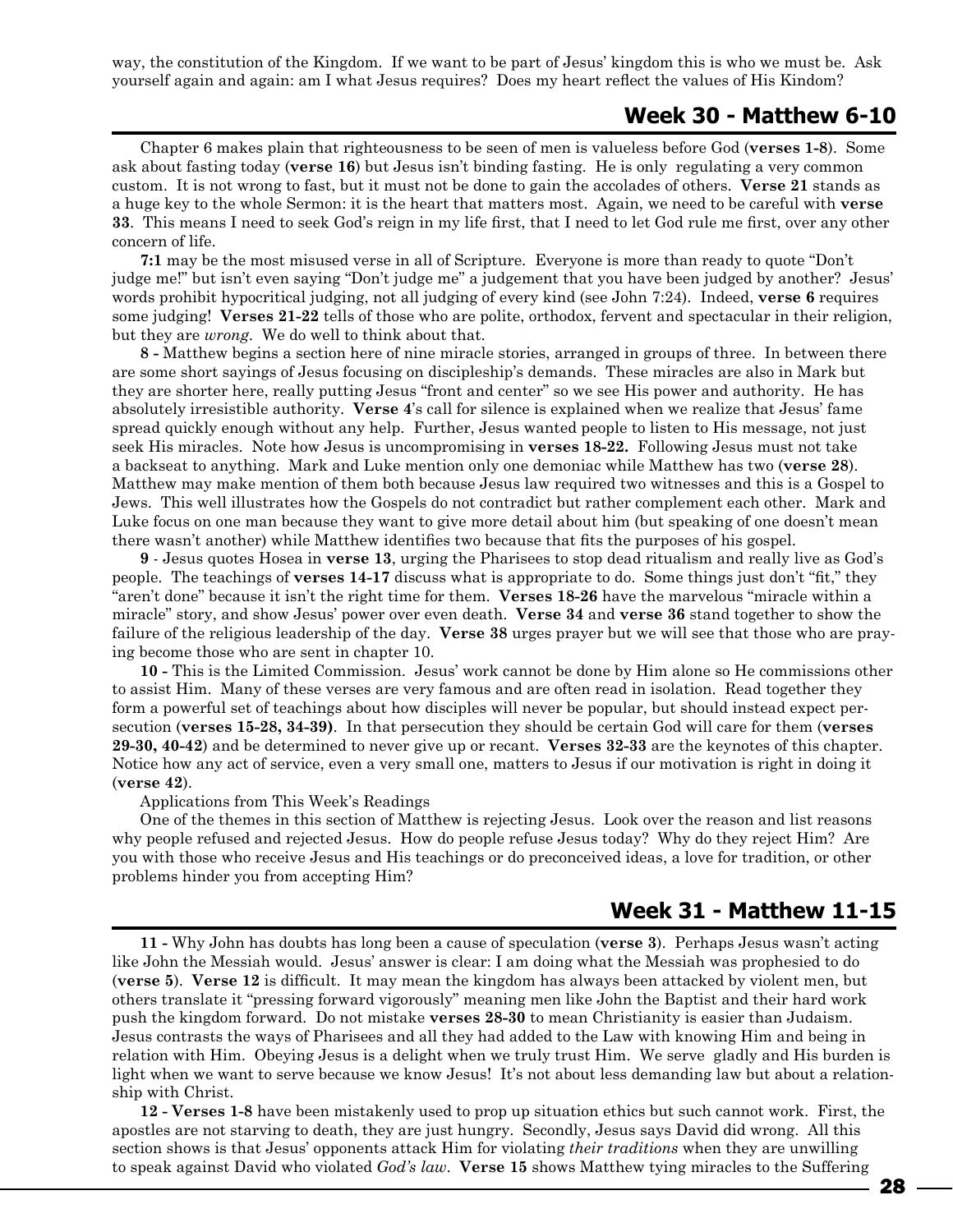way, the constitution of the Kingdom. If we want to be part of Jesus' kingdom this is who we must be. Ask yourself again and again: am I what Jesus requires? Does my heart reflect the values of His Kindom?

## Week 30 - Matthew 6-10

Chapter 6 makes plain that righteousness to be seen of men is valueless before God (**verses 1-8**). Some ask about fasting today (**verse 16**) but Jesus isn't binding fasting. He is only regulating a very common custom. It is not wrong to fast, but it must not be done to gain the accolades of others. **Verse 21** stands as a huge key to the whole Sermon: it is the heart that matters most. Again, we need to be careful with **verse 33**. This means I need to seek God's reign in my life first, that I need to let God rule me first, over any other concern of life.

**7:1** may be the most misused verse in all of Scripture. Everyone is more than ready to quote "Don't judge me!" but isn't even saying "Don't judge me" a judgement that you have been judged by another? Jesus' words prohibit hypocritical judging, not all judging of every kind (see John 7:24). Indeed, **verse 6** requires some judging! **Verses 21-22** tells of those who are polite, orthodox, fervent and spectacular in their religion, but they are *wrong*. We do well to think about that.

**8 -** Matthew begins a section here of nine miracle stories, arranged in groups of three. In between there are some short sayings of Jesus focusing on discipleship's demands. These miracles are also in Mark but they are shorter here, really putting Jesus "front and center" so we see His power and authority. He has absolutely irresistible authority. **Verse 4**'s call for silence is explained when we realize that Jesus' fame spread quickly enough without any help. Further, Jesus wanted people to listen to His message, not just seek His miracles. Note how Jesus is uncompromising in **verses 18-22.** Following Jesus must not take a backseat to anything. Mark and Luke mention only one demoniac while Matthew has two (**verse 28**). Matthew may make mention of them both because Jesus law required two witnesses and this is a Gospel to Jews. This well illustrates how the Gospels do not contradict but rather complement each other. Mark and Luke focus on one man because they want to give more detail about him (but speaking of one doesn't mean there wasn't another) while Matthew identifies two because that fits the purposes of his gospel.

**9** - Jesus quotes Hosea in **verse 13**, urging the Pharisees to stop dead ritualism and really live as God's people. The teachings of **verses 14-17** discuss what is appropriate to do. Some things just don't "fit," they "aren't done" because it isn't the right time for them. **Verses 18-26** have the marvelous "miracle within a miracle" story, and show Jesus' power over even death. **Verse 34** and **verse 36** stand together to show the failure of the religious leadership of the day. **Verse 38** urges prayer but we will see that those who are praying become those who are sent in chapter 10.

**10 -** This is the Limited Commission. Jesus' work cannot be done by Him alone so He commissions other to assist Him. Many of these verses are very famous and are often read in isolation. Read together they form a powerful set of teachings about how disciples will never be popular, but should instead expect persecution (**verses 15-28, 34-39)**. In that persecution they should be certain God will care for them (**verses 29-30, 40-42**) and be determined to never give up or recant. **Verses 32-33** are the keynotes of this chapter. Notice how any act of service, even a very small one, matters to Jesus if our motivation is right in doing it (**verse 42**).

Applications from This Week's Readings

One of the themes in this section of Matthew is rejecting Jesus. Look over the reason and list reasons why people refused and rejected Jesus. How do people refuse Jesus today? Why do they reject Him? Are you with those who receive Jesus and His teachings or do preconceived ideas, a love for tradition, or other problems hinder you from accepting Him?

## Week 31 - Matthew 11-15

**11 -** Why John has doubts has long been a cause of speculation (**verse 3**). Perhaps Jesus wasn't acting like John the Messiah would. Jesus' answer is clear: I am doing what the Messiah was prophesied to do (**verse 5**). **Verse 12** is difficult. It may mean the kingdom has always been attacked by violent men, but others translate it "pressing forward vigorously" meaning men like John the Baptist and their hard work push the kingdom forward. Do not mistake **verses 28-30** to mean Christianity is easier than Judaism. Jesus contrasts the ways of Pharisees and all they had added to the Law with knowing Him and being in relation with Him. Obeying Jesus is a delight when we truly trust Him. We serve gladly and His burden is light when we want to serve because we know Jesus! It's not about less demanding law but about a relationship with Christ.

**12 - Verses 1-8** have been mistakenly used to prop up situation ethics but such cannot work. First, the apostles are not starving to death, they are just hungry. Secondly, Jesus says David did wrong. All this section shows is that Jesus' opponents attack Him for violating *their traditions* when they are unwilling to speak against David who violated *God's law*. **Verse 15** shows Matthew tying miracles to the Suffering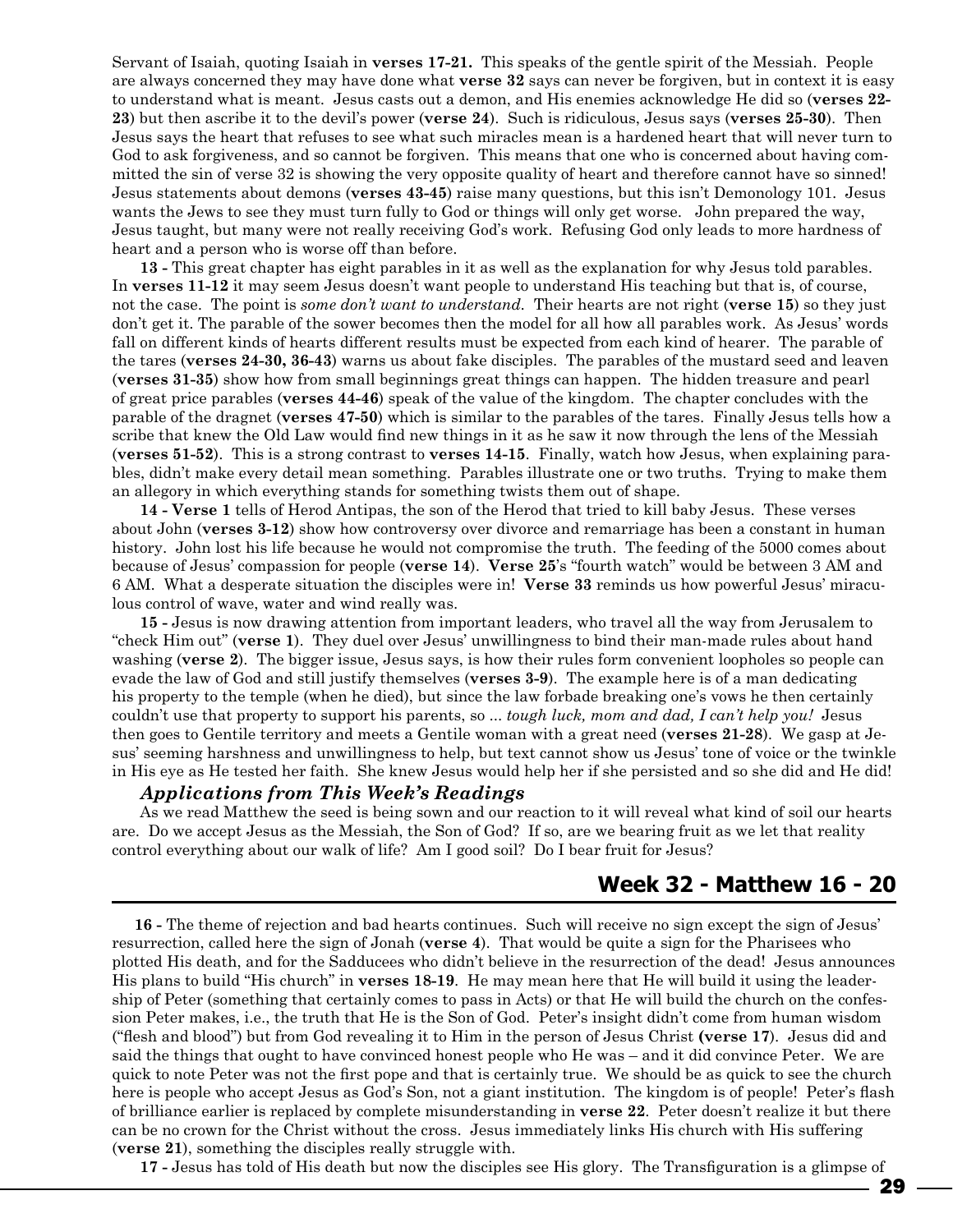Servant of Isaiah, quoting Isaiah in **verses 17-21.** This speaks of the gentle spirit of the Messiah. People are always concerned they may have done what **verse 32** says can never be forgiven, but in context it is easy to understand what is meant. Jesus casts out a demon, and His enemies acknowledge He did so (**verses 22-23**) but then ascribe it to the devil's power (**verse 24**). Such is ridiculous, Jesus says (**verses 25-30**). Then Jesus says the heart that refuses to see what such miracles mean is a hardened heart that will never turn to God to ask forgiveness, and so cannot be forgiven. This means that one who is concerned about having committed the sin of verse 32 is showing the very opposite quality of heart and therefore cannot have so sinned! Jesus statements about demons (**verses 43-45**) raise many questions, but this isn't Demonology 101. Jesus wants the Jews to see they must turn fully to God or things will only get worse. John prepared the way, Jesus taught, but many were not really receiving God's work. Refusing God only leads to more hardness of heart and a person who is worse off than before.

**13 -** This great chapter has eight parables in it as well as the explanation for why Jesus told parables. In **verses 11-12** it may seem Jesus doesn't want people to understand His teaching but that is, of course, not the case. The point is *some don't want to understand.* Their hearts are not right (**verse 15**) so they just don't get it. The parable of the sower becomes then the model for all how all parables work. As Jesus' words fall on different kinds of hearts different results must be expected from each kind of hearer. The parable of the tares (**verses 24-30, 36-43**) warns us about fake disciples. The parables of the mustard seed and leaven (**verses 31-35**) show how from small beginnings great things can happen. The hidden treasure and pearl of great price parables (**verses 44-46**) speak of the value of the kingdom. The chapter concludes with the parable of the dragnet (**verses 47-50**) which is similar to the parables of the tares. Finally Jesus tells how a scribe that knew the Old Law would find new things in it as he saw it now through the lens of the Messiah (**verses 51-52**). This is a strong contrast to **verses 14-15**. Finally, watch how Jesus, when explaining parables, didn't make every detail mean something. Parables illustrate one or two truths. Trying to make them an allegory in which everything stands for something twists them out of shape.

**14 - Verse 1** tells of Herod Antipas, the son of the Herod that tried to kill baby Jesus. These verses about John (**verses 3-12**) show how controversy over divorce and remarriage has been a constant in human history. John lost his life because he would not compromise the truth. The feeding of the 5000 comes about because of Jesus' compassion for people (**verse 14**). **Verse 25**'s "fourth watch" would be between 3 AM and 6 AM. What a desperate situation the disciples were in! **Verse 33** reminds us how powerful Jesus' miraculous control of wave, water and wind really was.

**15 -** Jesus is now drawing attention from important leaders, who travel all the way from Jerusalem to "check Him out" (**verse 1**). They duel over Jesus' unwillingness to bind their man-made rules about hand washing (**verse 2**). The bigger issue, Jesus says, is how their rules form convenient loopholes so people can evade the law of God and still justify themselves (**verses 3-9**). The example here is of a man dedicating his property to the temple (when he died), but since the law forbade breaking one's vows he then certainly couldn't use that property to support his parents, so ... *tough luck, mom and dad, I can't help you!* Jesus then goes to Gentile territory and meets a Gentile woman with a great need (**verses 21-28**). We gasp at Jesus' seeming harshness and unwillingness to help, but text cannot show us Jesus' tone of voice or the twinkle in His eye as He tested her faith. She knew Jesus would help her if she persisted and so she did and He did!

### *Applications from This Week's Readings*

As we read Matthew the seed is being sown and our reaction to it will reveal what kind of soil our hearts are. Do we accept Jesus as the Messiah, the Son of God? If so, are we bearing fruit as we let that reality control everything about our walk of life? Am I good soil? Do I bear fruit for Jesus?

## Week 32 - Matthew 16 - 20

**16 -** The theme of rejection and bad hearts continues. Such will receive no sign except the sign of Jesus' resurrection, called here the sign of Jonah (**verse 4**). That would be quite a sign for the Pharisees who plotted His death, and for the Sadducees who didn't believe in the resurrection of the dead! Jesus announces His plans to build "His church" in **verses 18-19**. He may mean here that He will build it using the leadership of Peter (something that certainly comes to pass in Acts) or that He will build the church on the confession Peter makes, i.e., the truth that He is the Son of God. Peter's insight didn't come from human wisdom ("flesh and blood") but from God revealing it to Him in the person of Jesus Christ **(verse 17**). Jesus did and said the things that ought to have convinced honest people who He was – and it did convince Peter. We are quick to note Peter was not the first pope and that is certainly true. We should be as quick to see the church here is people who accept Jesus as God's Son, not a giant institution. The kingdom is of people! Peter's flash of brilliance earlier is replaced by complete misunderstanding in **verse 22**. Peter doesn't realize it but there can be no crown for the Christ without the cross. Jesus immediately links His church with His suffering (**verse 21**), something the disciples really struggle with.

**17 -** Jesus has told of His death but now the disciples see His glory. The Transfiguration is a glimpse of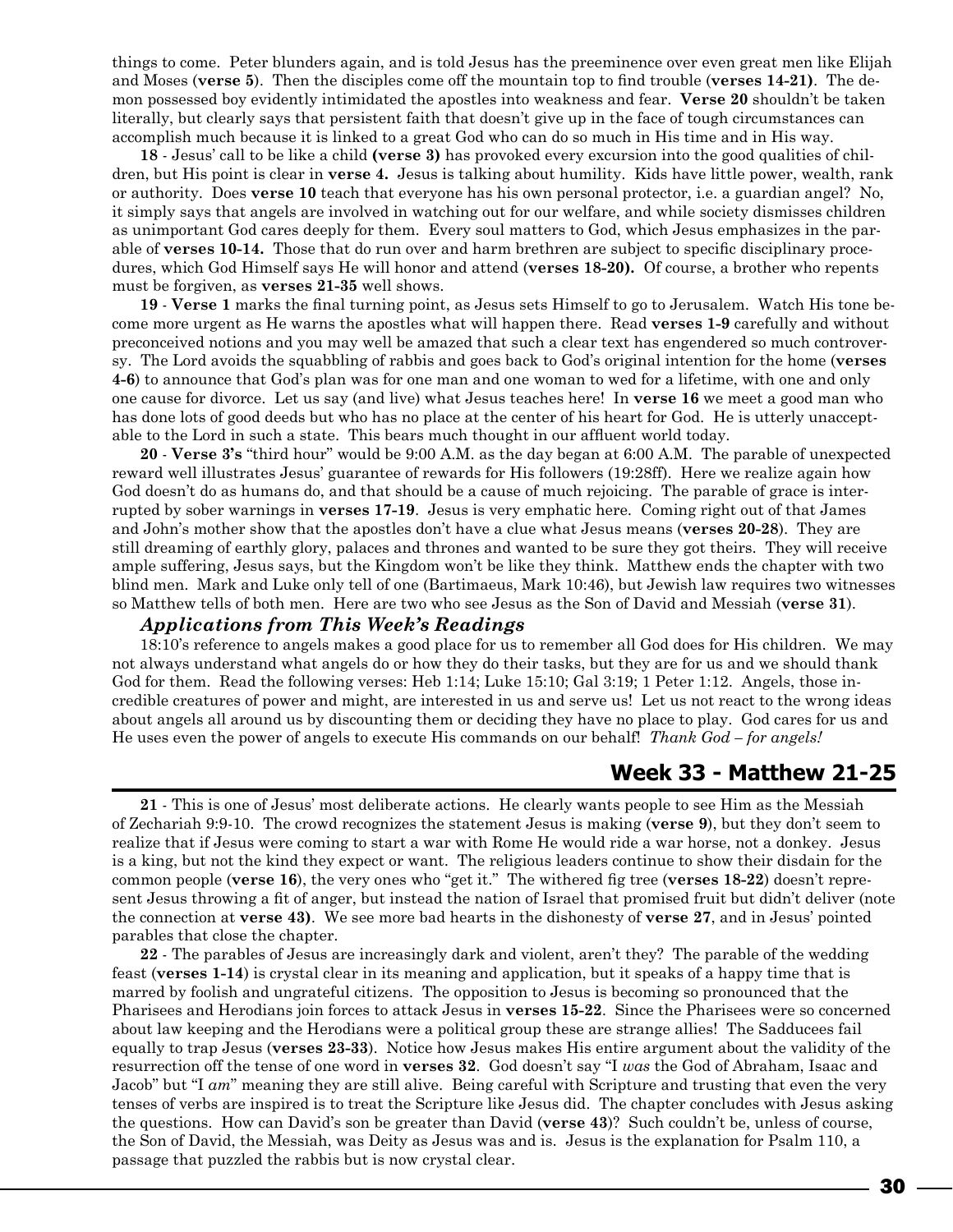things to come. Peter blunders again, and is told Jesus has the preeminence over even great men like Elijah and Moses (**verse 5**). Then the disciples come off the mountain top to find trouble (**verses 14-21)**. The demon possessed boy evidently intimidated the apostles into weakness and fear. **Verse 20** shouldn't be taken literally, but clearly says that persistent faith that doesn't give up in the face of tough circumstances can accomplish much because it is linked to a great God who can do so much in His time and in His way.

**18** - Jesus' call to be like a child **(verse 3)** has provoked every excursion into the good qualities of children, but His point is clear in **verse 4.** Jesus is talking about humility. Kids have little power, wealth, rank or authority. Does **verse 10** teach that everyone has his own personal protector, i.e. a guardian angel? No, it simply says that angels are involved in watching out for our welfare, and while society dismisses children as unimportant God cares deeply for them. Every soul matters to God, which Jesus emphasizes in the parable of **verses 10-14.** Those that do run over and harm brethren are subject to specific disciplinary procedures, which God Himself says He will honor and attend (**verses 18-20).** Of course, a brother who repents must be forgiven, as **verses 21-35** well shows.

**19** - **Verse 1** marks the final turning point, as Jesus sets Himself to go to Jerusalem. Watch His tone become more urgent as He warns the apostles what will happen there. Read **verses 1-9** carefully and without preconceived notions and you may well be amazed that such a clear text has engendered so much controversy. The Lord avoids the squabbling of rabbis and goes back to God's original intention for the home (**verses 4-6**) to announce that God's plan was for one man and one woman to wed for a lifetime, with one and only one cause for divorce. Let us say (and live) what Jesus teaches here! In **verse 16** we meet a good man who has done lots of good deeds but who has no place at the center of his heart for God. He is utterly unacceptable to the Lord in such a state. This bears much thought in our affluent world today.

**20** - **Verse 3's** "third hour" would be 9:00 A.M. as the day began at 6:00 A.M. The parable of unexpected reward well illustrates Jesus' guarantee of rewards for His followers (19:28ff). Here we realize again how God doesn't do as humans do, and that should be a cause of much rejoicing. The parable of grace is interrupted by sober warnings in **verses 17-19**. Jesus is very emphatic here. Coming right out of that James and John's mother show that the apostles don't have a clue what Jesus means (**verses 20-28**). They are still dreaming of earthly glory, palaces and thrones and wanted to be sure they got theirs. They will receive ample suffering, Jesus says, but the Kingdom won't be like they think. Matthew ends the chapter with two blind men. Mark and Luke only tell of one (Bartimaeus, Mark 10:46), but Jewish law requires two witnesses so Matthew tells of both men. Here are two who see Jesus as the Son of David and Messiah (**verse 31**).

### *Applications from This Week's Readings*

18:10's reference to angels makes a good place for us to remember all God does for His children. We may not always understand what angels do or how they do their tasks, but they are for us and we should thank God for them. Read the following verses: Heb 1:14; Luke 15:10; Gal 3:19; 1 Peter 1:12. Angels, those incredible creatures of power and might, are interested in us and serve us! Let us not react to the wrong ideas about angels all around us by discounting them or deciding they have no place to play. God cares for us and He uses even the power of angels to execute His commands on our behalf! *Thank God – for angels!*

## Week 33 - Matthew 21-25

**21** - This is one of Jesus' most deliberate actions. He clearly wants people to see Him as the Messiah of Zechariah 9:9-10. The crowd recognizes the statement Jesus is making (**verse 9**), but they don't seem to realize that if Jesus were coming to start a war with Rome He would ride a war horse, not a donkey. Jesus is a king, but not the kind they expect or want. The religious leaders continue to show their disdain for the common people (**verse 16**), the very ones who "get it." The withered fig tree (**verses 18-22**) doesn't represent Jesus throwing a fit of anger, but instead the nation of Israel that promised fruit but didn't deliver (note the connection at **verse 43)**. We see more bad hearts in the dishonesty of **verse 27**, and in Jesus' pointed parables that close the chapter.

**22** - The parables of Jesus are increasingly dark and violent, aren't they? The parable of the wedding feast (**verses 1-14**) is crystal clear in its meaning and application, but it speaks of a happy time that is marred by foolish and ungrateful citizens. The opposition to Jesus is becoming so pronounced that the Pharisees and Herodians join forces to attack Jesus in **verses 15-22**. Since the Pharisees were so concerned about law keeping and the Herodians were a political group these are strange allies! The Sadducees fail equally to trap Jesus (**verses 23-33**). Notice how Jesus makes His entire argument about the validity of the resurrection off the tense of one word in **verses 32**. God doesn't say "I *was* the God of Abraham, Isaac and Jacob" but "I *am*" meaning they are still alive. Being careful with Scripture and trusting that even the very tenses of verbs are inspired is to treat the Scripture like Jesus did. The chapter concludes with Jesus asking the questions. How can David's son be greater than David (**verse 43**)? Such couldn't be, unless of course, the Son of David, the Messiah, was Deity as Jesus was and is. Jesus is the explanation for Psalm 110, a passage that puzzled the rabbis but is now crystal clear.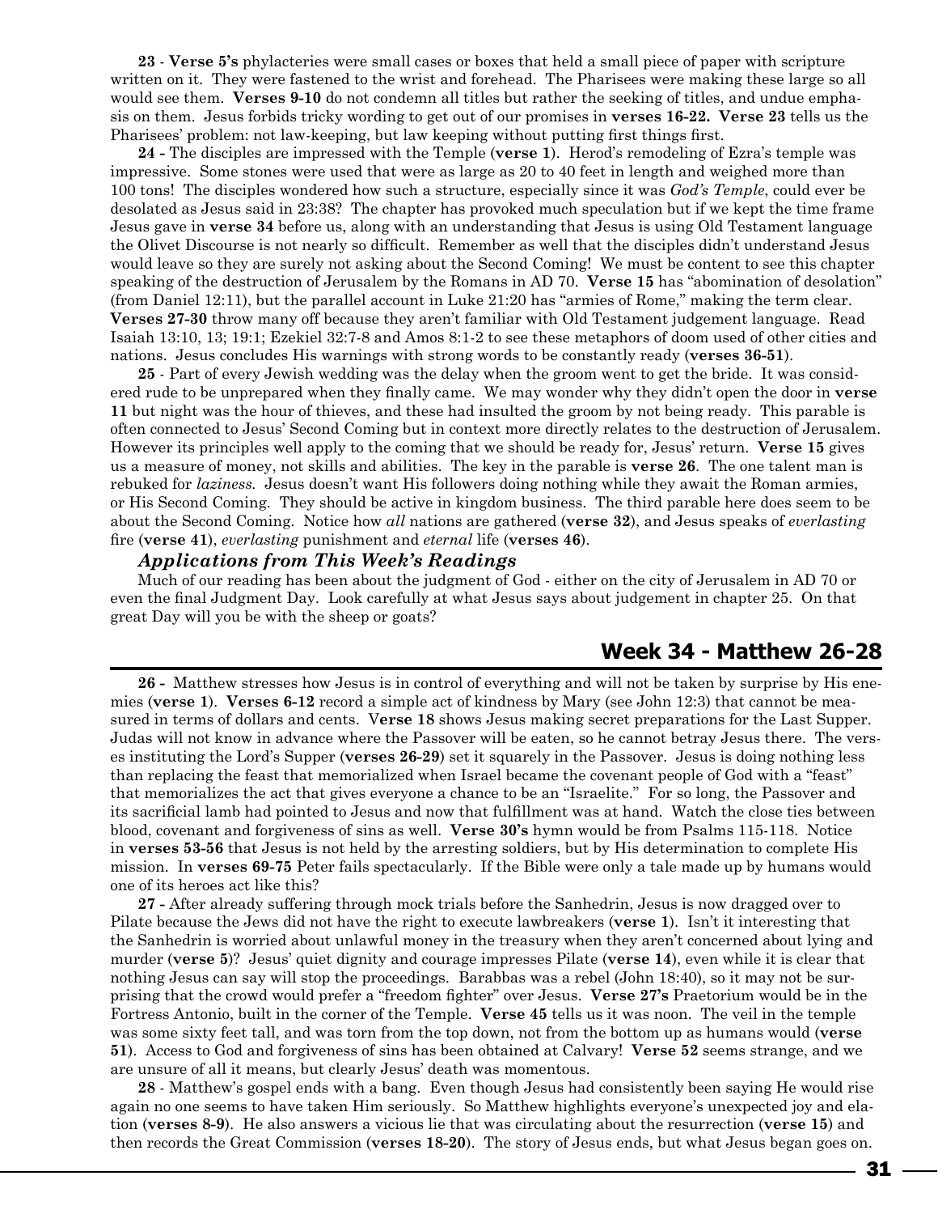**23** - **Verse 5's** phylacteries were small cases or boxes that held a small piece of paper with scripture written on it. They were fastened to the wrist and forehead. The Pharisees were making these large so all would see them. **Verses 9-10** do not condemn all titles but rather the seeking of titles, and undue emphasis on them. Jesus forbids tricky wording to get out of our promises in **verses 16-22. Verse 23** tells us the Pharisees' problem: not law-keeping, but law keeping without putting first things first.

**24 -** The disciples are impressed with the Temple (**verse 1**). Herod's remodeling of Ezra's temple was impressive. Some stones were used that were as large as 20 to 40 feet in length and weighed more than 100 tons! The disciples wondered how such a structure, especially since it was *God's Temple*, could ever be desolated as Jesus said in 23:38? The chapter has provoked much speculation but if we kept the time frame Jesus gave in **verse 34** before us, along with an understanding that Jesus is using Old Testament language the Olivet Discourse is not nearly so difficult. Remember as well that the disciples didn't understand Jesus would leave so they are surely not asking about the Second Coming! We must be content to see this chapter speaking of the destruction of Jerusalem by the Romans in AD 70. **Verse 15** has "abomination of desolation" (from Daniel 12:11), but the parallel account in Luke 21:20 has "armies of Rome," making the term clear. **Verses 27-30** throw many off because they aren't familiar with Old Testament judgement language. Read Isaiah 13:10, 13; 19:1; Ezekiel 32:7-8 and Amos 8:1-2 to see these metaphors of doom used of other cities and nations. Jesus concludes His warnings with strong words to be constantly ready (**verses 36-51**).

**25** - Part of every Jewish wedding was the delay when the groom went to get the bride. It was considered rude to be unprepared when they finally came. We may wonder why they didn't open the door in **verse 11** but night was the hour of thieves, and these had insulted the groom by not being ready. This parable is often connected to Jesus' Second Coming but in context more directly relates to the destruction of Jerusalem. However its principles well apply to the coming that we should be ready for, Jesus' return. **Verse 15** gives us a measure of money, not skills and abilities. The key in the parable is **verse 26**. The one talent man is rebuked for *laziness*. Jesus doesn't want His followers doing nothing while they await the Roman armies, or His Second Coming. They should be active in kingdom business. The third parable here does seem to be about the Second Coming. Notice how *all* nations are gathered (**verse 32**), and Jesus speaks of *everlasting* fire (**verse 41**), *everlasting* punishment and *eternal* life (**verses 46**).

### *Applications from This Week's Readings*

Much of our reading has been about the judgment of God - either on the city of Jerusalem in AD 70 or even the final Judgment Day. Look carefully at what Jesus says about judgement in chapter 25. On that great Day will you be with the sheep or goats?

## Week 34 - Matthew 26-28

**26 -** Matthew stresses how Jesus is in control of everything and will not be taken by surprise by His enemies (**verse 1**). **Verses 6-12** record a simple act of kindness by Mary (see John 12:3) that cannot be measured in terms of dollars and cents. **Verse 18** shows Jesus making secret preparations for the Last Supper. Judas will not know in advance where the Passover will be eaten, so he cannot betray Jesus there. The verses instituting the Lord's Supper (**verses 26-29**) set it squarely in the Passover. Jesus is doing nothing less than replacing the feast that memorialized when Israel became the covenant people of God with a "feast" that memorializes the act that gives everyone a chance to be an "Israelite." For so long, the Passover and its sacrificial lamb had pointed to Jesus and now that fulfillment was at hand. Watch the close ties between blood, covenant and forgiveness of sins as well. **Verse 30's** hymn would be from Psalms 115-118. Notice in **verses 53-56** that Jesus is not held by the arresting soldiers, but by His determination to complete His mission. In **verses 69-75** Peter fails spectacularly. If the Bible were only a tale made up by humans would one of its heroes act like this?

**27 -** After already suffering through mock trials before the Sanhedrin, Jesus is now dragged over to Pilate because the Jews did not have the right to execute lawbreakers (**verse 1**). Isn't it interesting that the Sanhedrin is worried about unlawful money in the treasury when they aren't concerned about lying and murder (**verse 5**)? Jesus' quiet dignity and courage impresses Pilate (**verse 14**), even while it is clear that nothing Jesus can say will stop the proceedings. Barabbas was a rebel (John 18:40), so it may not be surprising that the crowd would prefer a "freedom fighter" over Jesus. **Verse 27's** Praetorium would be in the Fortress Antonio, built in the corner of the Temple. **Verse 45** tells us it was noon. The veil in the temple was some sixty feet tall, and was torn from the top down, not from the bottom up as humans would (**verse 51**). Access to God and forgiveness of sins has been obtained at Calvary! **Verse 52** seems strange, and we are unsure of all it means, but clearly Jesus' death was momentous.

**28** - Matthew's gospel ends with a bang. Even though Jesus had consistently been saying He would rise again no one seems to have taken Him seriously. So Matthew highlights everyone's unexpected joy and elation (**verses 8-9**). He also answers a vicious lie that was circulating about the resurrection (**verse 15**) and then records the Great Commission (**verses 18-20**). The story of Jesus ends, but what Jesus began goes on.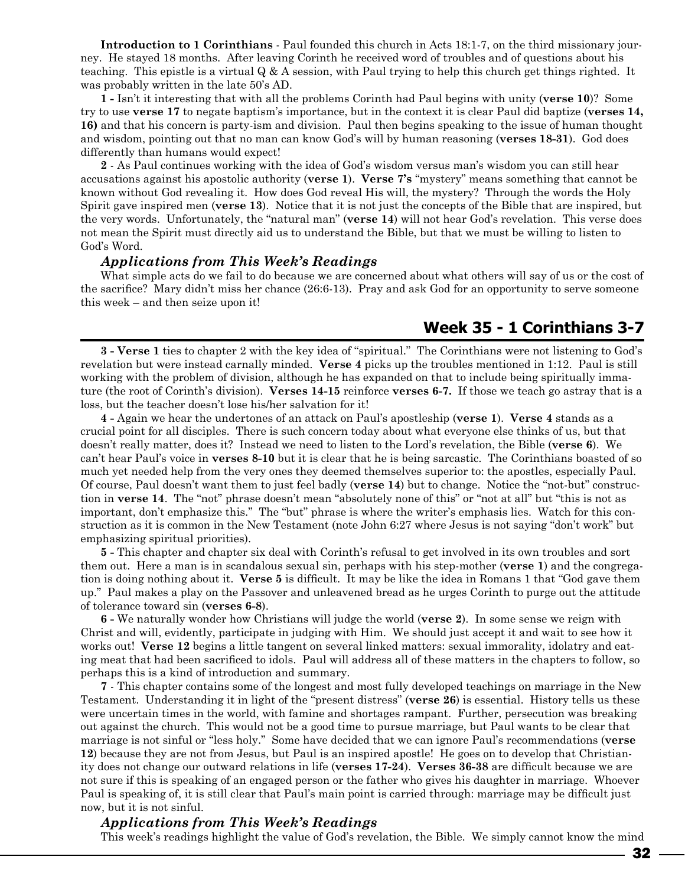**Introduction to 1 Corinthians** - Paul founded this church in Acts 18:1-7, on the third missionary journey. He stayed 18 months. After leaving Corinth he received word of troubles and of questions about his teaching. This epistle is a virtual Q & A session, with Paul trying to help this church get things righted. It was probably written in the late 50's AD.

**1 -** Isn't it interesting that with all the problems Corinth had Paul begins with unity (**verse 10**)? Some try to use **verse 17** to negate baptism's importance, but in the context it is clear Paul did baptize (**verses 14, 16)** and that his concern is party-ism and division. Paul then begins speaking to the issue of human thought and wisdom, pointing out that no man can know God's will by human reasoning (**verses 18-31**). God does differently than humans would expect!

**2** - As Paul continues working with the idea of God's wisdom versus man's wisdom you can still hear accusations against his apostolic authority (**verse 1**). **Verse 7's** "mystery" means something that cannot be known without God revealing it. How does God reveal His will, the mystery? Through the words the Holy Spirit gave inspired men (**verse 13**). Notice that it is not just the concepts of the Bible that are inspired, but the very words. Unfortunately, the "natural man" (**verse 14**) will not hear God's revelation. This verse does not mean the Spirit must directly aid us to understand the Bible, but that we must be willing to listen to God's Word.

### *Applications from This Week's Readings*

What simple acts do we fail to do because we are concerned about what others will say of us or the cost of the sacrifice? Mary didn't miss her chance (26:6-13). Pray and ask God for an opportunity to serve someone this week – and then seize upon it!

## Week 35 - 1 Corinthians 3-7

**3 - Verse 1** ties to chapter 2 with the key idea of "spiritual." The Corinthians were not listening to God's revelation but were instead carnally minded. **Verse 4** picks up the troubles mentioned in 1:12. Paul is still working with the problem of division, although he has expanded on that to include being spiritually immature (the root of Corinth's division). **Verses 14-15** reinforce **verses 6-7.** If those we teach go astray that is a loss, but the teacher doesn't lose his/her salvation for it!

**4 -** Again we hear the undertones of an attack on Paul's apostleship (**verse 1**). **Verse 4** stands as a crucial point for all disciples. There is such concern today about what everyone else thinks of us, but that doesn't really matter, does it? Instead we need to listen to the Lord's revelation, the Bible (**verse 6**). We can't hear Paul's voice in **verses 8-10** but it is clear that he is being sarcastic. The Corinthians boasted of so much yet needed help from the very ones they deemed themselves superior to: the apostles, especially Paul. Of course, Paul doesn't want them to just feel badly (**verse 14**) but to change. Notice the "not-but" construction in **verse 14**. The "not" phrase doesn't mean "absolutely none of this" or "not at all" but "this is not as important, don't emphasize this." The "but" phrase is where the writer's emphasis lies. Watch for this construction as it is common in the New Testament (note John 6:27 where Jesus is not saying "don't work" but emphasizing spiritual priorities).

**5 -** This chapter and chapter six deal with Corinth's refusal to get involved in its own troubles and sort them out. Here a man is in scandalous sexual sin, perhaps with his step-mother (**verse 1**) and the congregation is doing nothing about it. **Verse 5** is difficult. It may be like the idea in Romans 1 that "God gave them up." Paul makes a play on the Passover and unleavened bread as he urges Corinth to purge out the attitude of tolerance toward sin (**verses 6-8**).

**6 -** We naturally wonder how Christians will judge the world (**verse 2**). In some sense we reign with Christ and will, evidently, participate in judging with Him. We should just accept it and wait to see how it works out! **Verse 12** begins a little tangent on several linked matters: sexual immorality, idolatry and eating meat that had been sacrificed to idols. Paul will address all of these matters in the chapters to follow, so perhaps this is a kind of introduction and summary.

**7** - This chapter contains some of the longest and most fully developed teachings on marriage in the New Testament. Understanding it in light of the "present distress" (**verse 26**) is essential. History tells us these were uncertain times in the world, with famine and shortages rampant. Further, persecution was breaking out against the church. This would not be a good time to pursue marriage, but Paul wants to be clear that marriage is not sinful or "less holy." Some have decided that we can ignore Paul's recommendations (**verse 12**) because they are not from Jesus, but Paul is an inspired apostle! He goes on to develop that Christianity does not change our outward relations in life (**verses 17-24**). **Verses 36-38** are difficult because we are not sure if this is speaking of an engaged person or the father who gives his daughter in marriage. Whoever Paul is speaking of, it is still clear that Paul's main point is carried through: marriage may be difficult just now, but it is not sinful.

### *Applications from This Week's Readings*

This week's readings highlight the value of God's revelation, the Bible. We simply cannot know the mind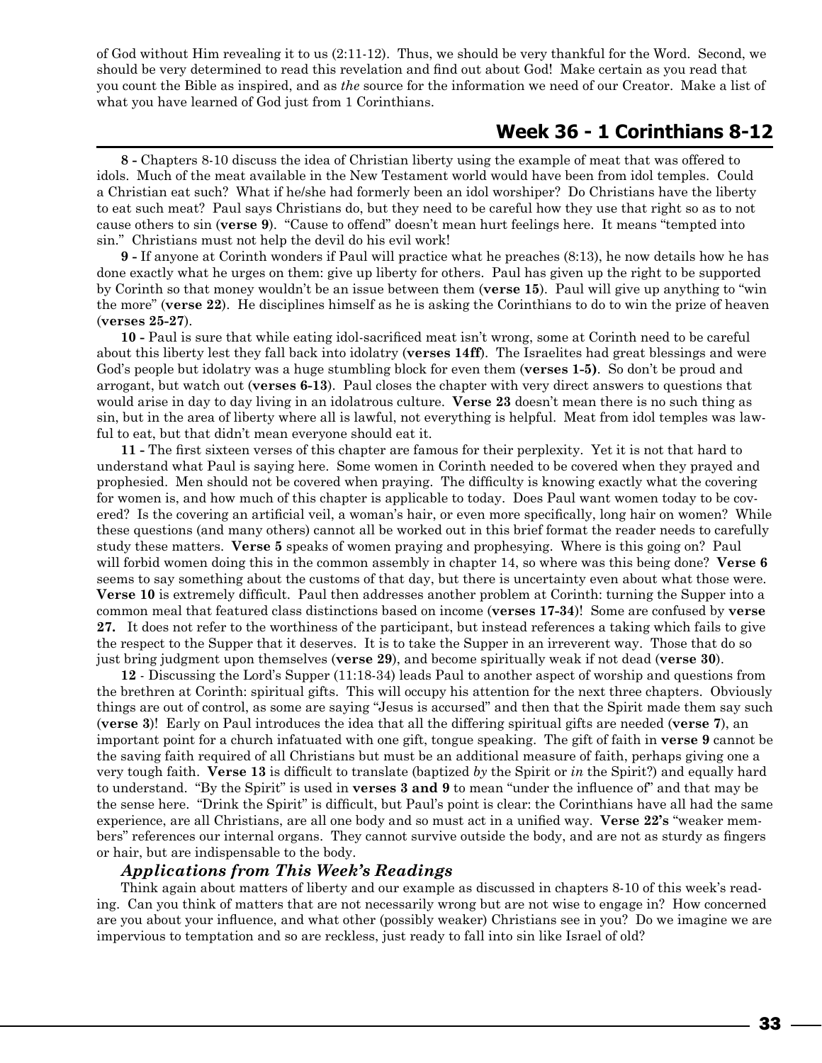of God without Him revealing it to us (2:11-12). Thus, we should be very thankful for the Word. Second, we should be very determined to read this revelation and find out about God! Make certain as you read that you count the Bible as inspired, and as *the* source for the information we need of our Creator. Make a list of what you have learned of God just from 1 Corinthians.

## Week 36 - 1 Corinthians 8-12

**8 -** Chapters 8-10 discuss the idea of Christian liberty using the example of meat that was offered to idols. Much of the meat available in the New Testament world would have been from idol temples. Could a Christian eat such? What if he/she had formerly been an idol worshiper? Do Christians have the liberty to eat such meat? Paul says Christians do, but they need to be careful how they use that right so as to not cause others to sin (**verse 9**). "Cause to offend" doesn't mean hurt feelings here. It means "tempted into sin." Christians must not help the devil do his evil work!

**9 -** If anyone at Corinth wonders if Paul will practice what he preaches (8:13), he now details how he has done exactly what he urges on them: give up liberty for others. Paul has given up the right to be supported by Corinth so that money wouldn't be an issue between them (**verse 15**). Paul will give up anything to "win the more" (**verse 22**). He disciplines himself as he is asking the Corinthians to do to win the prize of heaven (**verses 25-27**).

**10 -** Paul is sure that while eating idol-sacrificed meat isn't wrong, some at Corinth need to be careful about this liberty lest they fall back into idolatry (**verses 14ff**). The Israelites had great blessings and were God's people but idolatry was a huge stumbling block for even them (**verses 1-5)**. So don't be proud and arrogant, but watch out (**verses 6-13**). Paul closes the chapter with very direct answers to questions that would arise in day to day living in an idolatrous culture. **Verse 23** doesn't mean there is no such thing as sin, but in the area of liberty where all is lawful, not everything is helpful. Meat from idol temples was lawful to eat, but that didn't mean everyone should eat it.

**11 -** The first sixteen verses of this chapter are famous for their perplexity. Yet it is not that hard to understand what Paul is saying here. Some women in Corinth needed to be covered when they prayed and prophesied. Men should not be covered when praying. The difficulty is knowing exactly what the covering for women is, and how much of this chapter is applicable to today. Does Paul want women today to be covered? Is the covering an artificial veil, a woman's hair, or even more specifically, long hair on women? While these questions (and many others) cannot all be worked out in this brief format the reader needs to carefully study these matters. **Verse 5** speaks of women praying and prophesying. Where is this going on? Paul will forbid women doing this in the common assembly in chapter 14, so where was this being done? **Verse 6** seems to say something about the customs of that day, but there is uncertainty even about what those were. **Verse 10** is extremely difficult. Paul then addresses another problem at Corinth: turning the Supper into a common meal that featured class distinctions based on income (**verses 17-34**)! Some are confused by **verse 27.** It does not refer to the worthiness of the participant, but instead references a taking which fails to give the respect to the Supper that it deserves. It is to take the Supper in an irreverent way. Those that do so just bring judgment upon themselves (**verse 29**), and become spiritually weak if not dead (**verse 30**).

**12** - Discussing the Lord's Supper (11:18-34) leads Paul to another aspect of worship and questions from the brethren at Corinth: spiritual gifts. This will occupy his attention for the next three chapters. Obviously things are out of control, as some are saying "Jesus is accursed" and then that the Spirit made them say such (**verse 3**)! Early on Paul introduces the idea that all the differing spiritual gifts are needed (**verse 7**), an important point for a church infatuated with one gift, tongue speaking. The gift of faith in **verse 9** cannot be the saving faith required of all Christians but must be an additional measure of faith, perhaps giving one a very tough faith. **Verse 13** is difficult to translate (baptized *by* the Spirit or *in* the Spirit?) and equally hard to understand. "By the Spirit" is used in **verses 3 and 9** to mean "under the influence of" and that may be the sense here. "Drink the Spirit" is difficult, but Paul's point is clear: the Corinthians have all had the same experience, are all Christians, are all one body and so must act in a unified way. **Verse 22's** "weaker members" references our internal organs. They cannot survive outside the body, and are not as sturdy as fingers or hair, but are indispensable to the body.

### *Applications from This Week's Readings*

Think again about matters of liberty and our example as discussed in chapters 8-10 of this week's reading. Can you think of matters that are not necessarily wrong but are not wise to engage in? How concerned are you about your influence, and what other (possibly weaker) Christians see in you? Do we imagine we are impervious to temptation and so are reckless, just ready to fall into sin like Israel of old?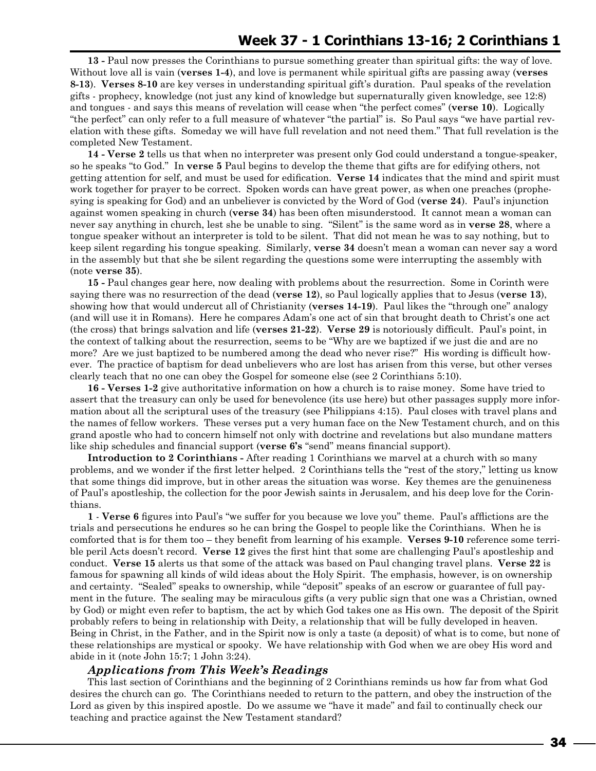## Week 37 - 1 Corinthians 13-16; 2 Corinthians 1

**13 -** Paul now presses the Corinthians to pursue something greater than spiritual gifts: the way of love. Without love all is vain (**verses 1-4**), and love is permanent while spiritual gifts are passing away (**verses 8-13**). **Verses 8-10** are key verses in understanding spiritual gift's duration. Paul speaks of the revelation gifts - prophecy, knowledge (not just any kind of knowledge but supernaturally given knowledge, see 12:8) and tongues - and says this means of revelation will cease when "the perfect comes" (**verse 10**). Logically "the perfect" can only refer to a full measure of whatever "the partial" is. So Paul says "we have partial revelation with these gifts. Someday we will have full revelation and not need them." That full revelation is the completed New Testament.

**14 - Verse 2** tells us that when no interpreter was present only God could understand a tongue-speaker, so he speaks "to God." In **verse 5** Paul begins to develop the theme that gifts are for edifying others, not getting attention for self, and must be used for edification. **Verse 14** indicates that the mind and spirit must work together for prayer to be correct. Spoken words can have great power, as when one preaches (prophesying is speaking for God) and an unbeliever is convicted by the Word of God (**verse 24**). Paul's injunction against women speaking in church (**verse 34**) has been often misunderstood. It cannot mean a woman can never say anything in church, lest she be unable to sing. "Silent" is the same word as in **verse 28**, where a tongue speaker without an interpreter is told to be silent. That did not mean he was to say nothing, but to keep silent regarding his tongue speaking. Similarly, **verse 34** doesn't mean a woman can never say a word in the assembly but that she be silent regarding the questions some were interrupting the assembly with (note **verse 35**).

**15 -** Paul changes gear here, now dealing with problems about the resurrection. Some in Corinth were saying there was no resurrection of the dead (**verse 12**), so Paul logically applies that to Jesus (**verse 13**), showing how that would undercut all of Christianity (**verses 14-19**). Paul likes the "through one" analogy (and will use it in Romans). Here he compares Adam's one act of sin that brought death to Christ's one act (the cross) that brings salvation and life (**verses 21-22**). **Verse 29** is notoriously difficult. Paul's point, in the context of talking about the resurrection, seems to be "Why are we baptized if we just die and are no more? Are we just baptized to be numbered among the dead who never rise?" His wording is difficult however. The practice of baptism for dead unbelievers who are lost has arisen from this verse, but other verses clearly teach that no one can obey the Gospel for someone else (see 2 Corinthians 5:10).

**16 - Verses 1-2** give authoritative information on how a church is to raise money. Some have tried to assert that the treasury can only be used for benevolence (its use here) but other passages supply more information about all the scriptural uses of the treasury (see Philippians 4:15). Paul closes with travel plans and the names of fellow workers. These verses put a very human face on the New Testament church, and on this grand apostle who had to concern himself not only with doctrine and revelations but also mundane matters like ship schedules and financial support (**verse 6's** "send" means financial support).

**Introduction to 2 Corinthians -** After reading 1 Corinthians we marvel at a church with so many problems, and we wonder if the first letter helped. 2 Corinthians tells the "rest of the story," letting us know that some things did improve, but in other areas the situation was worse. Key themes are the genuineness of Paul's apostleship, the collection for the poor Jewish saints in Jerusalem, and his deep love for the Corinthians.

**1** - **Verse 6** figures into Paul's "we suffer for you because we love you" theme. Paul's afflictions are the trials and persecutions he endures so he can bring the Gospel to people like the Corinthians. When he is comforted that is for them too – they benefit from learning of his example. **Verses 9-10** reference some terrible peril Acts doesn't record. **Verse 12** gives the first hint that some are challenging Paul's apostleship and conduct. **Verse 15** alerts us that some of the attack was based on Paul changing travel plans. **Verse 22** is famous for spawning all kinds of wild ideas about the Holy Spirit. The emphasis, however, is on ownership and certainty. "Sealed" speaks to ownership, while "deposit" speaks of an escrow or guarantee of full payment in the future. The sealing may be miraculous gifts (a very public sign that one was a Christian, owned by God) or might even refer to baptism, the act by which God takes one as His own. The deposit of the Spirit probably refers to being in relationship with Deity, a relationship that will be fully developed in heaven. Being in Christ, in the Father, and in the Spirit now is only a taste (a deposit) of what is to come, but none of these relationships are mystical or spooky. We have relationship with God when we are obey His word and abide in it (note John 15:7; 1 John 3:24).

### *Applications from This Week's Readings*

This last section of Corinthians and the beginning of 2 Corinthians reminds us how far from what God desires the church can go. The Corinthians needed to return to the pattern, and obey the instruction of the Lord as given by this inspired apostle. Do we assume we "have it made" and fail to continually check our teaching and practice against the New Testament standard?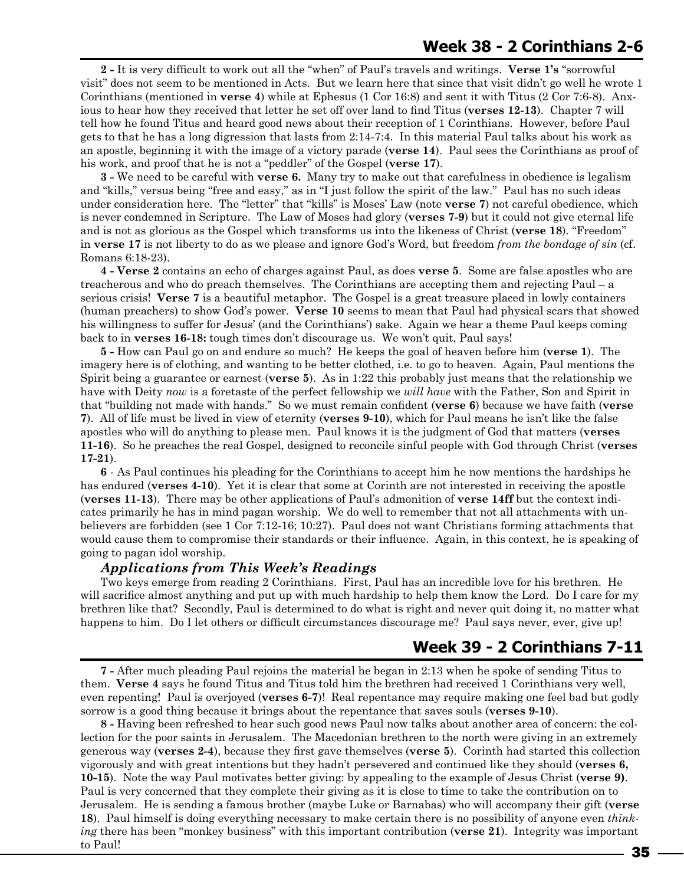## Week 38 - 2 Corinthians 2-6

**2 -** It is very difficult to work out all the "when" of Paul's travels and writings. **Verse 1's** "sorrowful visit" does not seem to be mentioned in Acts. But we learn here that since that visit didn't go well he wrote 1 Corinthians (mentioned in **verse 4**) while at Ephesus (1 Cor 16:8) and sent it with Titus (2 Cor 7:6-8). Anxious to hear how they received that letter he set off over land to find Titus (**verses 12-13**). Chapter 7 will tell how he found Titus and heard good news about their reception of 1 Corinthians. However, before Paul gets to that he has a long digression that lasts from 2:14-7:4. In this material Paul talks about his work as an apostle, beginning it with the image of a victory parade (**verse 14**). Paul sees the Corinthians as proof of his work, and proof that he is not a "peddler" of the Gospel (**verse 17**).

**3 -** We need to be careful with **verse 6.** Many try to make out that carefulness in obedience is legalism and "kills," versus being "free and easy," as in "I just follow the spirit of the law." Paul has no such ideas under consideration here. The "letter" that "kills" is Moses' Law (note **verse 7**) not careful obedience, which is never condemned in Scripture. The Law of Moses had glory (**verses 7-9**) but it could not give eternal life and is not as glorious as the Gospel which transforms us into the likeness of Christ (**verse 18**). "Freedom" in **verse 17** is not liberty to do as we please and ignore God's Word, but freedom *from the bondage of sin* (cf. Romans 6:18-23).

**4 - Verse 2** contains an echo of charges against Paul, as does **verse 5**. Some are false apostles who are treacherous and who do preach themselves. The Corinthians are accepting them and rejecting Paul – a serious crisis! **Verse 7** is a beautiful metaphor. The Gospel is a great treasure placed in lowly containers (human preachers) to show God's power. **Verse 10** seems to mean that Paul had physical scars that showed his willingness to suffer for Jesus' (and the Corinthians') sake. Again we hear a theme Paul keeps coming back to in **verses 16-18:** tough times don't discourage us. We won't quit, Paul says!

**5 -** How can Paul go on and endure so much? He keeps the goal of heaven before him (**verse 1**). The imagery here is of clothing, and wanting to be better clothed, i.e. to go to heaven. Again, Paul mentions the Spirit being a guarantee or earnest (**verse 5**). As in 1:22 this probably just means that the relationship we have with Deity *now* is a foretaste of the perfect fellowship we *will have* with the Father, Son and Spirit in that "building not made with hands." So we must remain confident (**verse 6**) because we have faith (**verse 7**). All of life must be lived in view of eternity (**verses 9-10**), which for Paul means he isn't like the false apostles who will do anything to please men. Paul knows it is the judgment of God that matters (**verses 11-16**). So he preaches the real Gospel, designed to reconcile sinful people with God through Christ (**verses 17-21**).

**6** - As Paul continues his pleading for the Corinthians to accept him he now mentions the hardships he has endured (**verses 4-10**). Yet it is clear that some at Corinth are not interested in receiving the apostle (**verses 11-13**). There may be other applications of Paul's admonition of **verse 14ff** but the context indicates primarily he has in mind pagan worship. We do well to remember that not all attachments with unbelievers are forbidden (see 1 Cor 7:12-16; 10:27). Paul does not want Christians forming attachments that would cause them to compromise their standards or their influence. Again, in this context, he is speaking of going to pagan idol worship.

### *Applications from This Week's Readings*

Two keys emerge from reading 2 Corinthians. First, Paul has an incredible love for his brethren. He will sacrifice almost anything and put up with much hardship to help them know the Lord. Do I care for my brethren like that? Secondly, Paul is determined to do what is right and never quit doing it, no matter what happens to him. Do I let others or difficult circumstances discourage me? Paul says never, ever, give up!

## Week 39 - 2 Corinthians 7-11

**7 -** After much pleading Paul rejoins the material he began in 2:13 when he spoke of sending Titus to them. **Verse 4** says he found Titus and Titus told him the brethren had received 1 Corinthians very well, even repenting! Paul is overjoyed (**verses 6-7**)! Real repentance may require making one feel bad but godly sorrow is a good thing because it brings about the repentance that saves souls (**verses 9-10**).

**8 -** Having been refreshed to hear such good news Paul now talks about another area of concern: the collection for the poor saints in Jerusalem. The Macedonian brethren to the north were giving in an extremely generous way (**verses 2-4**), because they first gave themselves (**verse 5**). Corinth had started this collection vigorously and with great intentions but they hadn't persevered and continued like they should (**verses 6, 10-15**). Note the way Paul motivates better giving: by appealing to the example of Jesus Christ (**verse 9)**. Paul is very concerned that they complete their giving as it is close to time to take the contribution on to Jerusalem. He is sending a famous brother (maybe Luke or Barnabas) who will accompany their gift (**verse 18**). Paul himself is doing everything necessary to make certain there is no possibility of anyone even *thinking* there has been "monkey business" with this important contribution (**verse 21**). Integrity was important to Paul!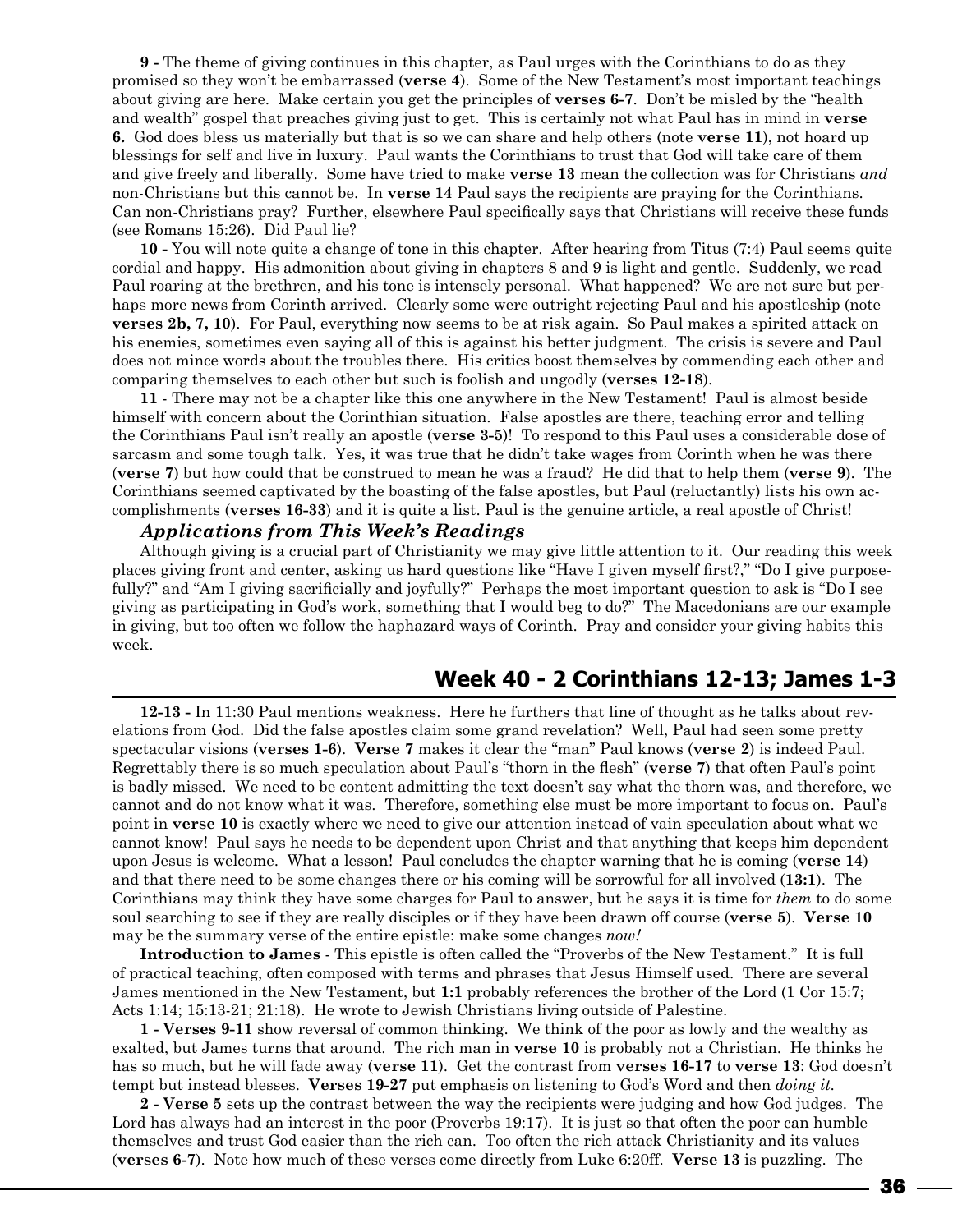**9 -** The theme of giving continues in this chapter, as Paul urges with the Corinthians to do as they promised so they won't be embarrassed (**verse 4**). Some of the New Testament's most important teachings about giving are here. Make certain you get the principles of **verses 6-7**. Don't be misled by the "health and wealth" gospel that preaches giving just to get. This is certainly not what Paul has in mind in **verse 6.** God does bless us materially but that is so we can share and help others (note **verse 11**), not hoard up blessings for self and live in luxury. Paul wants the Corinthians to trust that God will take care of them and give freely and liberally. Some have tried to make **verse 13** mean the collection was for Christians *and* non-Christians but this cannot be. In **verse 14** Paul says the recipients are praying for the Corinthians. Can non-Christians pray? Further, elsewhere Paul specifically says that Christians will receive these funds (see Romans 15:26). Did Paul lie?

**10 -** You will note quite a change of tone in this chapter. After hearing from Titus (7:4) Paul seems quite cordial and happy. His admonition about giving in chapters 8 and 9 is light and gentle. Suddenly, we read Paul roaring at the brethren, and his tone is intensely personal. What happened? We are not sure but perhaps more news from Corinth arrived. Clearly some were outright rejecting Paul and his apostleship (note **verses 2b, 7, 10**). For Paul, everything now seems to be at risk again. So Paul makes a spirited attack on his enemies, sometimes even saying all of this is against his better judgment. The crisis is severe and Paul does not mince words about the troubles there. His critics boost themselves by commending each other and comparing themselves to each other but such is foolish and ungodly (**verses 12-18**).

**11** - There may not be a chapter like this one anywhere in the New Testament! Paul is almost beside himself with concern about the Corinthian situation. False apostles are there, teaching error and telling the Corinthians Paul isn't really an apostle (**verse 3-5**)! To respond to this Paul uses a considerable dose of sarcasm and some tough talk. Yes, it was true that he didn't take wages from Corinth when he was there (**verse 7**) but how could that be construed to mean he was a fraud? He did that to help them (**verse 9**). The Corinthians seemed captivated by the boasting of the false apostles, but Paul (reluctantly) lists his own accomplishments (**verses 16-33**) and it is quite a list. Paul is the genuine article, a real apostle of Christ!

### *Applications from This Week's Readings*

Although giving is a crucial part of Christianity we may give little attention to it. Our reading this week places giving front and center, asking us hard questions like "Have I given myself first?," "Do I give purposefully?" and "Am I giving sacrificially and joyfully?" Perhaps the most important question to ask is "Do I see giving as participating in God's work, something that I would beg to do?" The Macedonians are our example in giving, but too often we follow the haphazard ways of Corinth. Pray and consider your giving habits this week.

## Week 40 - 2 Corinthians 12-13; James 1-3

**12-13 -** In 11:30 Paul mentions weakness. Here he furthers that line of thought as he talks about revelations from God. Did the false apostles claim some grand revelation? Well, Paul had seen some pretty spectacular visions (**verses 1-6**). **Verse 7** makes it clear the "man" Paul knows (**verse 2**) is indeed Paul. Regrettably there is so much speculation about Paul's "thorn in the flesh" (**verse 7**) that often Paul's point is badly missed. We need to be content admitting the text doesn't say what the thorn was, and therefore, we cannot and do not know what it was. Therefore, something else must be more important to focus on. Paul's point in **verse 10** is exactly where we need to give our attention instead of vain speculation about what we cannot know! Paul says he needs to be dependent upon Christ and that anything that keeps him dependent upon Jesus is welcome. What a lesson! Paul concludes the chapter warning that he is coming (**verse 14**) and that there need to be some changes there or his coming will be sorrowful for all involved (**13:1**). The Corinthians may think they have some charges for Paul to answer, but he says it is time for *them* to do some soul searching to see if they are really disciples or if they have been drawn off course (**verse 5**). **Verse 10** may be the summary verse of the entire epistle: make some changes *now!*

**Introduction to James** - This epistle is often called the "Proverbs of the New Testament." It is full of practical teaching, often composed with terms and phrases that Jesus Himself used. There are several James mentioned in the New Testament, but **1:1** probably references the brother of the Lord (1 Cor 15:7; Acts 1:14; 15:13-21; 21:18). He wrote to Jewish Christians living outside of Palestine.

**1 - Verses 9-11** show reversal of common thinking. We think of the poor as lowly and the wealthy as exalted, but James turns that around. The rich man in **verse 10** is probably not a Christian. He thinks he has so much, but he will fade away (**verse 11**). Get the contrast from **verses 16-17** to **verse 13**: God doesn't tempt but instead blesses. **Verses 19-27** put emphasis on listening to God's Word and then *doing it.*

**2 - Verse 5** sets up the contrast between the way the recipients were judging and how God judges. The Lord has always had an interest in the poor (Proverbs 19:17). It is just so that often the poor can humble themselves and trust God easier than the rich can. Too often the rich attack Christianity and its values (**verses 6-7**). Note how much of these verses come directly from Luke 6:20ff. **Verse 13** is puzzling. The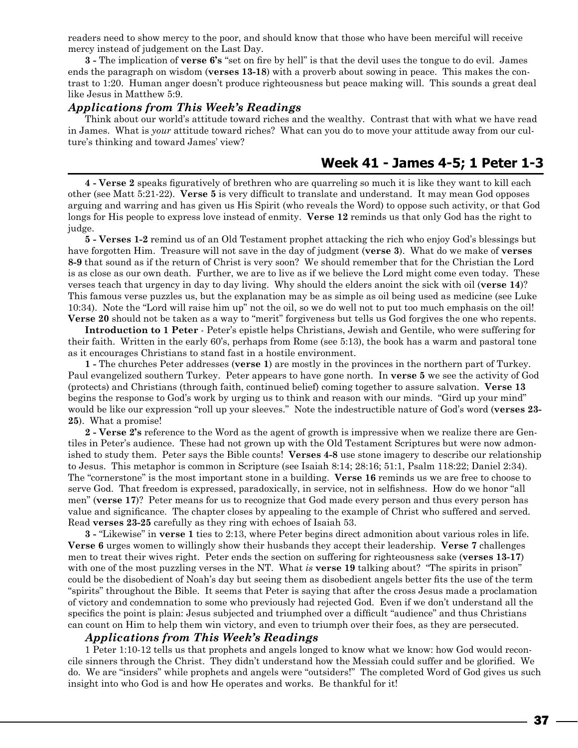readers need to show mercy to the poor, and should know that those who have been merciful will receive mercy instead of judgement on the Last Day.

**3 -** The implication of **verse 6's** "set on fire by hell" is that the devil uses the tongue to do evil. James ends the paragraph on wisdom (**verses 13-18**) with a proverb about sowing in peace. This makes the contrast to 1:20. Human anger doesn't produce righteousness but peace making will. This sounds a great deal like Jesus in Matthew 5:9.

### *Applications from This Week's Readings*

Think about our world's attitude toward riches and the wealthy. Contrast that with what we have read in James. What is *your* attitude toward riches? What can you do to move your attitude away from our culture's thinking and toward James' view?

## Week 41 - James 4-5; 1 Peter 1-3

**4 - Verse 2** speaks figuratively of brethren who are quarreling so much it is like they want to kill each other (see Matt 5:21-22). **Verse 5** is very difficult to translate and understand. It may mean God opposes arguing and warring and has given us His Spirit (who reveals the Word) to oppose such activity, or that God longs for His people to express love instead of enmity. **Verse 12** reminds us that only God has the right to judge.

**5 - Verses 1-2** remind us of an Old Testament prophet attacking the rich who enjoy God's blessings but have forgotten Him. Treasure will not save in the day of judgment (**verse 3**). What do we make of **verses 8-9** that sound as if the return of Christ is very soon? We should remember that for the Christian the Lord is as close as our own death. Further, we are to live as if we believe the Lord might come even today. These verses teach that urgency in day to day living. Why should the elders anoint the sick with oil (**verse 14**)? This famous verse puzzles us, but the explanation may be as simple as oil being used as medicine (see Luke 10:34). Note the "Lord will raise him up" not the oil, so we do well not to put too much emphasis on the oil! **Verse 20** should not be taken as a way to "merit" forgiveness but tells us God forgives the one who repents.

**Introduction to 1 Peter** - Peter's epistle helps Christians, Jewish and Gentile, who were suffering for their faith. Written in the early 60's, perhaps from Rome (see 5:13), the book has a warm and pastoral tone as it encourages Christians to stand fast in a hostile environment.

**1 -** The churches Peter addresses (**verse 1**) are mostly in the provinces in the northern part of Turkey. Paul evangelized southern Turkey. Peter appears to have gone north. In **verse 5** we see the activity of God (protects) and Christians (through faith, continued belief) coming together to assure salvation. **Verse 13** begins the response to God's work by urging us to think and reason with our minds. "Gird up your mind" would be like our expression "roll up your sleeves." Note the indestructible nature of God's word (**verses 23-25**). What a promise!

**2 - Verse 2's** reference to the Word as the agent of growth is impressive when we realize there are Gentiles in Peter's audience. These had not grown up with the Old Testament Scriptures but were now admonished to study them. Peter says the Bible counts! **Verses 4-8** use stone imagery to describe our relationship to Jesus. This metaphor is common in Scripture (see Isaiah 8:14; 28:16; 51:1, Psalm 118:22; Daniel 2:34). The "cornerstone" is the most important stone in a building. **Verse 16** reminds us we are free to choose to serve God. That freedom is expressed, paradoxically, in service, not in selfishness. How do we honor "all men" (**verse 17**)? Peter means for us to recognize that God made every person and thus every person has value and significance. The chapter closes by appealing to the example of Christ who suffered and served. Read **verses 23-25** carefully as they ring with echoes of Isaiah 53.

**3 -** "Likewise" in **verse 1** ties to 2:13, where Peter begins direct admonition about various roles in life. **Verse 6** urges women to willingly show their husbands they accept their leadership. **Verse 7** challenges men to treat their wives right. Peter ends the section on suffering for righteousness sake (**verses 13-17**) with one of the most puzzling verses in the NT. What *is* **verse 19** talking about? "The spirits in prison" could be the disobedient of Noah's day but seeing them as disobedient angels better fits the use of the term "spirits" throughout the Bible. It seems that Peter is saying that after the cross Jesus made a proclamation of victory and condemnation to some who previously had rejected God. Even if we don't understand all the specifics the point is plain: Jesus subjected and triumphed over a difficult "audience" and thus Christians can count on Him to help them win victory, and even to triumph over their foes, as they are persecuted.

### *Applications from This Week's Readings*

1 Peter 1:10-12 tells us that prophets and angels longed to know what we know: how God would reconcile sinners through the Christ. They didn't understand how the Messiah could suffer and be glorified. We do. We are "insiders" while prophets and angels were "outsiders!" The completed Word of God gives us such insight into who God is and how He operates and works. Be thankful for it!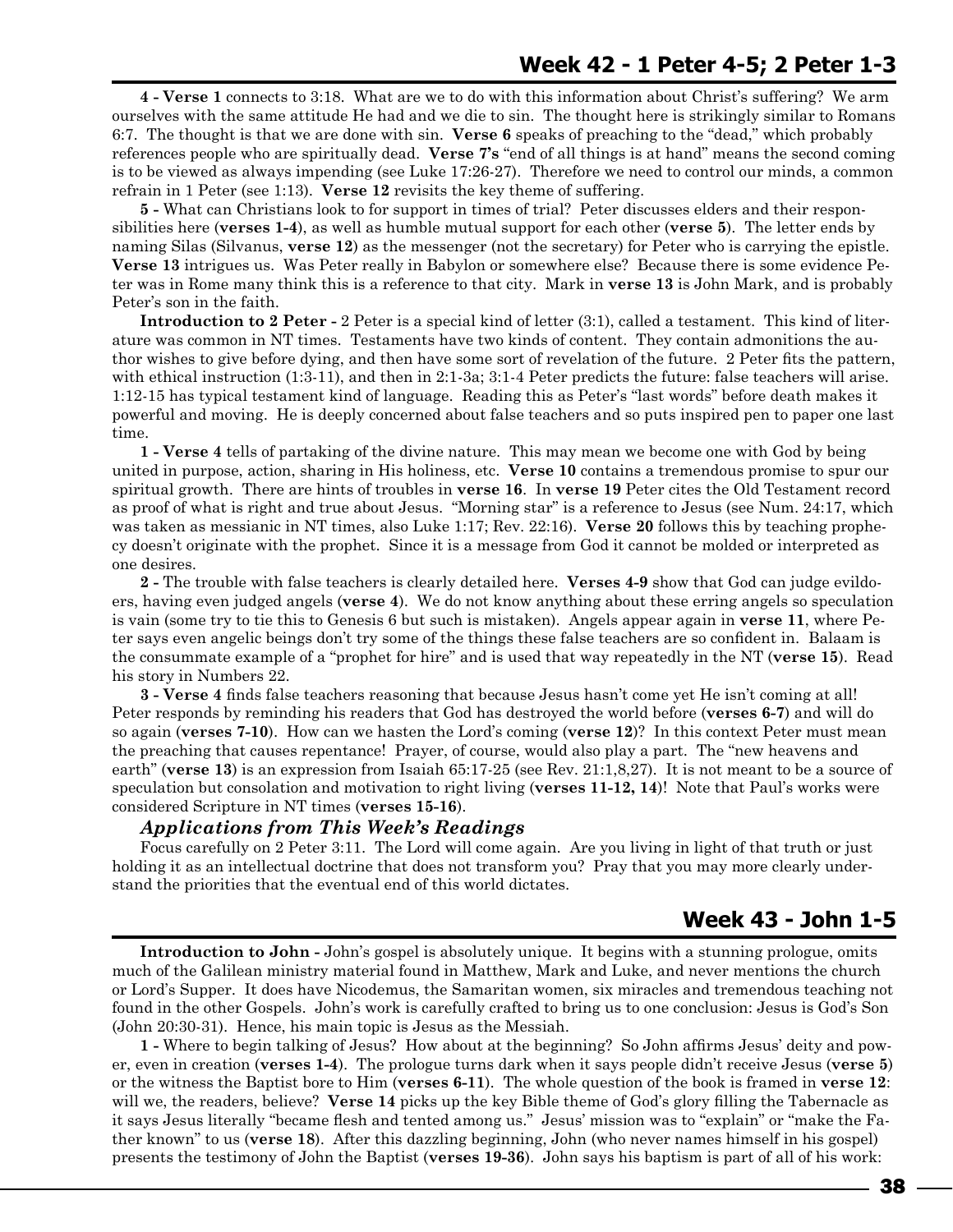## Week 42 - 1 Peter 4-5; 2 Peter 1-3

**4 - Verse 1** connects to 3:18. What are we to do with this information about Christ's suffering? We arm ourselves with the same attitude He had and we die to sin. The thought here is strikingly similar to Romans 6:7. The thought is that we are done with sin. **Verse 6** speaks of preaching to the "dead," which probably references people who are spiritually dead. **Verse 7's** "end of all things is at hand" means the second coming is to be viewed as always impending (see Luke 17:26-27). Therefore we need to control our minds, a common refrain in 1 Peter (see 1:13). **Verse 12** revisits the key theme of suffering.

**5 -** What can Christians look to for support in times of trial? Peter discusses elders and their responsibilities here (**verses 1-4**), as well as humble mutual support for each other (**verse 5**). The letter ends by naming Silas (Silvanus, **verse 12**) as the messenger (not the secretary) for Peter who is carrying the epistle. **Verse 13** intrigues us. Was Peter really in Babylon or somewhere else? Because there is some evidence Peter was in Rome many think this is a reference to that city. Mark in **verse 13** is John Mark, and is probably Peter's son in the faith.

**Introduction to 2 Peter -** 2 Peter is a special kind of letter (3:1), called a testament. This kind of literature was common in NT times. Testaments have two kinds of content. They contain admonitions the author wishes to give before dying, and then have some sort of revelation of the future. 2 Peter fits the pattern, with ethical instruction (1:3-11), and then in 2:1-3a; 3:1-4 Peter predicts the future: false teachers will arise. 1:12-15 has typical testament kind of language. Reading this as Peter's "last words" before death makes it powerful and moving. He is deeply concerned about false teachers and so puts inspired pen to paper one last time.

**1 - Verse 4** tells of partaking of the divine nature. This may mean we become one with God by being united in purpose, action, sharing in His holiness, etc. **Verse 10** contains a tremendous promise to spur our spiritual growth. There are hints of troubles in **verse 16**. In **verse 19** Peter cites the Old Testament record as proof of what is right and true about Jesus. "Morning star" is a reference to Jesus (see Num. 24:17, which was taken as messianic in NT times, also Luke 1:17; Rev. 22:16). **Verse 20** follows this by teaching prophecy doesn't originate with the prophet. Since it is a message from God it cannot be molded or interpreted as one desires.

**2 -** The trouble with false teachers is clearly detailed here. **Verses 4-9** show that God can judge evildoers, having even judged angels (**verse 4**). We do not know anything about these erring angels so speculation is vain (some try to tie this to Genesis 6 but such is mistaken). Angels appear again in **verse 11**, where Peter says even angelic beings don't try some of the things these false teachers are so confident in. Balaam is the consummate example of a "prophet for hire" and is used that way repeatedly in the NT (**verse 15**). Read his story in Numbers 22.

**3 - Verse 4** finds false teachers reasoning that because Jesus hasn't come yet He isn't coming at all! Peter responds by reminding his readers that God has destroyed the world before (**verses 6-7**) and will do so again (**verses 7-10**). How can we hasten the Lord's coming (**verse 12**)? In this context Peter must mean the preaching that causes repentance! Prayer, of course, would also play a part. The "new heavens and earth" (**verse 13**) is an expression from Isaiah 65:17-25 (see Rev. 21:1,8,27). It is not meant to be a source of speculation but consolation and motivation to right living (**verses 11-12, 14**)! Note that Paul's works were considered Scripture in NT times (**verses 15-16**).

### *Applications from This Week's Readings*

Focus carefully on 2 Peter 3:11. The Lord will come again. Are you living in light of that truth or just holding it as an intellectual doctrine that does not transform you? Pray that you may more clearly understand the priorities that the eventual end of this world dictates.

## Week 43 - John 1-5

**Introduction to John -** John's gospel is absolutely unique. It begins with a stunning prologue, omits much of the Galilean ministry material found in Matthew, Mark and Luke, and never mentions the church or Lord's Supper. It does have Nicodemus, the Samaritan women, six miracles and tremendous teaching not found in the other Gospels. John's work is carefully crafted to bring us to one conclusion: Jesus is God's Son (John 20:30-31). Hence, his main topic is Jesus as the Messiah.

**1 -** Where to begin talking of Jesus? How about at the beginning? So John affirms Jesus' deity and power, even in creation (**verses 1-4**). The prologue turns dark when it says people didn't receive Jesus (**verse 5**) or the witness the Baptist bore to Him (**verses 6-11**). The whole question of the book is framed in **verse 12**: will we, the readers, believe? **Verse 14** picks up the key Bible theme of God's glory filling the Tabernacle as it says Jesus literally "became flesh and tented among us." Jesus' mission was to "explain" or "make the Father known" to us (**verse 18**). After this dazzling beginning, John (who never names himself in his gospel) presents the testimony of John the Baptist (**verses 19-36**). John says his baptism is part of all of his work: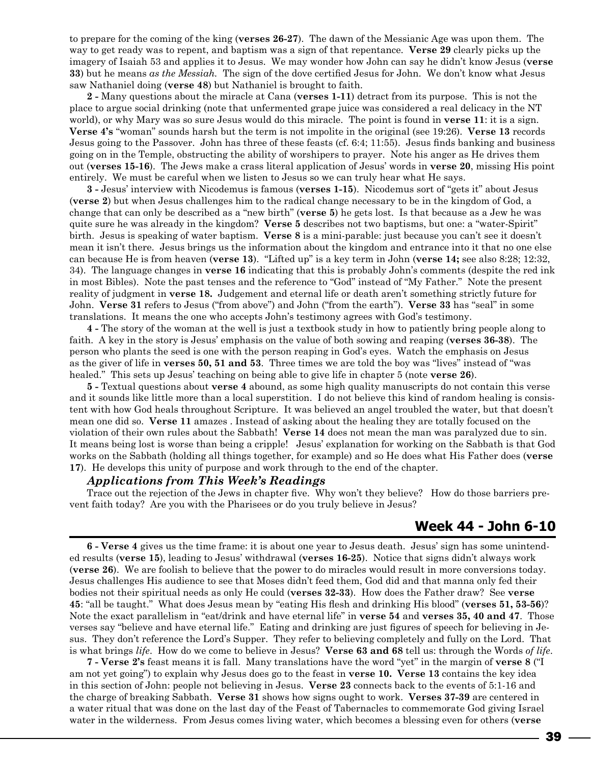to prepare for the coming of the king (**verses 26-27**). The dawn of the Messianic Age was upon them. The way to get ready was to repent, and baptism was a sign of that repentance. **Verse 29** clearly picks up the imagery of Isaiah 53 and applies it to Jesus. We may wonder how John can say he didn't know Jesus (**verse 33**) but he means *as the Messiah.* The sign of the dove certified Jesus for John. We don't know what Jesus saw Nathaniel doing (**verse 48**) but Nathaniel is brought to faith.

**2 -** Many questions about the miracle at Cana (**verses 1-11**) detract from its purpose. This is not the place to argue social drinking (note that unfermented grape juice was considered a real delicacy in the NT world), or why Mary was so sure Jesus would do this miracle. The point is found in **verse 11**: it is a sign. **Verse 4's** "woman" sounds harsh but the term is not impolite in the original (see 19:26). **Verse 13** records Jesus going to the Passover. John has three of these feasts (cf. 6:4; 11:55). Jesus finds banking and business going on in the Temple, obstructing the ability of worshipers to prayer. Note his anger as He drives them out (**verses 15-16**). The Jews make a crass literal application of Jesus' words in **verse 20**, missing His point entirely. We must be careful when we listen to Jesus so we can truly hear what He says.

**3 -** Jesus' interview with Nicodemus is famous (**verses 1-15**). Nicodemus sort of "gets it" about Jesus (**verse 2**) but when Jesus challenges him to the radical change necessary to be in the kingdom of God, a change that can only be described as a "new birth" (**verse 5**) he gets lost. Is that because as a Jew he was quite sure he was already in the kingdom? **Verse 5** describes not two baptisms, but one: a "water-Spirit" birth. Jesus is speaking of water baptism. **Verse 8** is a mini-parable: just because you can't see it doesn't mean it isn't there. Jesus brings us the information about the kingdom and entrance into it that no one else can because He is from heaven (**verse 13**). "Lifted up" is a key term in John (**verse 14;** see also 8:28; 12:32, 34). The language changes in **verse 16** indicating that this is probably John's comments (despite the red ink in most Bibles). Note the past tenses and the reference to "God" instead of "My Father." Note the present reality of judgment in **verse 18.** Judgement and eternal life or death aren't something strictly future for John. **Verse 31** refers to Jesus ("from above") and John ("from the earth"). **Verse 33** has "seal" in some translations. It means the one who accepts John's testimony agrees with God's testimony.

**4 -** The story of the woman at the well is just a textbook study in how to patiently bring people along to faith. A key in the story is Jesus' emphasis on the value of both sowing and reaping (**verses 36-38**). The person who plants the seed is one with the person reaping in God's eyes. Watch the emphasis on Jesus as the giver of life in **verses 50, 51 and 53**. Three times we are told the boy was "lives" instead of "was healed." This sets up Jesus' teaching on being able to give life in chapter 5 (note **verse 26**).

**5 -** Textual questions about **verse 4** abound, as some high quality manuscripts do not contain this verse and it sounds like little more than a local superstition. I do not believe this kind of random healing is consistent with how God heals throughout Scripture. It was believed an angel troubled the water, but that doesn't mean one did so. **Verse 11** amazes . Instead of asking about the healing they are totally focused on the violation of their own rules about the Sabbath! **Verse 14** does not mean the man was paralyzed due to sin. It means being lost is worse than being a cripple! Jesus' explanation for working on the Sabbath is that God works on the Sabbath (holding all things together, for example) and so He does what His Father does (**verse 17**). He develops this unity of purpose and work through to the end of the chapter.

### *Applications from This Week's Readings*

Trace out the rejection of the Jews in chapter five. Why won't they believe? How do those barriers prevent faith today? Are you with the Pharisees or do you truly believe in Jesus?

## Week 44 - John 6-10

**6 - Verse 4** gives us the time frame: it is about one year to Jesus death. Jesus' sign has some unintended results (**verse 15**), leading to Jesus' withdrawal (**verses 16-25**). Notice that signs didn't always work (**verse 26**). We are foolish to believe that the power to do miracles would result in more conversions today. Jesus challenges His audience to see that Moses didn't feed them, God did and that manna only fed their bodies not their spiritual needs as only He could (**verses 32-33**). How does the Father draw? See **verse 45**: "all be taught." What does Jesus mean by "eating His flesh and drinking His blood" (**verses 51, 53-56**)? Note the exact parallelism in "eat/drink and have eternal life" in **verse 54** and **verses 35, 40 and 47**. Those verses say "believe and have eternal life." Eating and drinking are just figures of speech for believing in Jesus. They don't reference the Lord's Supper. They refer to believing completely and fully on the Lord. That is what brings *life*. How do we come to believe in Jesus? **Verse 63 and 68** tell us: through the Words *of life*.

**7 - Verse 2's** feast means it is fall. Many translations have the word "yet" in the margin of **verse 8** ("I am not yet going") to explain why Jesus does go to the feast in **verse 10. Verse 13** contains the key idea in this section of John: people not believing in Jesus. **Verse 23** connects back to the events of 5:1-16 and the charge of breaking Sabbath. **Verse 31** shows how signs ought to work. **Verses 37-39** are centered in a water ritual that was done on the last day of the Feast of Tabernacles to commemorate God giving Israel water in the wilderness. From Jesus comes living water, which becomes a blessing even for others (**verse**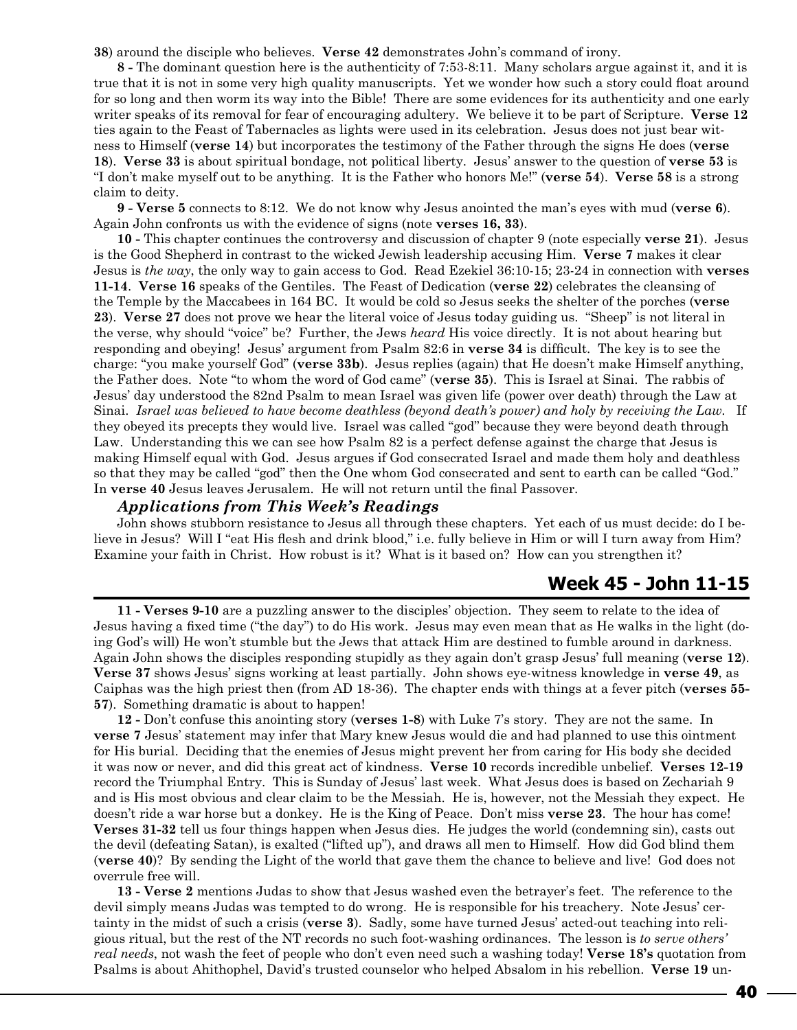**38**) around the disciple who believes. **Verse 42** demonstrates John's command of irony.

**8 -** The dominant question here is the authenticity of 7:53-8:11. Many scholars argue against it, and it is true that it is not in some very high quality manuscripts. Yet we wonder how such a story could float around for so long and then worm its way into the Bible! There are some evidences for its authenticity and one early writer speaks of its removal for fear of encouraging adultery. We believe it to be part of Scripture. **Verse 12** ties again to the Feast of Tabernacles as lights were used in its celebration. Jesus does not just bear witness to Himself (**verse 14**) but incorporates the testimony of the Father through the signs He does (**verse 18**). **Verse 33** is about spiritual bondage, not political liberty. Jesus' answer to the question of **verse 53** is "I don't make myself out to be anything. It is the Father who honors Me!" (**verse 54**). **Verse 58** is a strong claim to deity.

**9 - Verse 5** connects to 8:12. We do not know why Jesus anointed the man's eyes with mud (**verse 6**). Again John confronts us with the evidence of signs (note **verses 16, 33**).

**10 -** This chapter continues the controversy and discussion of chapter 9 (note especially **verse 21**). Jesus is the Good Shepherd in contrast to the wicked Jewish leadership accusing Him. **Verse 7** makes it clear Jesus is *the way*, the only way to gain access to God. Read Ezekiel 36:10-15; 23-24 in connection with **verses 11-14**. **Verse 16** speaks of the Gentiles. The Feast of Dedication (**verse 22**) celebrates the cleansing of the Temple by the Maccabees in 164 BC. It would be cold so Jesus seeks the shelter of the porches (**verse 23**). **Verse 27** does not prove we hear the literal voice of Jesus today guiding us. "Sheep" is not literal in the verse, why should "voice" be? Further, the Jews *heard* His voice directly. It is not about hearing but responding and obeying! Jesus' argument from Psalm 82:6 in **verse 34** is difficult. The key is to see the charge: "you make yourself God" (**verse 33b**). Jesus replies (again) that He doesn't make Himself anything, the Father does. Note "to whom the word of God came" (**verse 35**). This is Israel at Sinai. The rabbis of Jesus' day understood the 82nd Psalm to mean Israel was given life (power over death) through the Law at Sinai. *Israel was believed to have become deathless (beyond death's power) and holy by receiving the Law.* If they obeyed its precepts they would live. Israel was called "god" because they were beyond death through Law. Understanding this we can see how Psalm 82 is a perfect defense against the charge that Jesus is making Himself equal with God. Jesus argues if God consecrated Israel and made them holy and deathless so that they may be called "god" then the One whom God consecrated and sent to earth can be called "God." In **verse 40** Jesus leaves Jerusalem. He will not return until the final Passover.

### *Applications from This Week's Readings*

John shows stubborn resistance to Jesus all through these chapters. Yet each of us must decide: do I believe in Jesus? Will I "eat His flesh and drink blood," i.e. fully believe in Him or will I turn away from Him? Examine your faith in Christ. How robust is it? What is it based on? How can you strengthen it?

## Week 45 - John 11-15

**11 - Verses 9-10** are a puzzling answer to the disciples' objection. They seem to relate to the idea of Jesus having a fixed time ("the day") to do His work. Jesus may even mean that as He walks in the light (doing God's will) He won't stumble but the Jews that attack Him are destined to fumble around in darkness. Again John shows the disciples responding stupidly as they again don't grasp Jesus' full meaning (**verse 12**). **Verse 37** shows Jesus' signs working at least partially. John shows eye-witness knowledge in **verse 49**, as Caiphas was the high priest then (from AD 18-36). The chapter ends with things at a fever pitch (**verses 55-57**). Something dramatic is about to happen!

**12 -** Don't confuse this anointing story (**verses 1-8**) with Luke 7's story. They are not the same. In **verse 7** Jesus' statement may infer that Mary knew Jesus would die and had planned to use this ointment for His burial. Deciding that the enemies of Jesus might prevent her from caring for His body she decided it was now or never, and did this great act of kindness. **Verse 10** records incredible unbelief. **Verses 12-19** record the Triumphal Entry. This is Sunday of Jesus' last week. What Jesus does is based on Zechariah 9 and is His most obvious and clear claim to be the Messiah. He is, however, not the Messiah they expect. He doesn't ride a war horse but a donkey. He is the King of Peace. Don't miss **verse 23**. The hour has come! **Verses 31-32** tell us four things happen when Jesus dies. He judges the world (condemning sin), casts out the devil (defeating Satan), is exalted ("lifted up"), and draws all men to Himself. How did God blind them (**verse 40**)? By sending the Light of the world that gave them the chance to believe and live! God does not overrule free will.

**13 - Verse 2** mentions Judas to show that Jesus washed even the betrayer's feet. The reference to the devil simply means Judas was tempted to do wrong. He is responsible for his treachery. Note Jesus' certainty in the midst of such a crisis (**verse 3**). Sadly, some have turned Jesus' acted-out teaching into religious ritual, but the rest of the NT records no such foot-washing ordinances. The lesson is *to serve others' real needs*, not wash the feet of people who don't even need such a washing today! **Verse 18's** quotation from Psalms is about Ahithophel, David's trusted counselor who helped Absalom in his rebellion. **Verse 19** un-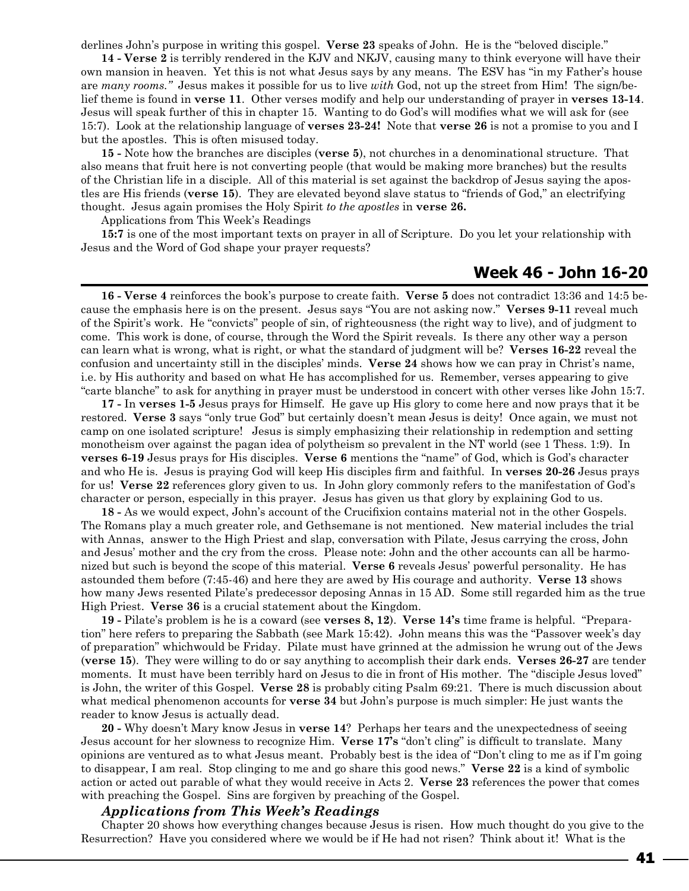derlines John's purpose in writing this gospel. **Verse 23** speaks of John. He is the "beloved disciple."

**14 - Verse 2** is terribly rendered in the KJV and NKJV, causing many to think everyone will have their own mansion in heaven. Yet this is not what Jesus says by any means. The ESV has "in my Father's house are *many rooms."* Jesus makes it possible for us to live *with* God, not up the street from Him! The sign/belief theme is found in **verse 11**. Other verses modify and help our understanding of prayer in **verses 13-14**. Jesus will speak further of this in chapter 15. Wanting to do God's will modifies what we will ask for (see 15:7). Look at the relationship language of **verses 23-24!** Note that **verse 26** is not a promise to you and I but the apostles. This is often misused today.

**15 -** Note how the branches are disciples (**verse 5**), not churches in a denominational structure. That also means that fruit here is not converting people (that would be making more branches) but the results of the Christian life in a disciple. All of this material is set against the backdrop of Jesus saying the apostles are His friends (**verse 15**). They are elevated beyond slave status to "friends of God," an electrifying thought. Jesus again promises the Holy Spirit *to the apostles* in **verse 26.**

Applications from This Week's Readings

**15:7** is one of the most important texts on prayer in all of Scripture. Do you let your relationship with Jesus and the Word of God shape your prayer requests?

## Week 46 - John 16-20

**16 - Verse 4** reinforces the book's purpose to create faith. **Verse 5** does not contradict 13:36 and 14:5 because the emphasis here is on the present. Jesus says "You are not asking now." **Verses 9-11** reveal much of the Spirit's work. He "convicts" people of sin, of righteousness (the right way to live), and of judgment to come. This work is done, of course, through the Word the Spirit reveals. Is there any other way a person can learn what is wrong, what is right, or what the standard of judgment will be? **Verses 16-22** reveal the confusion and uncertainty still in the disciples' minds. **Verse 24** shows how we can pray in Christ's name, i.e. by His authority and based on what He has accomplished for us. Remember, verses appearing to give "carte blanche" to ask for anything in prayer must be understood in concert with other verses like John 15:7.

**17 -** In **verses 1-5** Jesus prays for Himself. He gave up His glory to come here and now prays that it be restored. **Verse 3** says "only true God" but certainly doesn't mean Jesus is deity! Once again, we must not camp on one isolated scripture! Jesus is simply emphasizing their relationship in redemption and setting monotheism over against the pagan idea of polytheism so prevalent in the NT world (see 1 Thess. 1:9). In **verses 6-19** Jesus prays for His disciples. **Verse 6** mentions the "name" of God, which is God's character and who He is. Jesus is praying God will keep His disciples firm and faithful. In **verses 20-26** Jesus prays for us! **Verse 22** references glory given to us. In John glory commonly refers to the manifestation of God's character or person, especially in this prayer. Jesus has given us that glory by explaining God to us.

**18 -** As we would expect, John's account of the Crucifixion contains material not in the other Gospels. The Romans play a much greater role, and Gethsemane is not mentioned. New material includes the trial with Annas, answer to the High Priest and slap, conversation with Pilate, Jesus carrying the cross, John and Jesus' mother and the cry from the cross. Please note: John and the other accounts can all be harmonized but such is beyond the scope of this material. **Verse 6** reveals Jesus' powerful personality. He has astounded them before (7:45-46) and here they are awed by His courage and authority. **Verse 13** shows how many Jews resented Pilate's predecessor deposing Annas in 15 AD. Some still regarded him as the true High Priest. **Verse 36** is a crucial statement about the Kingdom.

**19 -** Pilate's problem is he is a coward (see **verses 8, 12**). **Verse 14's** time frame is helpful. "Preparation" here refers to preparing the Sabbath (see Mark 15:42). John means this was the "Passover week's day of preparation" whichwould be Friday. Pilate must have grinned at the admission he wrung out of the Jews (**verse 15**). They were willing to do or say anything to accomplish their dark ends. **Verses 26-27** are tender moments. It must have been terribly hard on Jesus to die in front of His mother. The "disciple Jesus loved" is John, the writer of this Gospel. **Verse 28** is probably citing Psalm 69:21. There is much discussion about what medical phenomenon accounts for **verse 34** but John's purpose is much simpler: He just wants the reader to know Jesus is actually dead.

**20 -** Why doesn't Mary know Jesus in **verse 14**? Perhaps her tears and the unexpectedness of seeing Jesus account for her slowness to recognize Him. **Verse 17's** "don't cling" is difficult to translate. Many opinions are ventured as to what Jesus meant. Probably best is the idea of "Don't cling to me as if I'm going to disappear, I am real. Stop clinging to me and go share this good news." **Verse 22** is a kind of symbolic action or acted out parable of what they would receive in Acts 2. **Verse 23** references the power that comes with preaching the Gospel. Sins are forgiven by preaching of the Gospel.

### *Applications from This Week's Readings*

Chapter 20 shows how everything changes because Jesus is risen. How much thought do you give to the Resurrection? Have you considered where we would be if He had not risen? Think about it! What is the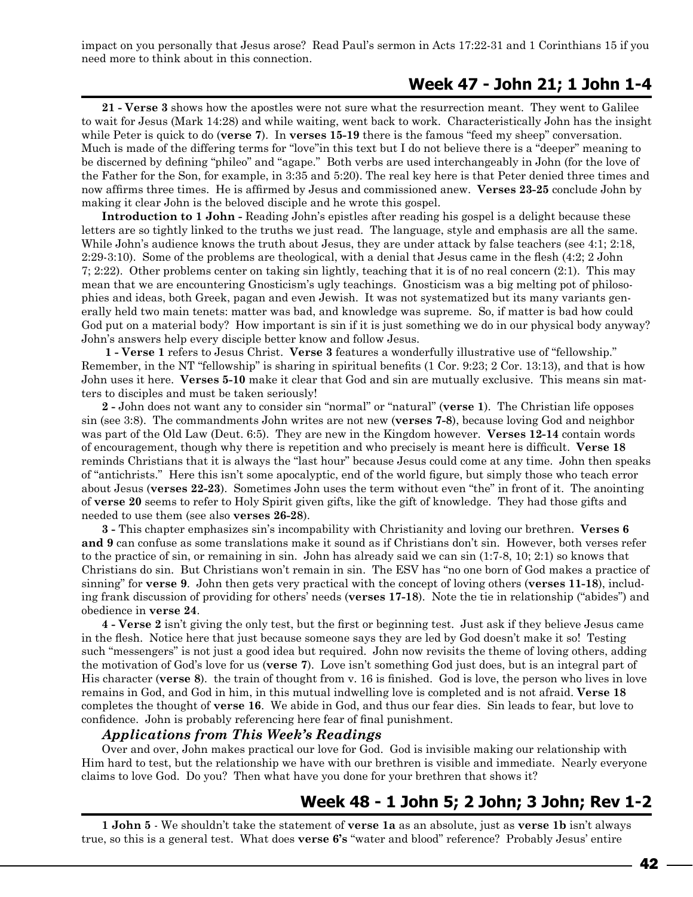impact on you personally that Jesus arose? Read Paul's sermon in Acts 17:22-31 and 1 Corinthians 15 if you need more to think about in this connection.

## Week 47 - John 21; 1 John 1-4

**21 - Verse 3** shows how the apostles were not sure what the resurrection meant. They went to Galilee to wait for Jesus (Mark 14:28) and while waiting, went back to work. Characteristically John has the insight while Peter is quick to do (**verse 7**). In **verses 15-19** there is the famous "feed my sheep" conversation. Much is made of the differing terms for "love"in this text but I do not believe there is a "deeper" meaning to be discerned by defining "phileo" and "agape." Both verbs are used interchangeably in John (for the love of the Father for the Son, for example, in 3:35 and 5:20). The real key here is that Peter denied three times and now affirms three times. He is affirmed by Jesus and commissioned anew. **Verses 23-25** conclude John by making it clear John is the beloved disciple and he wrote this gospel.

**Introduction to 1 John -** Reading John's epistles after reading his gospel is a delight because these letters are so tightly linked to the truths we just read. The language, style and emphasis are all the same. While John's audience knows the truth about Jesus, they are under attack by false teachers (see 4:1; 2:18, 2:29-3:10). Some of the problems are theological, with a denial that Jesus came in the flesh (4:2; 2 John 7; 2:22). Other problems center on taking sin lightly, teaching that it is of no real concern (2:1). This may mean that we are encountering Gnosticism's ugly teachings. Gnosticism was a big melting pot of philosophies and ideas, both Greek, pagan and even Jewish. It was not systematized but its many variants generally held two main tenets: matter was bad, and knowledge was supreme. So, if matter is bad how could God put on a material body? How important is sin if it is just something we do in our physical body anyway? John's answers help every disciple better know and follow Jesus.

**1 - Verse 1** refers to Jesus Christ. **Verse 3** features a wonderfully illustrative use of "fellowship." Remember, in the NT "fellowship" is sharing in spiritual benefits (1 Cor. 9:23; 2 Cor. 13:13), and that is how John uses it here. **Verses 5-10** make it clear that God and sin are mutually exclusive. This means sin matters to disciples and must be taken seriously!

**2 -** John does not want any to consider sin "normal" or "natural" (**verse 1**). The Christian life opposes sin (see 3:8). The commandments John writes are not new (**verses 7-8**), because loving God and neighbor was part of the Old Law (Deut. 6:5). They are new in the Kingdom however. **Verses 12-14** contain words of encouragement, though why there is repetition and who precisely is meant here is difficult. **Verse 18** reminds Christians that it is always the "last hour" because Jesus could come at any time. John then speaks of "antichrists." Here this isn't some apocalyptic, end of the world figure, but simply those who teach error about Jesus (**verses 22-23**). Sometimes John uses the term without even "the" in front of it. The anointing of **verse 20** seems to refer to Holy Spirit given gifts, like the gift of knowledge. They had those gifts and needed to use them (see also **verses 26-28**).

**3 -** This chapter emphasizes sin's incompability with Christianity and loving our brethren. **Verses 6 and 9** can confuse as some translations make it sound as if Christians don't sin. However, both verses refer to the practice of sin, or remaining in sin. John has already said we can sin (1:7-8, 10; 2:1) so knows that Christians do sin. But Christians won't remain in sin. The ESV has "no one born of God makes a practice of sinning" for **verse 9**. John then gets very practical with the concept of loving others (**verses 11-18**), including frank discussion of providing for others' needs (**verses 17-18**). Note the tie in relationship ("abides") and obedience in **verse 24**.

**4 - Verse 2** isn't giving the only test, but the first or beginning test. Just ask if they believe Jesus came in the flesh. Notice here that just because someone says they are led by God doesn't make it so! Testing such "messengers" is not just a good idea but required. John now revisits the theme of loving others, adding the motivation of God's love for us (**verse 7**). Love isn't something God just does, but is an integral part of His character (**verse 8**). the train of thought from v. 16 is finished. God is love, the person who lives in love remains in God, and God in him, in this mutual indwelling love is completed and is not afraid. **Verse 18** completes the thought of **verse 16**. We abide in God, and thus our fear dies. Sin leads to fear, but love to confidence. John is probably referencing here fear of final punishment.

### *Applications from This Week's Readings*

Over and over, John makes practical our love for God. God is invisible making our relationship with Him hard to test, but the relationship we have with our brethren is visible and immediate. Nearly everyone claims to love God. Do you? Then what have you done for your brethren that shows it?

## Week 48 - 1 John 5; 2 John; 3 John; Rev 1-2

**1 John 5** - We shouldn't take the statement of **verse 1a** as an absolute, just as **verse 1b** isn't always true, so this is a general test. What does **verse 6's** "water and blood" reference? Probably Jesus' entire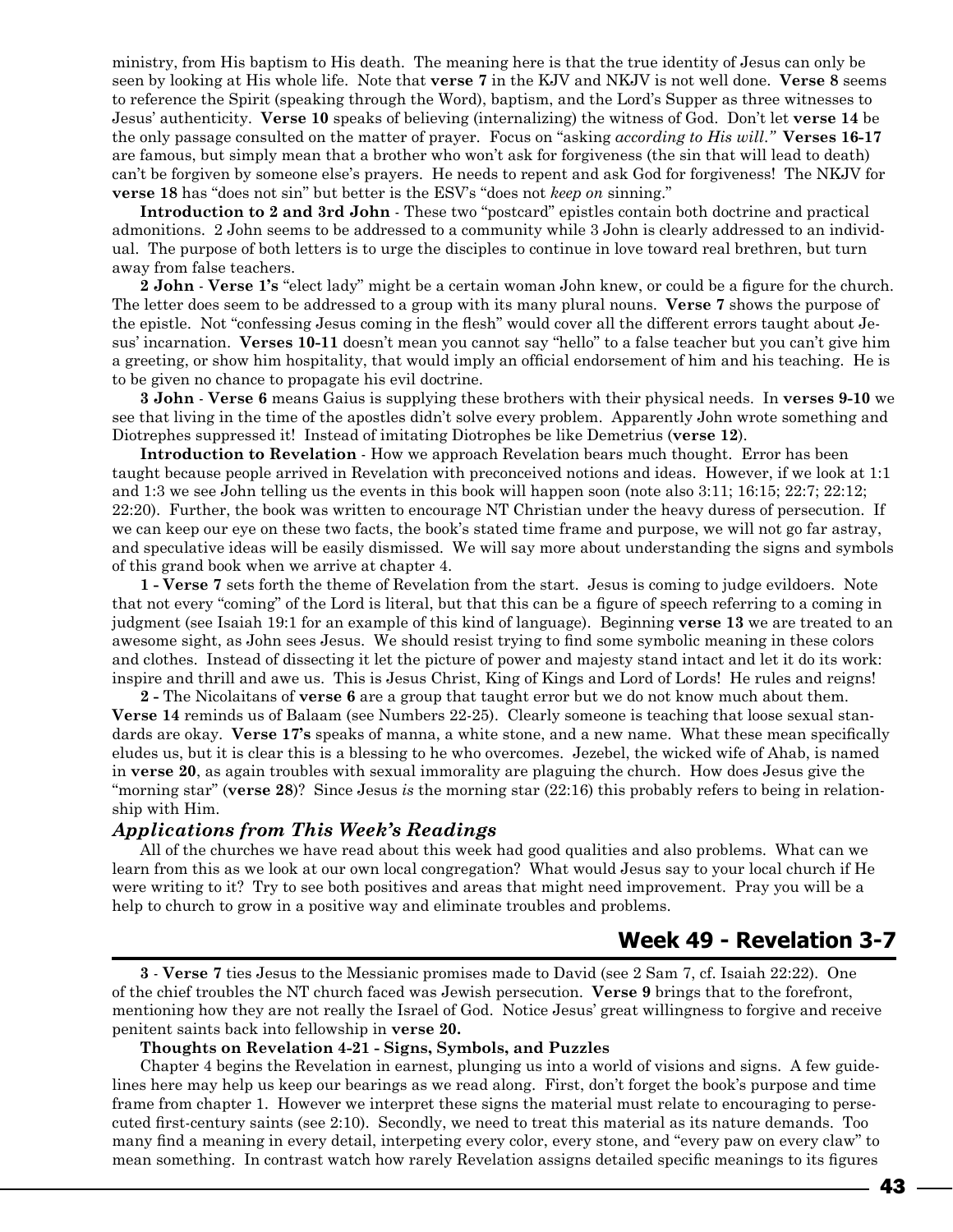ministry, from His baptism to His death. The meaning here is that the true identity of Jesus can only be seen by looking at His whole life. Note that **verse 7** in the KJV and NKJV is not well done. **Verse 8** seems to reference the Spirit (speaking through the Word), baptism, and the Lord's Supper as three witnesses to Jesus' authenticity. **Verse 10** speaks of believing (internalizing) the witness of God. Don't let **verse 14** be the only passage consulted on the matter of prayer. Focus on "asking *according to His will.*" **Verses 16-17** are famous, but simply mean that a brother who won't ask for forgiveness (the sin that will lead to death) can't be forgiven by someone else's prayers. He needs to repent and ask God for forgiveness! The NKJV for **verse 18** has "does not sin" but better is the ESV's "does not *keep on* sinning."

**Introduction to 2 and 3rd John** - These two "postcard" epistles contain both doctrine and practical admonitions. 2 John seems to be addressed to a community while 3 John is clearly addressed to an individual. The purpose of both letters is to urge the disciples to continue in love toward real brethren, but turn away from false teachers.

**2 John** - **Verse 1's** "elect lady" might be a certain woman John knew, or could be a figure for the church. The letter does seem to be addressed to a group with its many plural nouns. **Verse 7** shows the purpose of the epistle. Not "confessing Jesus coming in the flesh" would cover all the different errors taught about Jesus' incarnation. **Verses 10-11** doesn't mean you cannot say "hello" to a false teacher but you can't give him a greeting, or show him hospitality, that would imply an official endorsement of him and his teaching. He is to be given no chance to propagate his evil doctrine.

**3 John** - **Verse 6** means Gaius is supplying these brothers with their physical needs. In **verses 9-10** we see that living in the time of the apostles didn't solve every problem. Apparently John wrote something and Diotrephes suppressed it! Instead of imitating Diotrophes be like Demetrius (**verse 12**).

**Introduction to Revelation** - How we approach Revelation bears much thought. Error has been taught because people arrived in Revelation with preconceived notions and ideas. However, if we look at 1:1 and 1:3 we see John telling us the events in this book will happen soon (note also 3:11; 16:15; 22:7; 22:12; 22:20). Further, the book was written to encourage NT Christian under the heavy duress of persecution. If we can keep our eye on these two facts, the book's stated time frame and purpose, we will not go far astray, and speculative ideas will be easily dismissed. We will say more about understanding the signs and symbols of this grand book when we arrive at chapter 4.

**1 - Verse 7** sets forth the theme of Revelation from the start. Jesus is coming to judge evildoers. Note that not every "coming" of the Lord is literal, but that this can be a figure of speech referring to a coming in judgment (see Isaiah 19:1 for an example of this kind of language). Beginning **verse 13** we are treated to an awesome sight, as John sees Jesus. We should resist trying to find some symbolic meaning in these colors and clothes. Instead of dissecting it let the picture of power and majesty stand intact and let it do its work: inspire and thrill and awe us. This is Jesus Christ, King of Kings and Lord of Lords! He rules and reigns!

**2 -** The Nicolaitans of **verse 6** are a group that taught error but we do not know much about them. **Verse 14** reminds us of Balaam (see Numbers 22-25). Clearly someone is teaching that loose sexual standards are okay. **Verse 17's** speaks of manna, a white stone, and a new name. What these mean specifically eludes us, but it is clear this is a blessing to he who overcomes. Jezebel, the wicked wife of Ahab, is named in **verse 20**, as again troubles with sexual immorality are plaguing the church. How does Jesus give the "morning star" (**verse 28**)? Since Jesus *is* the morning star (22:16) this probably refers to being in relationship with Him.

### *Applications from This Week's Readings*

All of the churches we have read about this week had good qualities and also problems. What can we learn from this as we look at our own local congregation? What would Jesus say to your local church if He were writing to it? Try to see both positives and areas that might need improvement. Pray you will be a help to church to grow in a positive way and eliminate troubles and problems.

## Week 49 - Revelation 3-7

**3** - **Verse 7** ties Jesus to the Messianic promises made to David (see 2 Sam 7, cf. Isaiah 22:22). One of the chief troubles the NT church faced was Jewish persecution. **Verse 9** brings that to the forefront, mentioning how they are not really the Israel of God. Notice Jesus' great willingness to forgive and receive penitent saints back into fellowship in **verse 20.**

**Thoughts on Revelation 4-21 - Signs, Symbols, and Puzzles**

Chapter 4 begins the Revelation in earnest, plunging us into a world of visions and signs. A few guidelines here may help us keep our bearings as we read along. First, don't forget the book's purpose and time frame from chapter 1. However we interpret these signs the material must relate to encouraging to persecuted first-century saints (see 2:10). Secondly, we need to treat this material as its nature demands. Too many find a meaning in every detail, interpeting every color, every stone, and "every paw on every claw" to mean something. In contrast watch how rarely Revelation assigns detailed specific meanings to its figures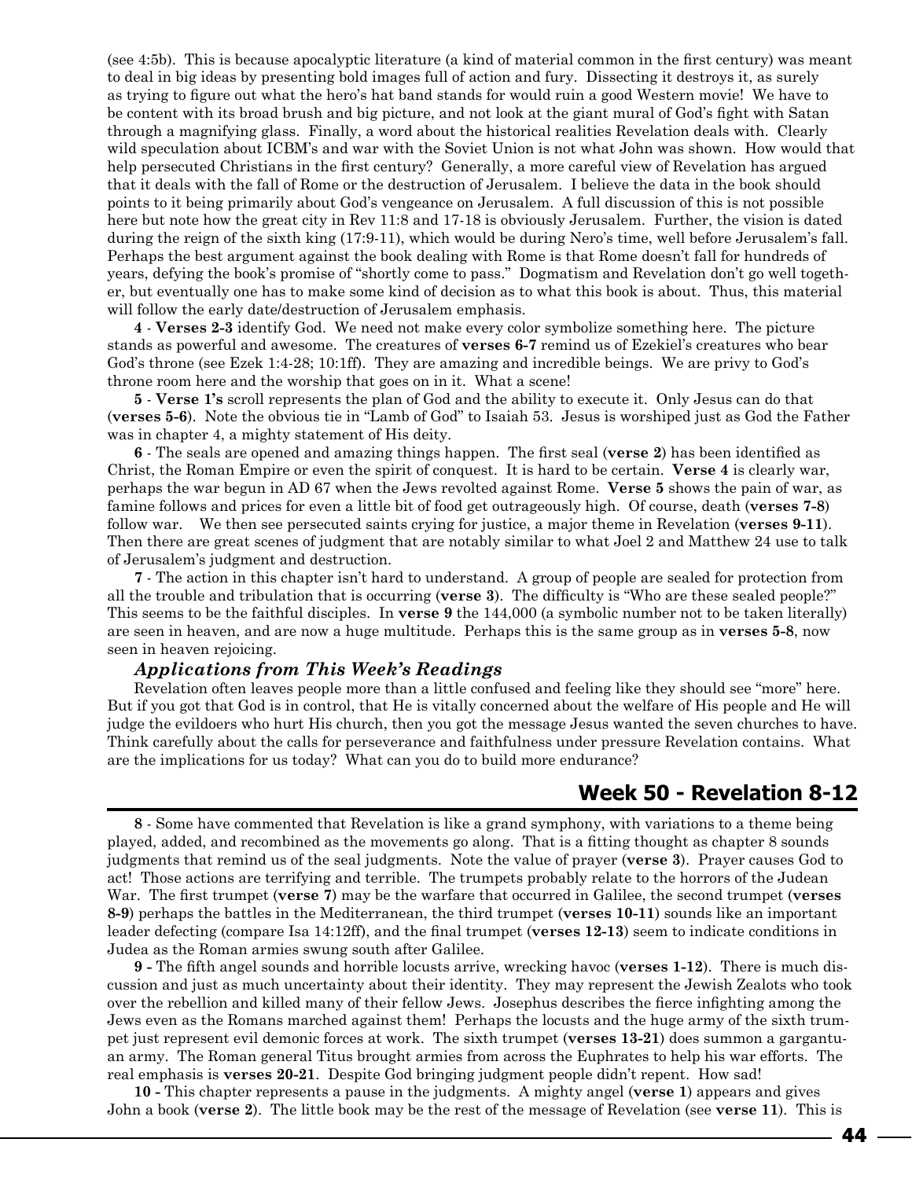(see 4:5b). This is because apocalyptic literature (a kind of material common in the first century) was meant to deal in big ideas by presenting bold images full of action and fury. Dissecting it destroys it, as surely as trying to figure out what the hero's hat band stands for would ruin a good Western movie! We have to be content with its broad brush and big picture, and not look at the giant mural of God's fight with Satan through a magnifying glass. Finally, a word about the historical realities Revelation deals with. Clearly wild speculation about ICBM's and war with the Soviet Union is not what John was shown. How would that help persecuted Christians in the first century? Generally, a more careful view of Revelation has argued that it deals with the fall of Rome or the destruction on Jerusalem. I believe the data in the book should points to it being primarily about God's vengeance on Jerusalem. A full discussion of this is not possible here but note how the great city in Rev 11:8 and 17-18 is obviously Jerusalem. Further, the vision is dated during the reign of the sixth king (17:9-11), which would be during Nero's time, well before Jerusalem's fall. Perhaps the best argument against the book dealing with Rome is that Rome doesn't fall for hundreds of years, defying the book's promise of "shortly come to pass." Dogmatism and Revelation don't go well together, but eventually one has to make some kind of decision as to what this book is about. Thus, this material will follow the early date/destruction of Jerusalem emphasis.

**4** - **Verses 2-3** identify God. We need not make every color symbolize something here. The picture stands as powerful and awesome. The creatures of **verses 6-7** remind us of Ezekiel's creatures who bear God's throne (see Ezek 1:4-28; 10:1ff). They are amazing and incredible beings. We are privy to God's throne room here and the worship that goes on in it. What a scene!

**5** - **Verse 1's** scroll represents the plan of God and the ability to execute it. Only Jesus can do that (**verses 5-6**). Note the obvious tie in "Lamb of God" to Isaiah 53. Jesus is worshiped just as God the Father was in chapter 4, a mighty statement of His deity.

**6** - The seals are opened and amazing things happen. The first seal (**verse 2**) has been identified as Christ, the Roman Empire or even the spirit of conquest. It is hard to be certain. **Verse 4** is clearly war, perhaps the war begun in AD 67 when the Jews revolted against Rome. **Verse 5** shows the pain of war, as famine follows and prices for even a little bit of food get outrageously high. Of course, death (**verses 7-8**) follow war. We then see persecuted saints crying for justice, a major theme in Revelation (**verses 9-11**). Then there are great scenes of judgment that are notably similar to what Joel 2 and Matthew 24 use to talk of Jerusalem's judgment and destruction.

**7** - The action in this chapter isn't hard to understand. A group of people are sealed for protection from all the trouble and tribulation that is occurring (**verse 3**). The difficulty is "Who are these sealed people?" This seems to be the faithful disciples. In **verse 9** the 144,000 (a symbolic number not to be taken literally) are seen in heaven, and are now a huge multitude. Perhaps this is the same group as in **verses 5-8**, now seen in heaven rejoicing.

### *Applications from This Week's Readings*

Revelation often leaves people more than a little confused and feeling like they should see "more" here. But if you got that God is in control, that He is vitally concerned about the welfare of His people and He will judge the evildoers who hurt His church, then you got the message Jesus wanted the seven churches to have. Think carefully about the calls for perseverance and faithfulness under pressure Revelation contains. What are the implications for us today? What can you do to build more endurance?

## Week 50 - Revelation 8-12

**8** - Some have commented that Revelation is like a grand symphony, with variations to a theme being played, added, and recombined as the movements go along. That is a fitting thought as chapter 8 sounds judgments that remind us of the seal judgments. Note the value of prayer (**verse 3**). Prayer causes God to act! Those actions are terrifying and terrible. The trumpets probably relate to the horrors of the Judean War. The first trumpet (**verse 7**) may be the warfare that occurred in Galilee, the second trumpet (**verses 8-9**) perhaps the battles in the Mediterranean, the third trumpet (**verses 10-11**) sounds like an important leader defecting (compare Isa 14:12ff), and the final trumpet (**verses 12-13**) seem to indicate conditions in Judea as the Roman armies swung south after Galilee.

**9 -** The fifth angel sounds and horrible locusts arrive, wrecking havoc (**verses 1-12**). There is much discussion and just as much uncertainty about their identity. They may represent the Jewish Zealots who took over the rebellion and killed many of their fellow Jews. Josephus describes the fierce infighting among the Jews even as the Romans marched against them! Perhaps the locusts and the huge army of the sixth trumpet just represent evil demonic forces at work. The sixth trumpet (**verses 13-21**) does summon a gargantuan army. The Roman general Titus brought armies from across the Euphrates to help his war efforts. The real emphasis is **verses 20-21**. Despite God bringing judgment people didn't repent. How sad!

**10 -** This chapter represents a pause in the judgments. A mighty angel (**verse 1**) appears and gives John a book (**verse 2**). The little book may be the rest of the message of Revelation (see **verse 11**). This is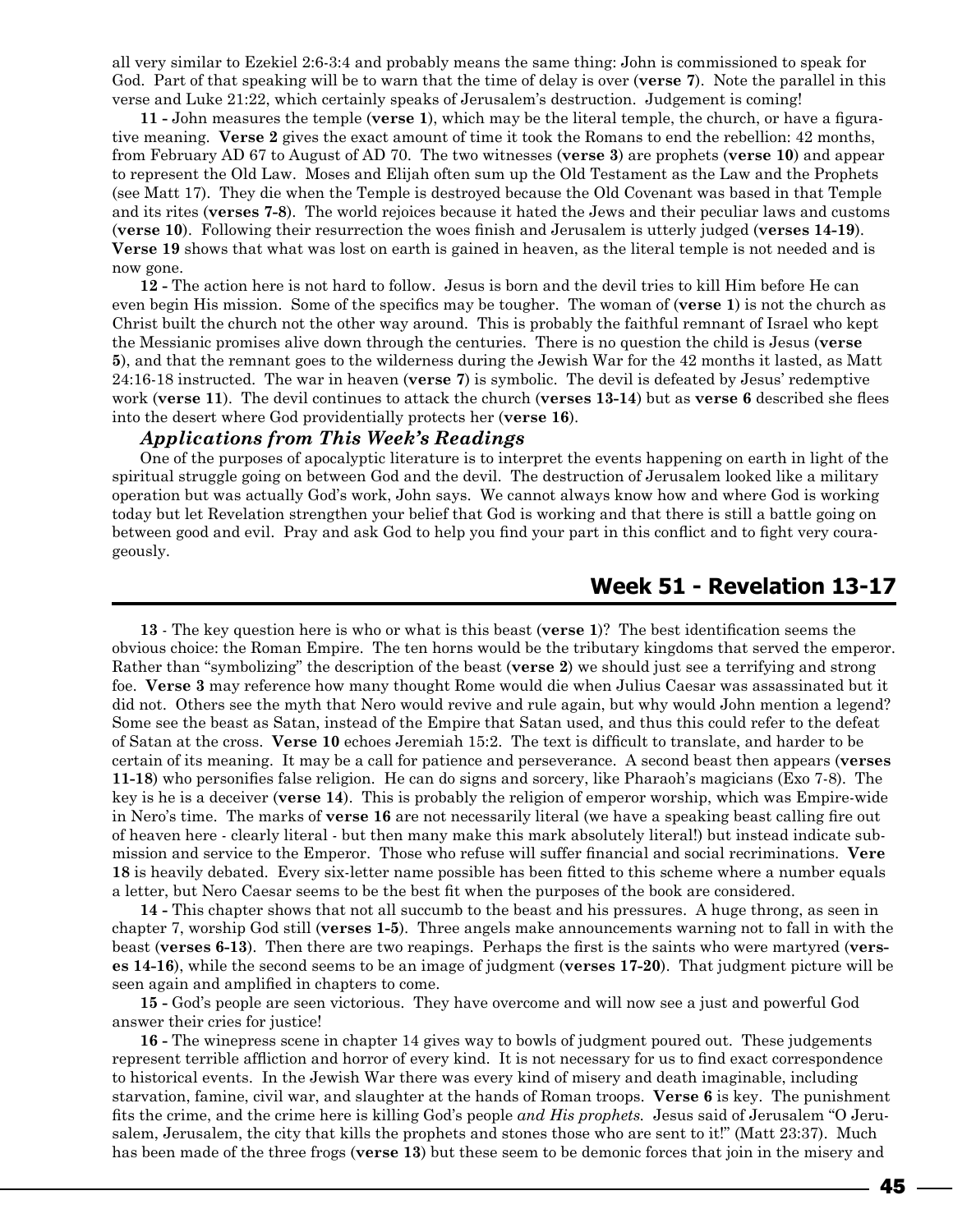all very similar to Ezekiel 2:6-3:4 and probably means the same thing: John is commissioned to speak for God. Part of that speaking will be to warn that the time of delay is over (**verse 7**). Note the parallel in this verse and Luke 21:22, which certainly speaks of Jerusalem's destruction. Judgement is coming!

**11 -** John measures the temple (**verse 1**), which may be the literal temple, the church, or have a figurative meaning. **Verse 2** gives the exact amount of time it took the Romans to end the rebellion: 42 months, from February AD 67 to August of AD 70. The two witnesses (**verse 3**) are prophets (**verse 10**) and appear to represent the Old Law. Moses and Elijah often sum up the Old Testament as the Law and the Prophets (see Matt 17). They die when the Temple is destroyed because the Old Covenant was based in that Temple and its rites (**verses 7-8**). The world rejoices because it hated the Jews and their peculiar laws and customs (**verse 10**). Following their resurrection the woes finish and Jerusalem is utterly judged (**verses 14-19**). **Verse 19** shows that what was lost on earth is gained in heaven, as the literal temple is not needed and is now gone.

**12 -** The action here is not hard to follow. Jesus is born and the devil tries to kill Him before He can even begin His mission. Some of the specifics may be tougher. The woman of (**verse 1**) is not the church as Christ built the church not the other way around. This is probably the faithful remnant of Israel who kept the Messianic promises alive down through the centuries. There is no question the child is Jesus (**verse 5**), and that the remnant goes to the wilderness during the Jewish War for the 42 months it lasted, as Matt 24:16-18 instructed. The war in heaven (**verse 7**) is symbolic. The devil is defeated by Jesus' redemptive work (**verse 11**). The devil continues to attack the church (**verses 13-14**) but as **verse 6** described she flees into the desert where God providentially protects her (**verse 16**).

### *Applications from This Week's Readings*

One of the purposes of apocalyptic literature is to interpret the events happening on earth in light of the spiritual struggle going on between God and the devil. The destruction of Jerusalem looked like a military operation but was actually God's work, John says. We cannot always know how and where God is working today but let Revelation strengthen your belief that God is working and that there is still a battle going on between good and evil. Pray and ask God to help you find your part in this conflict and to fight very courageously.

## Week 51 - Revelation 13-17

**13** - The key question here is who or what is this beast (**verse 1**)? The best identification seems the obvious choice: the Roman Empire. The ten horns would be the tributary kingdoms that served the emperor. Rather than "symbolizing" the description of the beast (**verse 2**) we should just see a terrifying and strong foe. **Verse 3** may reference how many thought Rome would die when Julius Caesar was assassinated but it did not. Others see the myth that Nero would revive and rule again, but why would John mention a legend? Some see the beast as Satan, instead of the Empire that Satan used, and thus this could refer to the defeat of Satan at the cross. **Verse 10** echoes Jeremiah 15:2. The text is difficult to translate, and harder to be certain of its meaning. It may be a call for patience and perseverance. A second beast then appears (**verses 11-18**) who personifies false religion. He can do signs and sorcery, like Pharaoh's magicians (Exo 7-8). The key is he is a deceiver (**verse 14**). This is probably the religion of emperor worship, which was Empire-wide in Nero's time. The marks of **verse 16** are not necessarily literal (we have a speaking beast calling fire out of heaven here - clearly literal - but then many make this mark absolutely literal!) but instead indicate submission and service to the Emperor. Those who refuse will suffer financial and social recriminations. **Vere 18** is heavily debated. Every six-letter name possible has been fitted to this scheme where a number equals a letter, but Nero Caesar seems to be the best fit when the purposes of the book are considered.

**14 -** This chapter shows that not all succumb to the beast and his pressures. A huge throng, as seen in chapter 7, worship God still (**verses 1-5**). Three angels make announcements warning not to fall in with the beast (**verses 6-13**). Then there are two reapings. Perhaps the first is the saints who were martyred (**verses 14-16**), while the second seems to be an image of judgment (**verses 17-20**). That judgment picture will be seen again and amplified in chapters to come.

**15 -** God's people are seen victorious. They have overcome and will now see a just and powerful God answer their cries for justice!

**16 -** The winepress scene in chapter 14 gives way to bowls of judgment poured out. These judgements represent terrible affliction and horror of every kind. It is not necessary for us to find exact correspondence to historical events. In the Jewish War there was every kind of misery and death imaginable, including starvation, famine, civil war, and slaughter at the hands of Roman troops. **Verse 6** is key. The punishment fits the crime, and the crime here is killing God's people *and His prophets*. Jesus said of Jerusalem "O Jerusalem, Jerusalem, the city that kills the prophets and stones those who are sent to it!" (Matt 23:37). Much has been made of the three frogs (**verse 13**) but these seem to be demonic forces that join in the misery and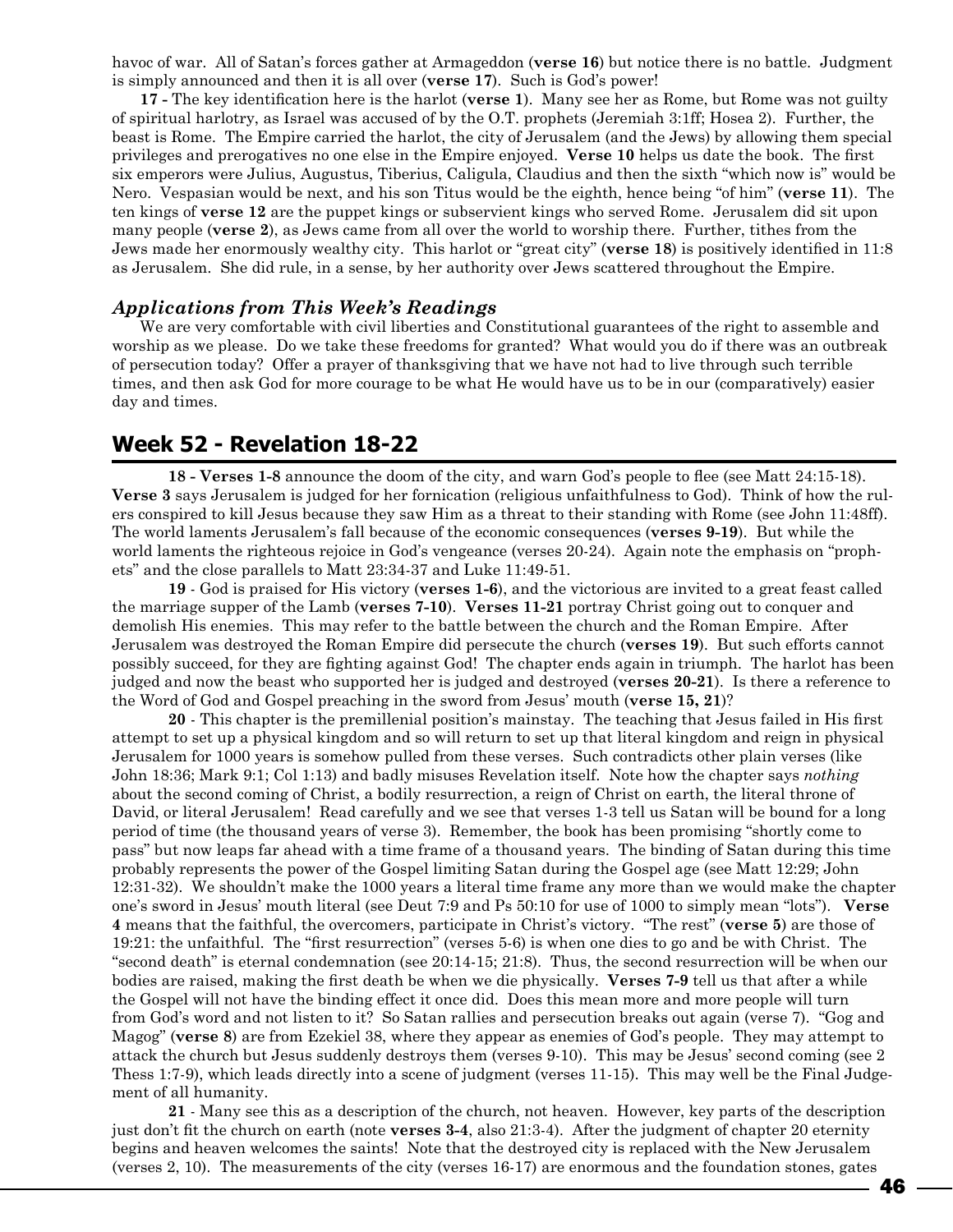havoc of war. All of Satan's forces gather at Armageddon (**verse 16**) but notice there is no battle. Judgment is simply announced and then it is all over (**verse 17**). Such is God's power!

**17 -** The key identification here is the harlot (**verse 1**). Many see her as Rome, but Rome was not guilty of spiritual harlotry, as Israel was accused of by the O.T. prophets (Jeremiah 3:1ff; Hosea 2). Further, the beast is Rome. The Empire carried the harlot, the city of Jerusalem (and the Jews) by allowing them special privileges and prerogatives no one else in the Empire enjoyed. **Verse 10** helps us date the book. The first six emperors were Julius, Augustus, Tiberius, Caligula, Claudius and then the sixth "which now is" would be Nero. Vespasian would be next, and his son Titus would be the eighth, hence being "of him" (**verse 11**). The ten kings of **verse 12** are the puppet kings or subservient kings who served Rome. Jerusalem did sit upon many people (**verse 2**), as Jews came from all over the world to worship there. Further, tithes from the Jews made her enormously wealthy city. This harlot or "great city" (**verse 18**) is positively identified in 11:8 as Jerusalem. She did rule, in a sense, by her authority over Jews scattered throughout the Empire.

### *Applications from This Week's Readings*

We are very comfortable with civil liberties and Constitutional guarantees of the right to assemble and worship as we please. Do we take these freedoms for granted? What would you do if there was an outbreak of persecution today? Offer a prayer of thanksgiving that we have not had to live through such terrible times, and then ask God for more courage to be what He would have us to be in our (comparatively) easier day and times.

## Week 52 - Revelation 18-22

**18 - Verses 1-8** announce the doom of the city, and warn God's people to flee (see Matt 24:15-18). **Verse 3** says Jerusalem is judged for her fornication (religious unfaithfulness to God). Think of how the rulers conspired to kill Jesus because they saw Him as a threat to their standing with Rome (see John 11:48ff). The world laments Jerusalem's fall because of the economic consequences (**verses 9-19**). But while the world laments the righteous rejoice in God's vengeance (verses 20-24). Again note the emphasis on "prophets" and the close parallels to Matt 23:34-37 and Luke 11:49-51.

**19** - God is praised for His victory (**verses 1-6**), and the victorious are invited to a great feast called the marriage supper of the Lamb (**verses 7-10**). **Verses 11-21** portray Christ going out to conquer and demolish His enemies. This may refer to the battle between the church and the Roman Empire. After Jerusalem was destroyed the Roman Empire did persecute the church (**verses 19**). But such efforts cannot possibly succeed, for they are fighting against God! The chapter ends again in triumph. The harlot has been judged and now the beast who supported her is judged and destroyed (**verses 20-21**). Is there a reference to the Word of God and Gospel preaching in the sword from Jesus' mouth (**verse 15, 21**)?

**20** - This chapter is the premillenial position's mainstay. The teaching that Jesus failed in His first attempt to set up a physical kingdom and so will return to set up that literal kingdom and reign in physical Jerusalem for 1000 years is somehow pulled from these verses. Such contradicts other plain verses (like John 18:36; Mark 9:1; Col 1:13) and badly misuses Revelation itself. Note how the chapter says *nothing* about the second coming of Christ, a bodily resurrection, a reign of Christ on earth, the literal throne of David, or literal Jerusalem! Read carefully and we see that verses 1-3 tell us Satan will be bound for a long period of time (the thousand years of verse 3). Remember, the book has been promising "shortly come to pass" but now leaps far ahead with a time frame of a thousand years. The binding of Satan during this time probably represents the power of the Gospel limiting Satan during the Gospel age (see Matt 12:29; John 12:31-32). We shouldn't make the 1000 years a literal time frame any more than we would make the chapter one's sword in Jesus' mouth literal (see Deut 7:9 and Ps 50:10 for use of 1000 to simply mean "lots"). **Verse 4** means that the faithful, the overcomers, participate in Christ's victory. "The rest" (**verse 5**) are those of 19:21: the unfaithful. The "first resurrection" (verses 5-6) is when one dies to go and be with Christ. The "second death" is eternal condemnation (see 20:14-15; 21:8). Thus, the second resurrection will be when our bodies are raised, making the first death be when we die physically. **Verses 7-9** tell us that after a while the Gospel will not have the binding effect it once did. Does this mean more and more people will turn from God's word and not listen to it? So Satan rallies and persecution breaks out again (verse 7). "Gog and Magog" (**verse 8**) are from Ezekiel 38, where they appear as enemies of God's people. They may attempt to attack the church but Jesus suddenly destroys them (verses 9-10). This may be Jesus' second coming (see 2 Thess 1:7-9), which leads directly into a scene of judgment (verses 11-15). This may well be the Final Judgement of all humanity.

**21** - Many see this as a description of the church, not heaven. However, key parts of the description just don't fit the church on earth (note **verses 3-4**, also 21:3-4). After the judgment of chapter 20 eternity begins and heaven welcomes the saints! Note that the destroyed city is replaced with the New Jerusalem (verses 2, 10). The measurements of the city (verses 16-17) are enormous and the foundation stones, gates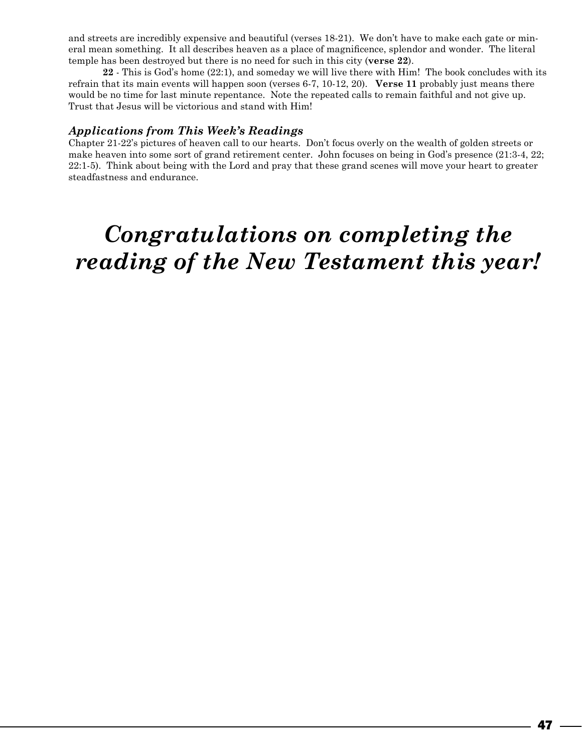and streets are incredibly expensive and beautiful (verses 18-21). We don't have to make each gate or mineral mean something. It all describes heaven as a place of magnificence, splendor and wonder. The literal temple has been destroyed but there is no need for such in this city (**verse 22**).

**22** - This is God's home (22:1), and someday we will live there with Him! The book concludes with its refrain that its main events will happen soon (verses 6-7, 10-12, 20). **Verse 11** probably just means there would be no time for last minute repentance. Note the repeated calls to remain faithful and not give up. Trust that Jesus will be victorious and stand with Him!

### *Applications from This Week's Readings*

Chapter 21-22's pictures of heaven call to our hearts. Don't focus overly on the wealth of golden streets or make heaven into some sort of grand retirement center. John focuses on being in God's presence (21:3-4, 22; 22:1-5). Think about being with the Lord and pray that these grand scenes will move your heart to greater steadfastness and endurance.

# *Congratulations on completing the reading of the New Testament this year!*